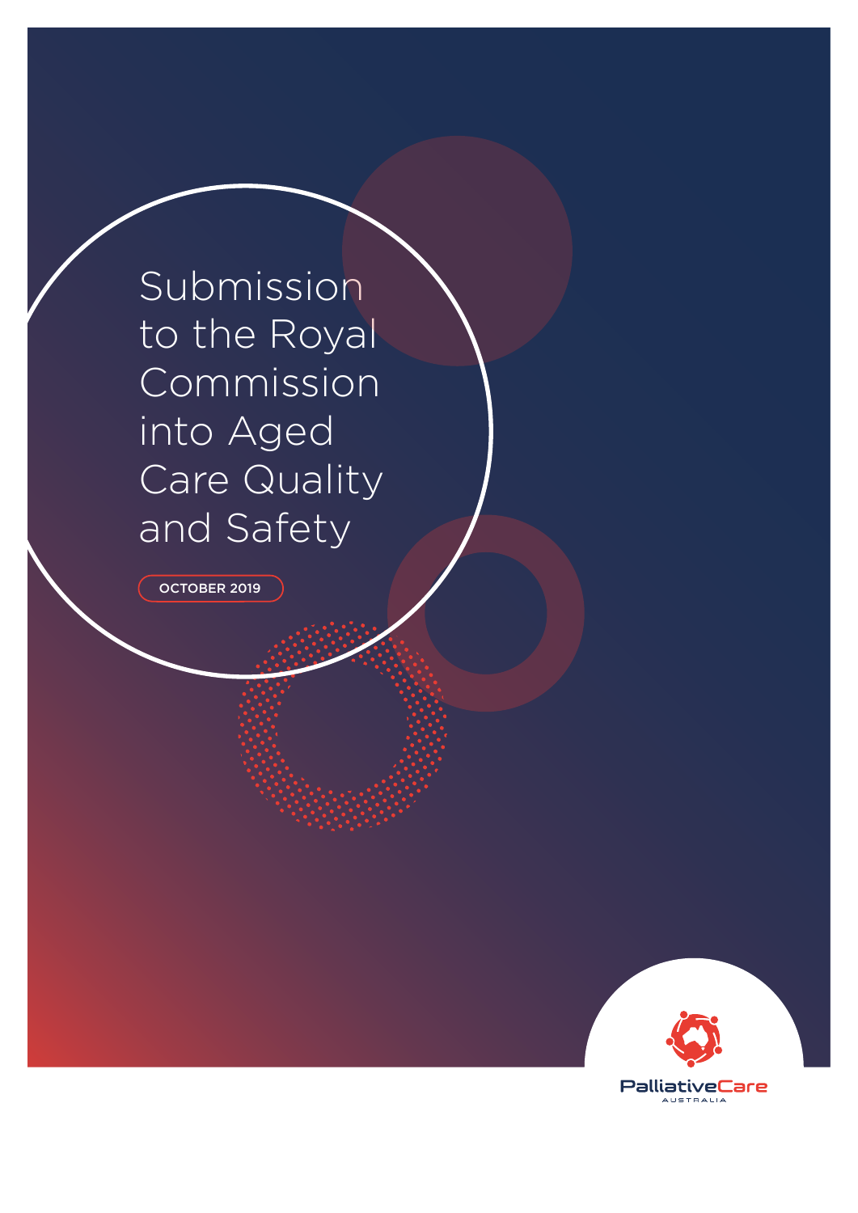# Submission to the Royal Commission into Aged Care Quality and Safety

OCTOBER 2019

PalliativeCare
AUSTRALIA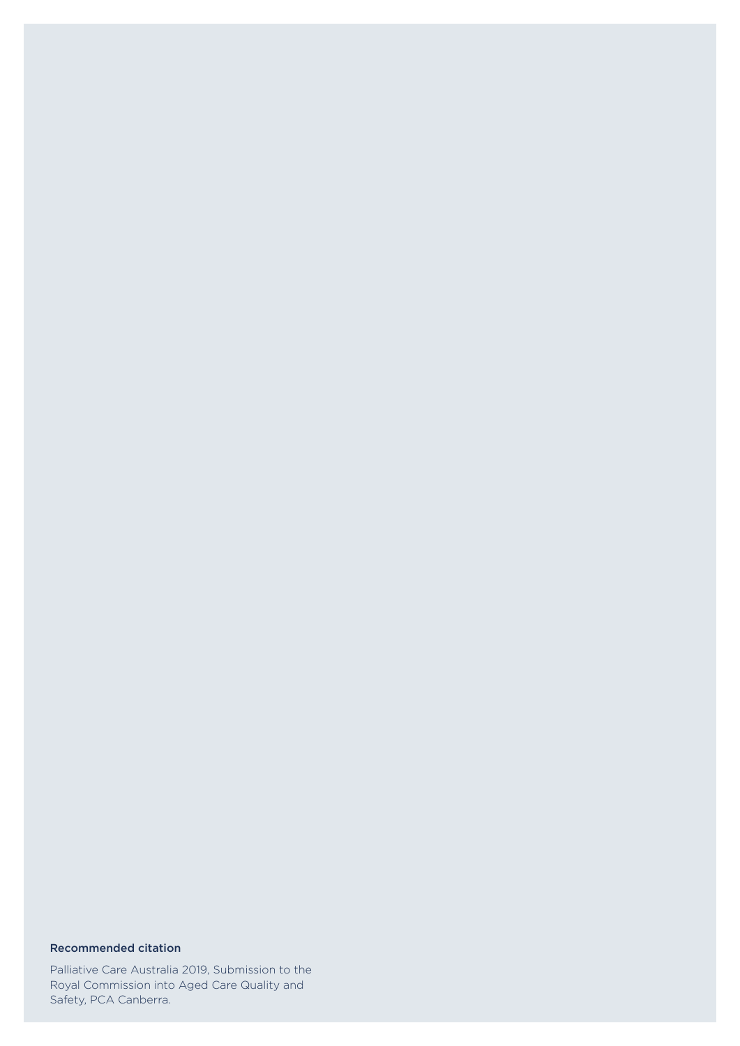**Recommended citation**

Palliative Care Australia 2019, Submission to the Royal Commission into Aged Care Quality and Safety, PCA Canberra.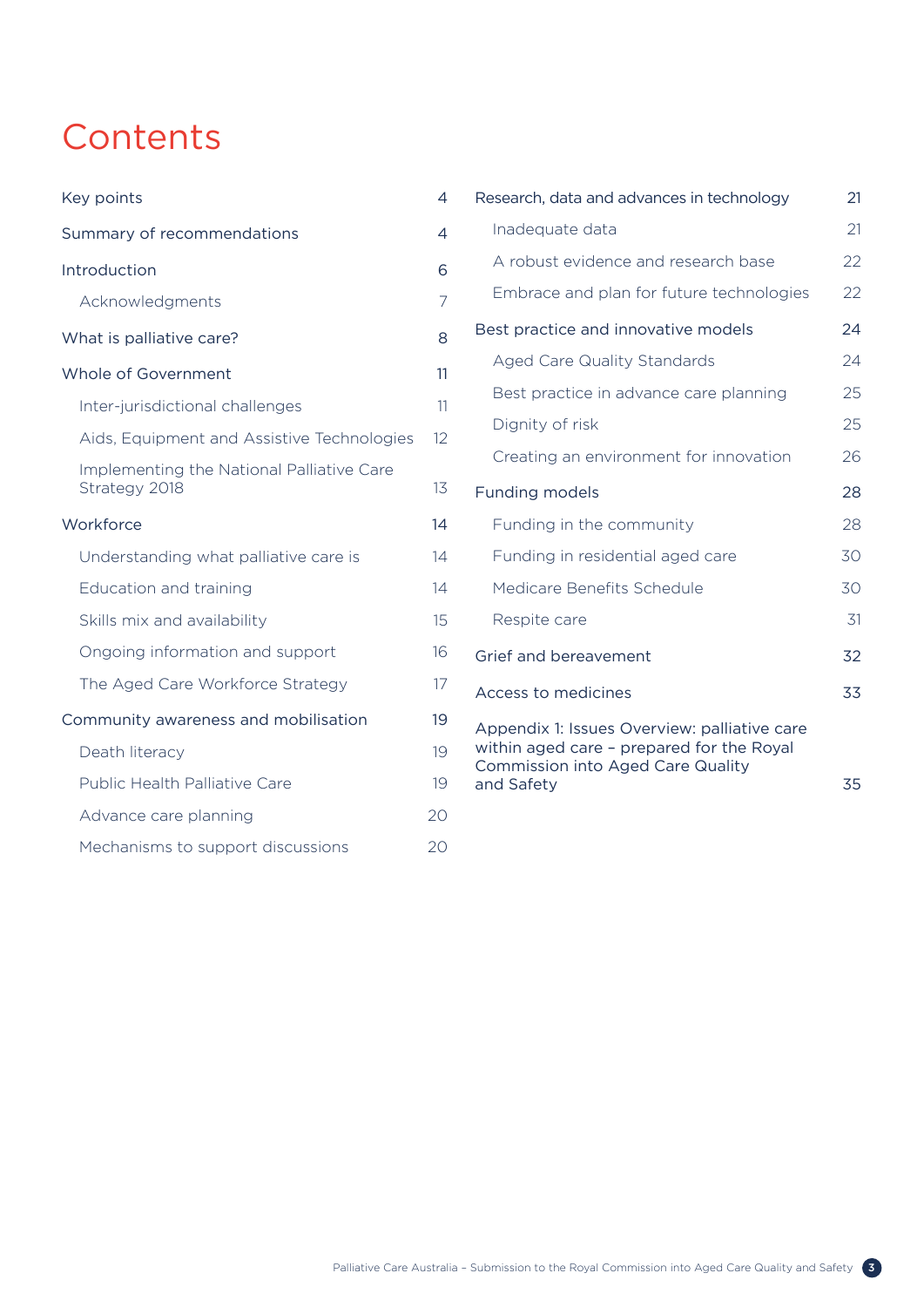# Contents

- Key points 4
- Summary of recommendations 4
- Introduction 6
  - Acknowledgments 7
- What is palliative care? 8
- Whole of Government 11
  - Inter-jurisdictional challenges 11
  - Aids, Equipment and Assistive Technologies 12
  - Implementing the National Palliative Care Strategy 2018 13
- Workforce 14
  - Understanding what palliative care is 14
  - Education and training 14
  - Skills mix and availability 15
  - Ongoing information and support 16
  - The Aged Care Workforce Strategy 17
- Community awareness and mobilisation 19
  - Death literacy 19
  - Public Health Palliative Care 19
  - Advance care planning 20
  - Mechanisms to support discussions 20
- Research, data and advances in technology 21
  - Inadequate data 21
  - A robust evidence and research base 22
  - Embrace and plan for future technologies 22
- Best practice and innovative models 24
  - Aged Care Quality Standards 24
  - Best practice in advance care planning 25
  - Dignity of risk 25
  - Creating an environment for innovation 26
- Funding models 28
  - Funding in the community 28
  - Funding in residential aged care 30
  - Medicare Benefits Schedule 30
  - Respite care 31
- Grief and bereavement 32
- Access to medicines 33
- Appendix 1: Issues Overview: palliative care within aged care – prepared for the Royal Commission into Aged Care Quality and Safety 35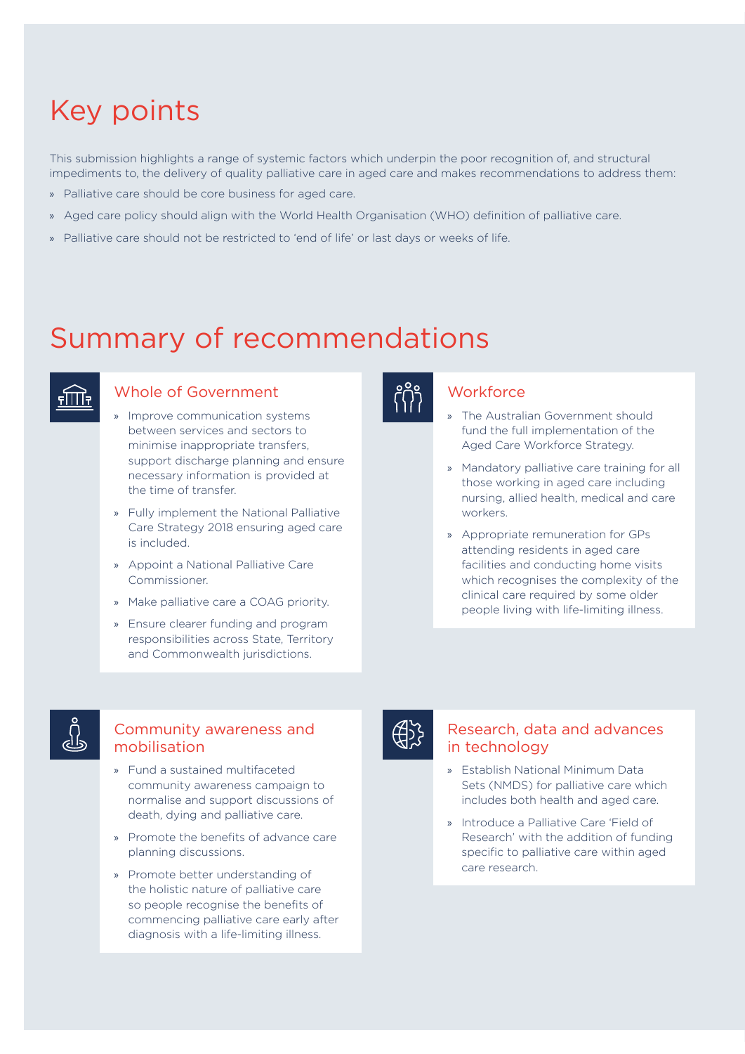# Key points

This submission highlights a range of systemic factors which underpin the poor recognition of, and structural impediments to, the delivery of quality palliative care in aged care and makes recommendations to address them:

- Palliative care should be core business for aged care.
- Aged care policy should align with the World Health Organisation (WHO) definition of palliative care.
- Palliative care should not be restricted to 'end of life' or last days or weeks of life.

# Summary of recommendations

## Whole of Government

- Improve communication systems between services and sectors to minimise inappropriate transfers, support discharge planning and ensure necessary information is provided at the time of transfer.
- Fully implement the National Palliative Care Strategy 2018 ensuring aged care is included.
- Appoint a National Palliative Care Commissioner.
- Make palliative care a COAG priority.
- Ensure clearer funding and program responsibilities across State, Territory and Commonwealth jurisdictions.

## Workforce

- The Australian Government should fund the full implementation of the Aged Care Workforce Strategy.
- Mandatory palliative care training for all those working in aged care including nursing, allied health, medical and care workers.
- Appropriate remuneration for GPs attending residents in aged care facilities and conducting home visits which recognises the complexity of the clinical care required by some older people living with life-limiting illness.

## Community awareness and mobilisation

- Fund a sustained multifaceted community awareness campaign to normalise and support discussions of death, dying and palliative care.
- Promote the benefits of advance care planning discussions.
- Promote better understanding of the holistic nature of palliative care so people recognise the benefits of commencing palliative care early after diagnosis with a life-limiting illness.

## Research, data and advances in technology

- Establish National Minimum Data Sets (NMDS) for palliative care which includes both health and aged care.
- Introduce a Palliative Care 'Field of Research' with the addition of funding specific to palliative care within aged care research.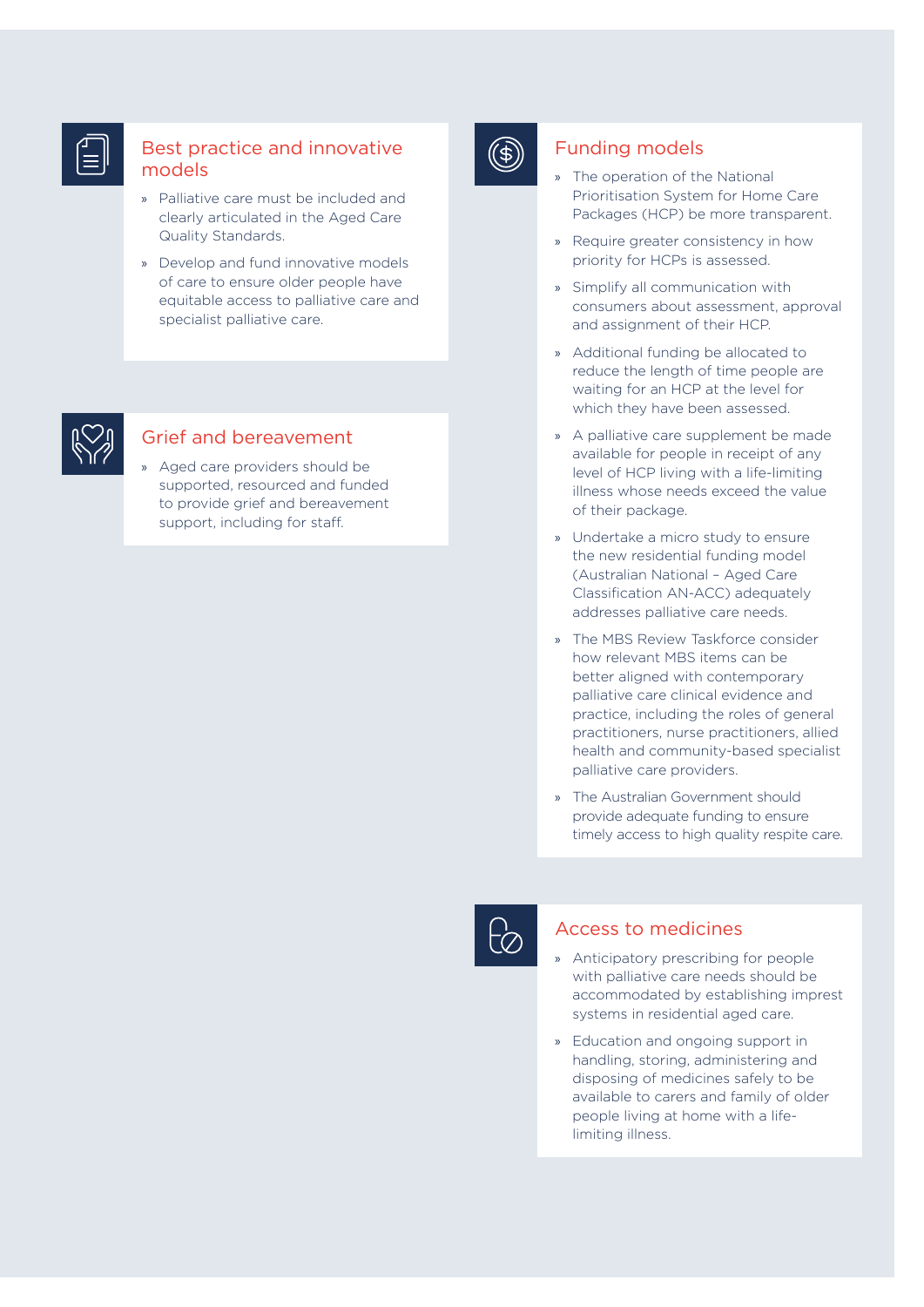## Best practice and innovative models

- Palliative care must be included and clearly articulated in the Aged Care Quality Standards.
- Develop and fund innovative models of care to ensure older people have equitable access to palliative care and specialist palliative care.

## Grief and bereavement

- Aged care providers should be supported, resourced and funded to provide grief and bereavement support, including for staff.

## Funding models

- The operation of the National Prioritisation System for Home Care Packages (HCP) be more transparent.
- Require greater consistency in how priority for HCPs is assessed.
- Simplify all communication with consumers about assessment, approval and assignment of their HCP.
- Additional funding be allocated to reduce the length of time people are waiting for an HCP at the level for which they have been assessed.
- A palliative care supplement be made available for people in receipt of any level of HCP living with a life-limiting illness whose needs exceed the value of their package.
- Undertake a micro study to ensure the new residential funding model (Australian National – Aged Care Classification AN-ACC) adequately addresses palliative care needs.
- The MBS Review Taskforce consider how relevant MBS items can be better aligned with contemporary palliative care clinical evidence and practice, including the roles of general practitioners, nurse practitioners, allied health and community-based specialist palliative care providers.
- The Australian Government should provide adequate funding to ensure timely access to high quality respite care.

## Access to medicines

- Anticipatory prescribing for people with palliative care needs should be accommodated by establishing imprest systems in residential aged care.
- Education and ongoing support in handling, storing, administering and disposing of medicines safely to be available to carers and family of older people living at home with a life-limiting illness.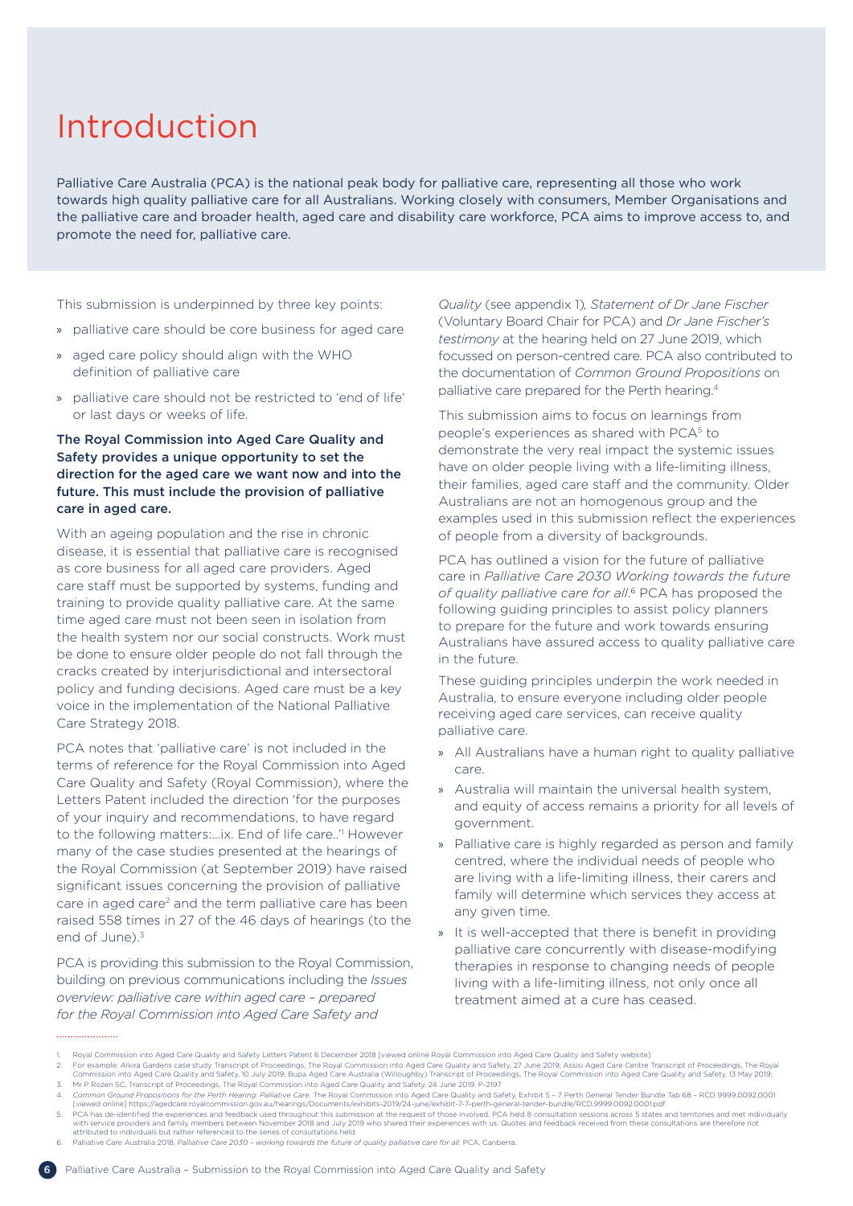# Introduction

Palliative Care Australia (PCA) is the national peak body for palliative care, representing all those who work towards high quality palliative care for all Australians. Working closely with consumers, Member Organisations and the palliative care and broader health, aged care and disability care workforce, PCA aims to improve access to, and promote the need for, palliative care.

This submission is underpinned by three key points:

- palliative care should be core business for aged care
- aged care policy should align with the WHO definition of palliative care
- palliative care should not be restricted to 'end of life' or last days or weeks of life.

**The Royal Commission into Aged Care Quality and Safety provides a unique opportunity to set the direction for the aged care we want now and into the future. This must include the provision of palliative care in aged care.**

With an ageing population and the rise in chronic disease, it is essential that palliative care is recognised as core business for all aged care providers. Aged care staff must be supported by systems, funding and training to provide quality palliative care. At the same time aged care must not been seen in isolation from the health system nor our social constructs. Work must be done to ensure older people do not fall through the cracks created by interjurisdictional and intersectoral policy and funding decisions. Aged care must be a key voice in the implementation of the National Palliative Care Strategy 2018.

PCA notes that 'palliative care' is not included in the terms of reference for the Royal Commission into Aged Care Quality and Safety (Royal Commission), where the Letters Patent included the direction 'for the purposes of your inquiry and recommendations, to have regard to the following matters:...ix. End of life care..'[1] However many of the case studies presented at the hearings of the Royal Commission (at September 2019) have raised significant issues concerning the provision of palliative care in aged care[2] and the term palliative care has been raised 558 times in 27 of the 46 days of hearings (to the end of June).[3]

PCA is providing this submission to the Royal Commission, building on previous communications including the *Issues overview: palliative care within aged care – prepared for the Royal Commission into Aged Care Safety and Quality* (see appendix 1), *Statement of Dr Jane Fischer* (Voluntary Board Chair for PCA) and *Dr Jane Fischer's testimony* at the hearing held on 27 June 2019, which focussed on person-centred care. PCA also contributed to the documentation of *Common Ground Propositions* on palliative care prepared for the Perth hearing.[4]

This submission aims to focus on learnings from people's experiences as shared with PCA[5] to demonstrate the very real impact the systemic issues have on older people living with a life-limiting illness, their families, aged care staff and the community. Older Australians are not an homogenous group and the examples used in this submission reflect the experiences of people from a diversity of backgrounds.

PCA has outlined a vision for the future of palliative care in *Palliative Care 2030 Working towards the future of quality palliative care for all*.[6] PCA has proposed the following guiding principles to assist policy planners to prepare for the future and work towards ensuring Australians have assured access to quality palliative care in the future.

These guiding principles underpin the work needed in Australia, to ensure everyone including older people receiving aged care services, can receive quality palliative care.

- All Australians have a human right to quality palliative care.
- Australia will maintain the universal health system, and equity of access remains a priority for all levels of government.
- Palliative care is highly regarded as person and family centred, where the individual needs of people who are living with a life-limiting illness, their carers and family will determine which services they access at any given time.
- It is well-accepted that there is benefit in providing palliative care concurrently with disease-modifying therapies in response to changing needs of people living with a life-limiting illness, not only once all treatment aimed at a cure has ceased.

---

1. Royal Commission into Aged Care Quality and Safety Letters Patent 6 December 2018 [viewed online Royal Commission into Aged Care Quality and Safety website]
2. For example: Alkira Gardens case study Transcript of Proceedings, The Royal Commission into Aged Care Quality and Safety, 27 June 2019; Assisi Aged Care Centre Transcript of Proceedings, The Royal Commission into Aged Care Quality and Safety, 10 July 2019; Bupa Aged Care Australia (Willoughby) Transcript of Proceedings, The Royal Commission into Aged Care Quality and Safety, 13 May 2019;
3. Mr P Rozen SC, Transcript of Proceedings, The Royal Commission into Aged Care Quality and Safety, 24 June 2019, P-2197
4. *Common Ground Propositions for the Perth Hearing: Palliative Care*, The Royal Commission into Aged Care Quality and Safety, Exhibit 5 – 7 Perth General Tender Bundle Tab 68 – RCD 9999.0092.0001 [viewed online] https://agedcare.royalcommission.gov.au/hearings/Documents/exhibits-2019/24-june/exhibit-7-7-perth-general-tender-bundle/RCD.9999.0092.0001.pdf
5. PCA has de-identified the experiences and feedback used throughout this submission at the request of those involved. PCA held 8 consultation sessions across 5 states and territories and met individually with service providers and family members between November 2018 and July 2019 who shared their experiences with us. Quotes and feedback received from these consultations are therefore not attributed to individuals but rather referenced to the series of consultations held.
6. Palliative Care Australia 2018, *Palliative Care 2030 – working towards the future of quality palliative care for all*, PCA, Canberra.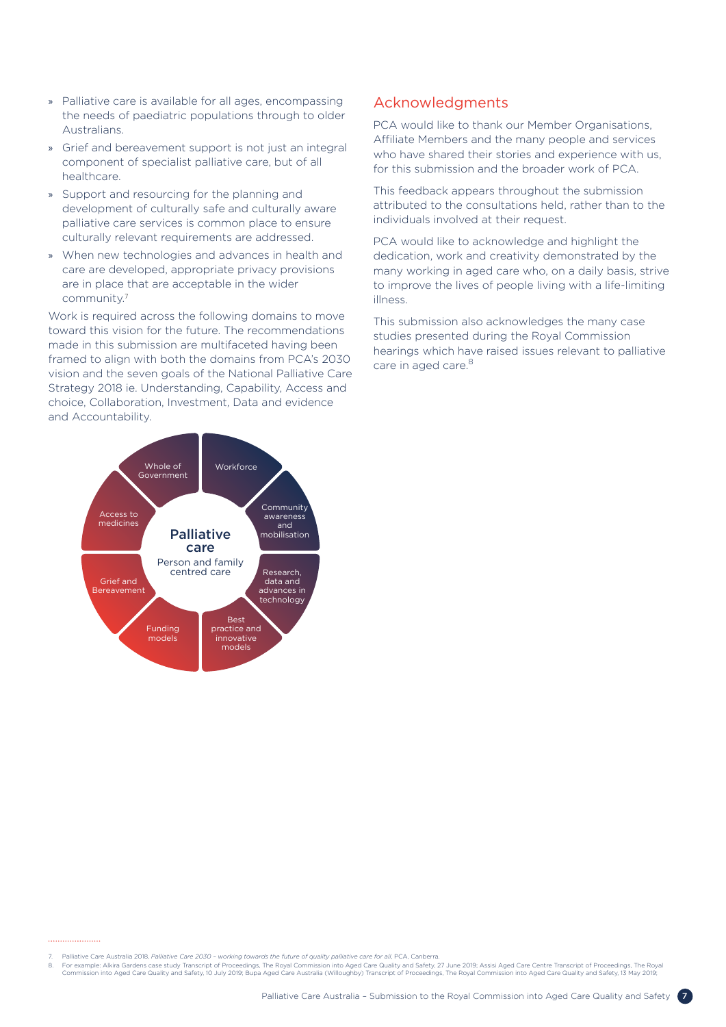- Palliative care is available for all ages, encompassing the needs of paediatric populations through to older Australians.
- Grief and bereavement support is not just an integral component of specialist palliative care, but of all healthcare.
- Support and resourcing for the planning and development of culturally safe and culturally aware palliative care services is common place to ensure culturally relevant requirements are addressed.
- When new technologies and advances in health and care are developed, appropriate privacy provisions are in place that are acceptable in the wider community.[7]

Work is required across the following domains to move toward this vision for the future. The recommendations made in this submission are multifaceted having been framed to align with both the domains from PCA's 2030 vision and the seven goals of the National Palliative Care Strategy 2018 ie. Understanding, Capability, Access and choice, Collaboration, Investment, Data and evidence and Accountability.

**Palliative care**
Person and family centred care

- Workforce
- Community awareness and mobilisation
- Research, data and advances in technology
- Best practice and innovative models
- Funding models
- Grief and Bereavement
- Access to medicines
- Whole of Government

## Acknowledgments

PCA would like to thank our Member Organisations, Affiliate Members and the many people and services who have shared their stories and experience with us, for this submission and the broader work of PCA.

This feedback appears throughout the submission attributed to the consultations held, rather than to the individuals involved at their request.

PCA would like to acknowledge and highlight the dedication, work and creativity demonstrated by the many working in aged care who, on a daily basis, strive to improve the lives of people living with a life-limiting illness.

This submission also acknowledges the many case studies presented during the Royal Commission hearings which have raised issues relevant to palliative care in aged care.[8]

---

7. Palliative Care Australia 2018, *Palliative Care 2030 – working towards the future of quality palliative care for all*, PCA, Canberra.
8. For example: Alkira Gardens case study Transcript of Proceedings, The Royal Commission into Aged Care Quality and Safety, 27 June 2019; Assisi Aged Care Centre Transcript of Proceedings, The Royal Commission into Aged Care Quality and Safety, 10 July 2019; Bupa Aged Care Australia (Willoughby) Transcript of Proceedings, The Royal Commission into Aged Care Quality and Safety, 13 May 2019;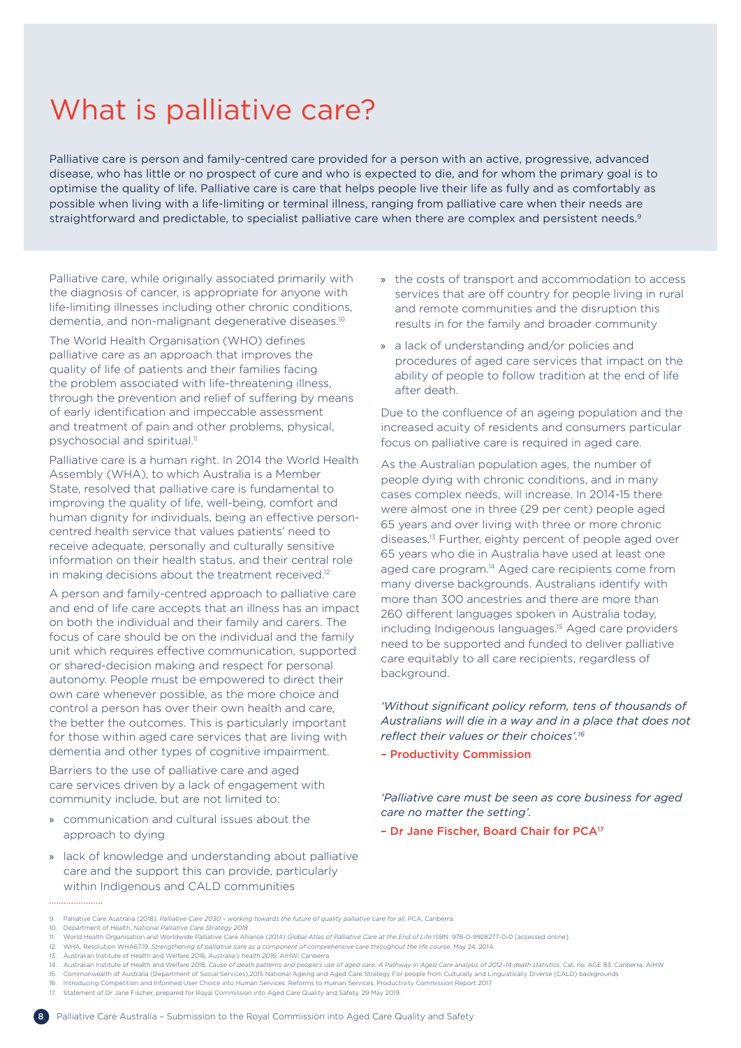# What is palliative care?

Palliative care is person and family-centred care provided for a person with an active, progressive, advanced disease, who has little or no prospect of cure and who is expected to die, and for whom the primary goal is to optimise the quality of life. Palliative care is care that helps people live their life as fully and as comfortably as possible when living with a life-limiting or terminal illness, ranging from palliative care when their needs are straightforward and predictable, to specialist palliative care when there are complex and persistent needs.[9]

Palliative care, while originally associated primarily with the diagnosis of cancer, is appropriate for anyone with life-limiting illnesses including other chronic conditions, dementia, and non-malignant degenerative diseases.[10]

The World Health Organisation (WHO) defines palliative care as an approach that improves the quality of life of patients and their families facing the problem associated with life-threatening illness, through the prevention and relief of suffering by means of early identification and impeccable assessment and treatment of pain and other problems, physical, psychosocial and spiritual.[11]

Palliative care is a human right. In 2014 the World Health Assembly (WHA), to which Australia is a Member State, resolved that palliative care is fundamental to improving the quality of life, well-being, comfort and human dignity for individuals, being an effective person-centred health service that values patients' need to receive adequate, personally and culturally sensitive information on their health status, and their central role in making decisions about the treatment received.[12]

A person and family-centred approach to palliative care and end of life care accepts that an illness has an impact on both the individual and their family and carers. The focus of care should be on the individual and the family unit which requires effective communication, supported or shared-decision making and respect for personal autonomy. People must be empowered to direct their own care whenever possible, as the more choice and control a person has over their own health and care, the better the outcomes. This is particularly important for those within aged care services that are living with dementia and other types of cognitive impairment.

Barriers to the use of palliative care and aged care services driven by a lack of engagement with community include, but are not limited to:

- communication and cultural issues about the approach to dying
- lack of knowledge and understanding about palliative care and the support this can provide, particularly within Indigenous and CALD communities
- the costs of transport and accommodation to access services that are off country for people living in rural and remote communities and the disruption this results in for the family and broader community
- a lack of understanding and/or policies and procedures of aged care services that impact on the ability of people to follow tradition at the end of life after death.

Due to the confluence of an ageing population and the increased acuity of residents and consumers particular focus on palliative care is required in aged care.

As the Australian population ages, the number of people dying with chronic conditions, and in many cases complex needs, will increase. In 2014-15 there were almost one in three (29 per cent) people aged 65 years and over living with three or more chronic diseases.[13] Further, eighty percent of people aged over 65 years who die in Australia have used at least one aged care program.[14] Aged care recipients come from many diverse backgrounds. Australians identify with more than 300 ancestries and there are more than 260 different languages spoken in Australia today, including Indigenous languages.[15] Aged care providers need to be supported and funded to deliver palliative care equitably to all care recipients, regardless of background.

*'Without significant policy reform, tens of thousands of Australians will die in a way and in a place that does not reflect their values or their choices'.*[16]

**– Productivity Commission**

*'Palliative care must be seen as core business for aged care no matter the setting'.*

**– Dr Jane Fischer, Board Chair for PCA**[17]

---

9. Palliative Care Australia (2018), *Palliative Care 2030 – working towards the future of quality palliative care for all*, PCA, Canberra.
10. Department of Health, *National Palliative Care Strategy 2018*
11. World Health Organisation and Worldwide Palliative Care Alliance (2014) *Global Atlas of Palliative Care at the End of Life* ISBN: 978-0-9928277-0-0 [accessed online].
12. WHA, Resolution WHA67.19, *Strengthening of palliative care as a component of comprehensive care throughout the life course*, May 24, 2014.
13. Australian Institute of Health and Welfare 2016, *Australia's health 2016*, AIHW: Canberra
14. Australian Institute of Health and Welfare 2018. *Cause of death patterns and people's use of aged care: A Pathway in Aged Care analysis of 2012-14 death statistics*. Cat. no. AGE 83. Canberra: AIHW
15. Commonwealth of Australia (Department of Social Services),2015 National Ageing and Aged Care Strategy For people from Culturally and Linguistically Diverse (CALD) backgrounds
16. Introducing Competition and Informed User Choice into Human Services: Reforms to Human Services, Productivity Commission Report 2017
17. Statement of Dr Jane Fischer, prepared for Royal Commission into Aged Care Quality and Safety, 29 May 2019.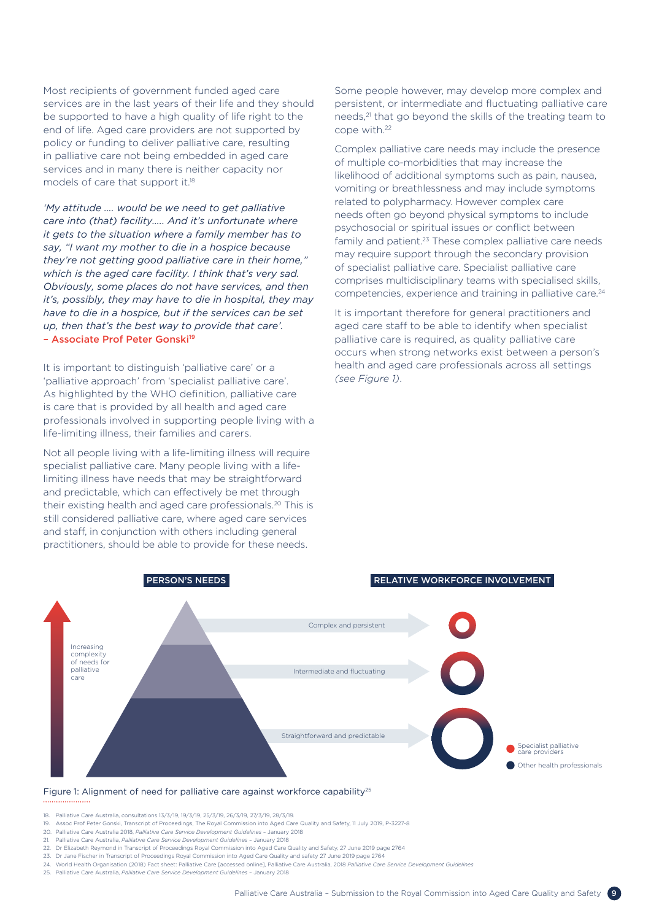Most recipients of government funded aged care services are in the last years of their life and they should be supported to have a high quality of life right to the end of life. Aged care providers are not supported by policy or funding to deliver palliative care, resulting in palliative care not being embedded in aged care services and in many there is neither capacity nor models of care that support it.[18]

*'My attitude …. would be we need to get palliative care into (that) facility….. And it's unfortunate where it gets to the situation where a family member has to say, "I want my mother to die in a hospice because they're not getting good palliative care in their home," which is the aged care facility. I think that's very sad. Obviously, some places do not have services, and then it's, possibly, they may have to die in hospital, they may have to die in a hospice, but if the services can be set up, then that's the best way to provide that care'.*
**– Associate Prof Peter Gonski**[19]

It is important to distinguish 'palliative care' or a 'palliative approach' from 'specialist palliative care'. As highlighted by the WHO definition, palliative care is care that is provided by all health and aged care professionals involved in supporting people living with a life-limiting illness, their families and carers.

Not all people living with a life-limiting illness will require specialist palliative care. Many people living with a life-limiting illness have needs that may be straightforward and predictable, which can effectively be met through their existing health and aged care professionals.[20] This is still considered palliative care, where aged care services and staff, in conjunction with others including general practitioners, should be able to provide for these needs.

Some people however, may develop more complex and persistent, or intermediate and fluctuating palliative care needs,[21] that go beyond the skills of the treating team to cope with.[22]

Complex palliative care needs may include the presence of multiple co-morbidities that may increase the likelihood of additional symptoms such as pain, nausea, vomiting or breathlessness and may include symptoms related to polypharmacy. However complex care needs often go beyond physical symptoms to include psychosocial or spiritual issues or conflict between family and patient.[23] These complex palliative care needs may require support through the secondary provision of specialist palliative care. Specialist palliative care comprises multidisciplinary teams with specialised skills, competencies, experience and training in palliative care.[24]

It is important therefore for general practitioners and aged care staff to be able to identify when specialist palliative care is required, as quality palliative care occurs when strong networks exist between a person's health and aged care professionals across all settings *(see Figure 1)*.

PERSON'S NEEDS | RELATIVE WORKFORCE INVOLVEMENT

Increasing complexity of needs for palliative care

- Complex and persistent
- Intermediate and fluctuating
- Straightforward and predictable

Specialist palliative care providers
Other health professionals

Figure 1: Alignment of need for palliative care against workforce capability[25]

18. Palliative Care Australia, consultations 13/3/19, 19/3/19, 25/3/19, 26/3/19, 27/3/19, 28/3/19.
19. Assoc Prof Peter Gonski, Transcript of Proceedings, The Royal Commission into Aged Care Quality and Safety, 11 July 2019, P-3227-8
20. Palliative Care Australia 2018, *Palliative Care Service Development Guidelines* – January 2018
21. Palliative Care Australia, *Palliative Care Service Development Guidelines* – January 2018
22. Dr Elizabeth Reymond in Transcript of Proceedings Royal Commission into Aged Care Quality and Safety, 27 June 2019 page 2764
23. Dr Jane Fischer in Transcript of Proceedings Royal Commission into Aged Care Quality and safety 27 June 2019 page 2764
24. World Health Organisation (2018) Fact sheet: Palliative Care [accessed online], Palliative Care Australia, 2018 *Palliative Care Service Development Guidelines*
25. Palliative Care Australia, *Palliative Care Service Development Guidelines* – January 2018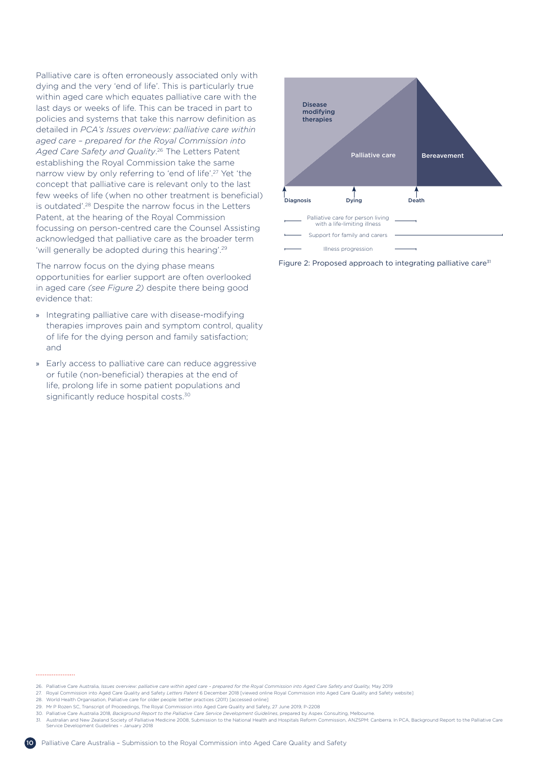Palliative care is often erroneously associated only with dying and the very 'end of life'. This is particularly true within aged care which equates palliative care with the last days or weeks of life. This can be traced in part to policies and systems that take this narrow definition as detailed in *PCA's Issues overview: palliative care within aged care – prepared for the Royal Commission into Aged Care Safety and Quality*.[26] The Letters Patent establishing the Royal Commission take the same narrow view by only referring to 'end of life'.[27] Yet 'the concept that palliative care is relevant only to the last few weeks of life (when no other treatment is beneficial) is outdated'.[28] Despite the narrow focus in the Letters Patent, at the hearing of the Royal Commission focussing on person-centred care the Counsel Assisting acknowledged that palliative care as the broader term 'will generally be adopted during this hearing'.[29]

The narrow focus on the dying phase means opportunities for earlier support are often overlooked in aged care *(see Figure 2)* despite there being good evidence that:

- Integrating palliative care with disease-modifying therapies improves pain and symptom control, quality of life for the dying person and family satisfaction; and
- Early access to palliative care can reduce aggressive or futile (non-beneficial) therapies at the end of life, prolong life in some patient populations and significantly reduce hospital costs.[30]

Disease modifying therapies

Palliative care

Bereavement

Diagnosis — Dying — Death

Palliative care for person living with a life-limiting illness

Support for family and carers

Illness progression

Figure 2: Proposed approach to integrating palliative care[31]

26. Palliative Care Australia, *Issues overview: palliative care within aged care – prepared for the Royal Commission into Aged Care Safety and Quality*, May 2019
27. Royal Commission into Aged Care Quality and Safety *Letters Patent* 6 December 2018 [viewed online Royal Commission into Aged Care Quality and Safety website]
28. World Health Organisation, Palliative care for older people: better practices (2011) [accessed online]
29. Mr P Rozen SC, Transcript of Proceedings, The Royal Commission into Aged Care Quality and Safety, 27 June 2019, P-2208
30. Palliative Care Australia 2018, *Background Report to the Palliative Care Service Development Guidelines*, prepared by Aspex Consulting, Melbourne.
31. Australian and New Zealand Society of Palliative Medicine 2008, Submission to the National Health and Hospitals Reform Commission, ANZSPM: Canberra. In PCA, Background Report to the Palliative Care Service Development Guidelines – January 2018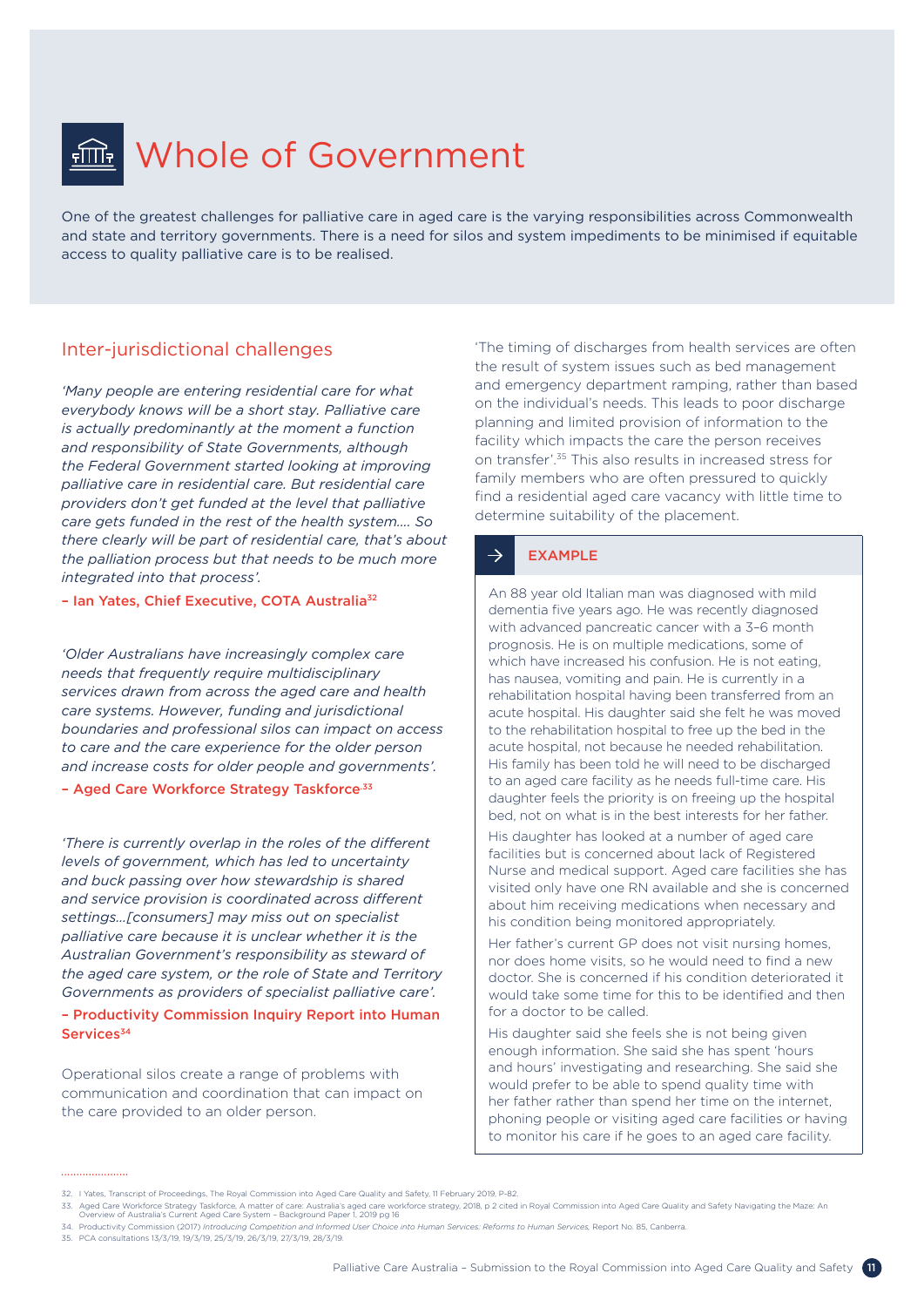# Whole of Government

One of the greatest challenges for palliative care in aged care is the varying responsibilities across Commonwealth and state and territory governments. There is a need for silos and system impediments to be minimised if equitable access to quality palliative care is to be realised.

## Inter-jurisdictional challenges

*'Many people are entering residential care for what everybody knows will be a short stay. Palliative care is actually predominantly at the moment a function and responsibility of State Governments, although the Federal Government started looking at improving palliative care in residential care. But residential care providers don't get funded at the level that palliative care gets funded in the rest of the health system.... So there clearly will be part of residential care, that's about the palliation process but that needs to be much more integrated into that process'.*

**– Ian Yates, Chief Executive, COTA Australia[32]**

*'Older Australians have increasingly complex care needs that frequently require multidisciplinary services drawn from across the aged care and health care systems. However, funding and jurisdictional boundaries and professional silos can impact on access to care and the care experience for the older person and increase costs for older people and governments'.*

**– Aged Care Workforce Strategy Taskforce[33]**

*'There is currently overlap in the roles of the different levels of government, which has led to uncertainty and buck passing over how stewardship is shared and service provision is coordinated across different settings...[consumers] may miss out on specialist palliative care because it is unclear whether it is the Australian Government's responsibility as steward of the aged care system, or the role of State and Territory Governments as providers of specialist palliative care'.*

**– Productivity Commission Inquiry Report into Human Services[34]**

Operational silos create a range of problems with communication and coordination that can impact on the care provided to an older person.

'The timing of discharges from health services are often the result of system issues such as bed management and emergency department ramping, rather than based on the individual's needs. This leads to poor discharge planning and limited provision of information to the facility which impacts the care the person receives on transfer'.[35] This also results in increased stress for family members who are often pressured to quickly find a residential aged care vacancy with little time to determine suitability of the placement.

### EXAMPLE

An 88 year old Italian man was diagnosed with mild dementia five years ago. He was recently diagnosed with advanced pancreatic cancer with a 3–6 month prognosis. He is on multiple medications, some of which have increased his confusion. He is not eating, has nausea, vomiting and pain. He is currently in a rehabilitation hospital having been transferred from an acute hospital. His daughter said she felt he was moved to the rehabilitation hospital to free up the bed in the acute hospital, not because he needed rehabilitation. His family has been told he will need to be discharged to an aged care facility as he needs full-time care. His daughter feels the priority is on freeing up the hospital bed, not on what is in the best interests for her father.

His daughter has looked at a number of aged care facilities but is concerned about lack of Registered Nurse and medical support. Aged care facilities she has visited only have one RN available and she is concerned about him receiving medications when necessary and his condition being monitored appropriately.

Her father's current GP does not visit nursing homes, nor does home visits, so he would need to find a new doctor. She is concerned if his condition deteriorated it would take some time for this to be identified and then for a doctor to be called.

His daughter said she feels she is not being given enough information. She said she has spent 'hours and hours' investigating and researching. She said she would prefer to be able to spend quality time with her father rather than spend her time on the internet, phoning people or visiting aged care facilities or having to monitor his care if he goes to an aged care facility.

---

32. I Yates, Transcript of Proceedings, The Royal Commission into Aged Care Quality and Safety, 11 February 2019, P-82.
33. Aged Care Workforce Strategy Taskforce, A matter of care: Australia's aged care workforce strategy, 2018, p 2 cited in Royal Commission into Aged Care Quality and Safety Navigating the Maze: An Overview of Australia's Current Aged Care System – Background Paper 1, 2019 pg 16
34. Productivity Commission (2017) *Introducing Competition and Informed User Choice into Human Services: Reforms to Human Services*, Report No. 85, Canberra.
35. PCA consultations 13/3/19, 19/3/19, 25/3/19, 26/3/19, 27/3/19, 28/3/19.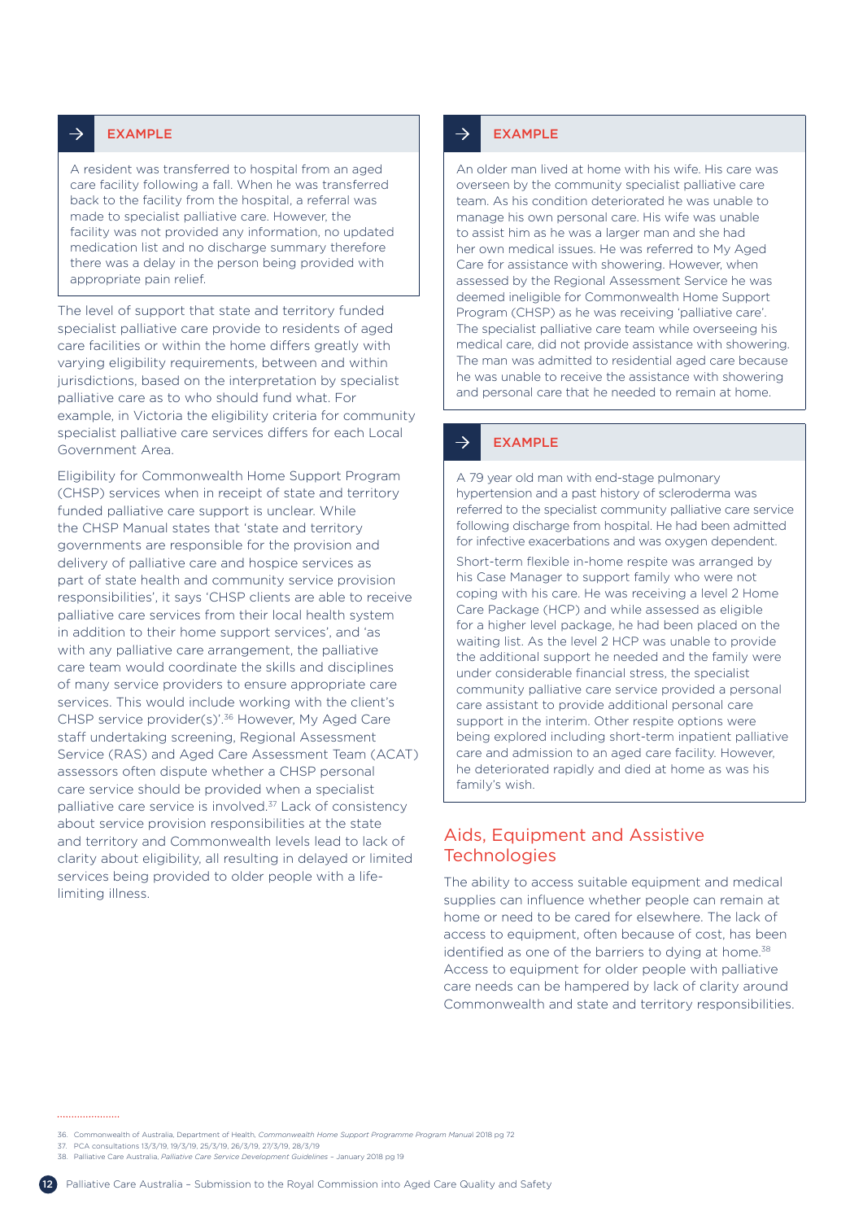> **EXAMPLE**
>
> A resident was transferred to hospital from an aged care facility following a fall. When he was transferred back to the facility from the hospital, a referral was made to specialist palliative care. However, the facility was not provided any information, no updated medication list and no discharge summary therefore there was a delay in the person being provided with appropriate pain relief.

The level of support that state and territory funded specialist palliative care provide to residents of aged care facilities or within the home differs greatly with varying eligibility requirements, between and within jurisdictions, based on the interpretation by specialist palliative care as to who should fund what. For example, in Victoria the eligibility criteria for community specialist palliative care services differs for each Local Government Area.

Eligibility for Commonwealth Home Support Program (CHSP) services when in receipt of state and territory funded palliative care support is unclear. While the CHSP Manual states that 'state and territory governments are responsible for the provision and delivery of palliative care and hospice services as part of state health and community service provision responsibilities', it says 'CHSP clients are able to receive palliative care services from their local health system in addition to their home support services', and 'as with any palliative care arrangement, the palliative care team would coordinate the skills and disciplines of many service providers to ensure appropriate care services. This would include working with the client's CHSP service provider(s)'.[36] However, My Aged Care staff undertaking screening, Regional Assessment Service (RAS) and Aged Care Assessment Team (ACAT) assessors often dispute whether a CHSP personal care service should be provided when a specialist palliative care service is involved.[37] Lack of consistency about service provision responsibilities at the state and territory and Commonwealth levels lead to lack of clarity about eligibility, all resulting in delayed or limited services being provided to older people with a life-limiting illness.

> **EXAMPLE**
>
> An older man lived at home with his wife. His care was overseen by the community specialist palliative care team. As his condition deteriorated he was unable to manage his own personal care. His wife was unable to assist him as he was a larger man and she had her own medical issues. He was referred to My Aged Care for assistance with showering. However, when assessed by the Regional Assessment Service he was deemed ineligible for Commonwealth Home Support Program (CHSP) as he was receiving 'palliative care'. The specialist palliative care team while overseeing his medical care, did not provide assistance with showering. The man was admitted to residential aged care because he was unable to receive the assistance with showering and personal care that he needed to remain at home.

> **EXAMPLE**
>
> A 79 year old man with end-stage pulmonary hypertension and a past history of scleroderma was referred to the specialist community palliative care service following discharge from hospital. He had been admitted for infective exacerbations and was oxygen dependent.
>
> Short-term flexible in-home respite was arranged by his Case Manager to support family who were not coping with his care. He was receiving a level 2 Home Care Package (HCP) and while assessed as eligible for a higher level package, he had been placed on the waiting list. As the level 2 HCP was unable to provide the additional support he needed and the family were under considerable financial stress, the specialist community palliative care service provided a personal care assistant to provide additional personal care support in the interim. Other respite options were being explored including short-term inpatient palliative care and admission to an aged care facility. However, he deteriorated rapidly and died at home as was his family's wish.

## Aids, Equipment and Assistive Technologies

The ability to access suitable equipment and medical supplies can influence whether people can remain at home or need to be cared for elsewhere. The lack of access to equipment, often because of cost, has been identified as one of the barriers to dying at home.[38] Access to equipment for older people with palliative care needs can be hampered by lack of clarity around Commonwealth and state and territory responsibilities.

---

36. Commonwealth of Australia, Department of Health, *Commonwealth Home Support Programme Program Manual* 2018 pg 72
37. PCA consultations 13/3/19, 19/3/19, 25/3/19, 26/3/19, 27/3/19, 28/3/19
38. Palliative Care Australia, *Palliative Care Service Development Guidelines* – January 2018 pg 19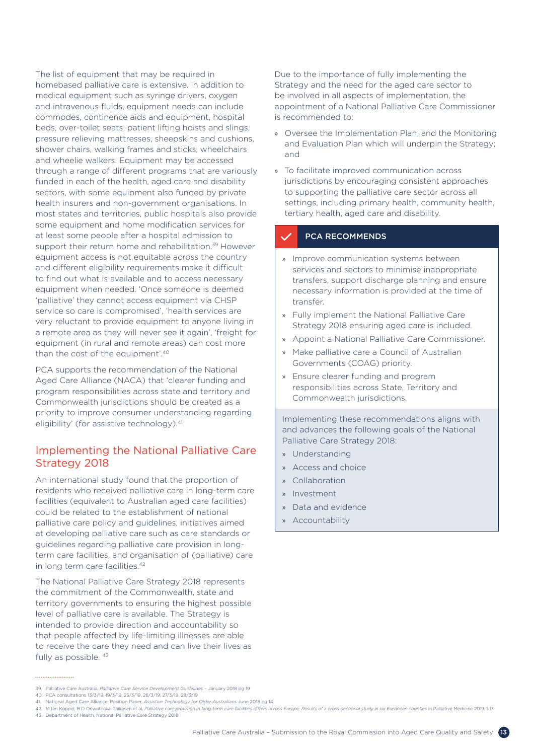The list of equipment that may be required in homebased palliative care is extensive. In addition to medical equipment such as syringe drivers, oxygen and intravenous fluids, equipment needs can include commodes, continence aids and equipment, hospital beds, over-toilet seats, patient lifting hoists and slings, pressure relieving mattresses, sheepskins and cushions, shower chairs, walking frames and sticks, wheelchairs and wheelie walkers. Equipment may be accessed through a range of different programs that are variously funded in each of the health, aged care and disability sectors, with some equipment also funded by private health insurers and non-government organisations. In most states and territories, public hospitals also provide some equipment and home modification services for at least some people after a hospital admission to support their return home and rehabilitation.[39] However equipment access is not equitable across the country and different eligibility requirements make it difficult to find out what is available and to access necessary equipment when needed. 'Once someone is deemed 'palliative' they cannot access equipment via CHSP service so care is compromised', 'health services are very reluctant to provide equipment to anyone living in a remote area as they will never see it again', 'freight for equipment (in rural and remote areas) can cost more than the cost of the equipment'.[40]

PCA supports the recommendation of the National Aged Care Alliance (NACA) that 'clearer funding and program responsibilities across state and territory and Commonwealth jurisdictions should be created as a priority to improve consumer understanding regarding eligibility' (for assistive technology).[41]

## Implementing the National Palliative Care Strategy 2018

An international study found that the proportion of residents who received palliative care in long-term care facilities (equivalent to Australian aged care facilities) could be related to the establishment of national palliative care policy and guidelines, initiatives aimed at developing palliative care such as care standards or guidelines regarding palliative care provision in long-term care facilities, and organisation of (palliative) care in long term care facilities.[42]

The National Palliative Care Strategy 2018 represents the commitment of the Commonwealth, state and territory governments to ensuring the highest possible level of palliative care is available. The Strategy is intended to provide direction and accountability so that people affected by life-limiting illnesses are able to receive the care they need and can live their lives as fully as possible.[43]

Due to the importance of fully implementing the Strategy and the need for the aged care sector to be involved in all aspects of implementation, the appointment of a National Palliative Care Commissioner is recommended to:

- Oversee the Implementation Plan, and the Monitoring and Evaluation Plan which will underpin the Strategy; and
- To facilitate improved communication across jurisdictions by encouraging consistent approaches to supporting the palliative care sector across all settings, including primary health, community health, tertiary health, aged care and disability.

### PCA RECOMMENDS

- Improve communication systems between services and sectors to minimise inappropriate transfers, support discharge planning and ensure necessary information is provided at the time of transfer.
- Fully implement the National Palliative Care Strategy 2018 ensuring aged care is included.
- Appoint a National Palliative Care Commissioner.
- Make palliative care a Council of Australian Governments (COAG) priority.
- Ensure clearer funding and program responsibilities across State, Territory and Commonwealth jurisdictions.

Implementing these recommendations aligns with and advances the following goals of the National Palliative Care Strategy 2018:

- Understanding
- Access and choice
- Collaboration
- Investment
- Data and evidence
- Accountability

---

39. Palliative Care Australia, *Palliative Care Service Development Guidelines* – January 2018 pg 19
40. PCA consultations 13/3/19, 19/3/19, 25/3/19, 26/3/19, 27/3/19, 28/3/19
41. National Aged Care Alliance, Position Paper, *Assistive Technology for Older Australians* June 2018 pg 14
42. M ten Koppel, B D Onwuteaka-Philipsen et al, *Palliative care provision in long-term care facilities differs across Europe: Results of a cross-sectional study in six European counties* in Palliative Medicine 2019, 1-13.
43. Department of Health, National Palliative Care Strategy 2018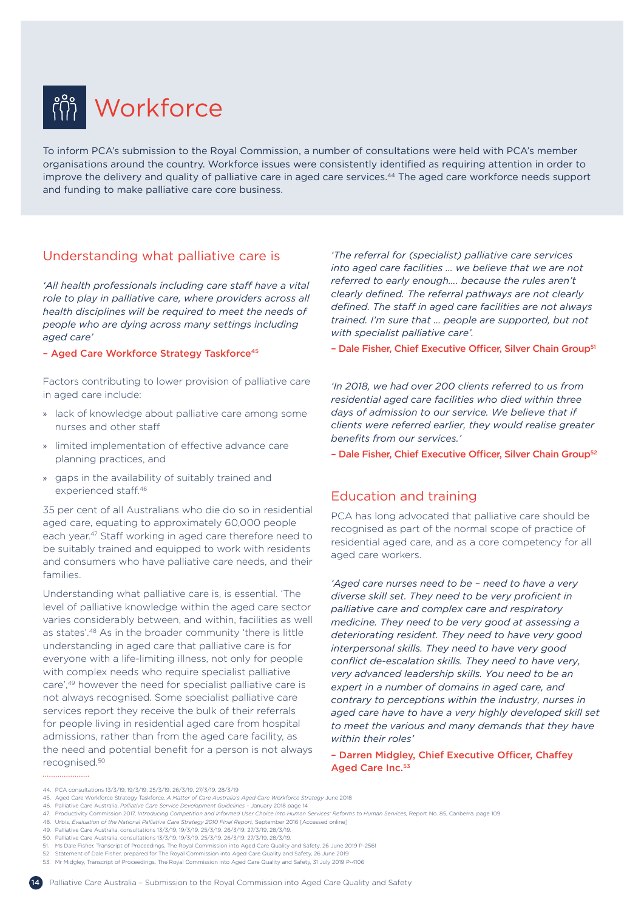# Workforce

To inform PCA's submission to the Royal Commission, a number of consultations were held with PCA's member organisations around the country. Workforce issues were consistently identified as requiring attention in order to improve the delivery and quality of palliative care in aged care services.[44] The aged care workforce needs support and funding to make palliative care core business.

## Understanding what palliative care is

*'All health professionals including care staff have a vital role to play in palliative care, where providers across all health disciplines will be required to meet the needs of people who are dying across many settings including aged care'*

**– Aged Care Workforce Strategy Taskforce**[45]

Factors contributing to lower provision of palliative care in aged care include:

- lack of knowledge about palliative care among some nurses and other staff
- limited implementation of effective advance care planning practices, and
- gaps in the availability of suitably trained and experienced staff.[46]

35 per cent of all Australians who die do so in residential aged care, equating to approximately 60,000 people each year.[47] Staff working in aged care therefore need to be suitably trained and equipped to work with residents and consumers who have palliative care needs, and their families.

Understanding what palliative care is, is essential. 'The level of palliative knowledge within the aged care sector varies considerably between, and within, facilities as well as states'.[48] As in the broader community 'there is little understanding in aged care that palliative care is for everyone with a life-limiting illness, not only for people with complex needs who require specialist palliative care',[49] however the need for specialist palliative care is not always recognised. Some specialist palliative care services report they receive the bulk of their referrals for people living in residential aged care from hospital admissions, rather than from the aged care facility, as the need and potential benefit for a person is not always recognised.[50]

*'The referral for (specialist) palliative care services into aged care facilities … we believe that we are not referred to early enough…. because the rules aren't clearly defined. The referral pathways are not clearly defined. The staff in aged care facilities are not always trained. I'm sure that … people are supported, but not with specialist palliative care'.*

**– Dale Fisher, Chief Executive Officer, Silver Chain Group**[51]

*'In 2018, we had over 200 clients referred to us from residential aged care facilities who died within three days of admission to our service. We believe that if clients were referred earlier, they would realise greater benefits from our services.'*

**– Dale Fisher, Chief Executive Officer, Silver Chain Group**[52]

## Education and training

PCA has long advocated that palliative care should be recognised as part of the normal scope of practice of residential aged care, and as a core competency for all aged care workers.

*'Aged care nurses need to be – need to have a very diverse skill set. They need to be very proficient in palliative care and complex care and respiratory medicine. They need to be very good at assessing a deteriorating resident. They need to have very good interpersonal skills. They need to have very good conflict de-escalation skills. They need to have very, very advanced leadership skills. You need to be an expert in a number of domains in aged care, and contrary to perceptions within the industry, nurses in aged care have to have a very highly developed skill set to meet the various and many demands that they have within their roles'*

**– Darren Midgley, Chief Executive Officer, Chaffey Aged Care Inc.**[53]

---

44. PCA consultations 13/3/19, 19/3/19, 25/3/19, 26/3/19, 27/3/19, 28/3/19
45. Aged Care Workforce Strategy Taskforce, *A Matter of Care Australia's Aged Care Workforce Strategy* June 2018
46. Palliative Care Australia, *Palliative Care Service Development Guidelines* – January 2018 page 14
47. Productivity Commission 2017, *Introducing Competition and Informed User Choice into Human Services: Reforms to Human Services*, Report No. 85, Canberra. page 109
48. Urbis, *Evaluation of the National Palliative Care Strategy 2010 Final Report*, September 2016 [Accessed online]
49. Palliative Care Australia, consultations 13/3/19, 19/3/19, 25/3/19, 26/3/19, 27/3/19, 28/3/19.
50. Palliative Care Australia, consultations 13/3/19, 19/3/19, 25/3/19, 26/3/19, 27/3/19, 28/3/19.
51. Ms Dale Fisher, Transcript of Proceedings, The Royal Commission into Aged Care Quality and Safety, 26 June 2019 P-2561
52. Statement of Dale Fisher, prepared for The Royal Commission into Aged Care Quality and Safety, 26 June 2019
53. Mr Midgley, Transcript of Proceedings, The Royal Commission into Aged Care Quality and Safety, 31 July 2019 P-4106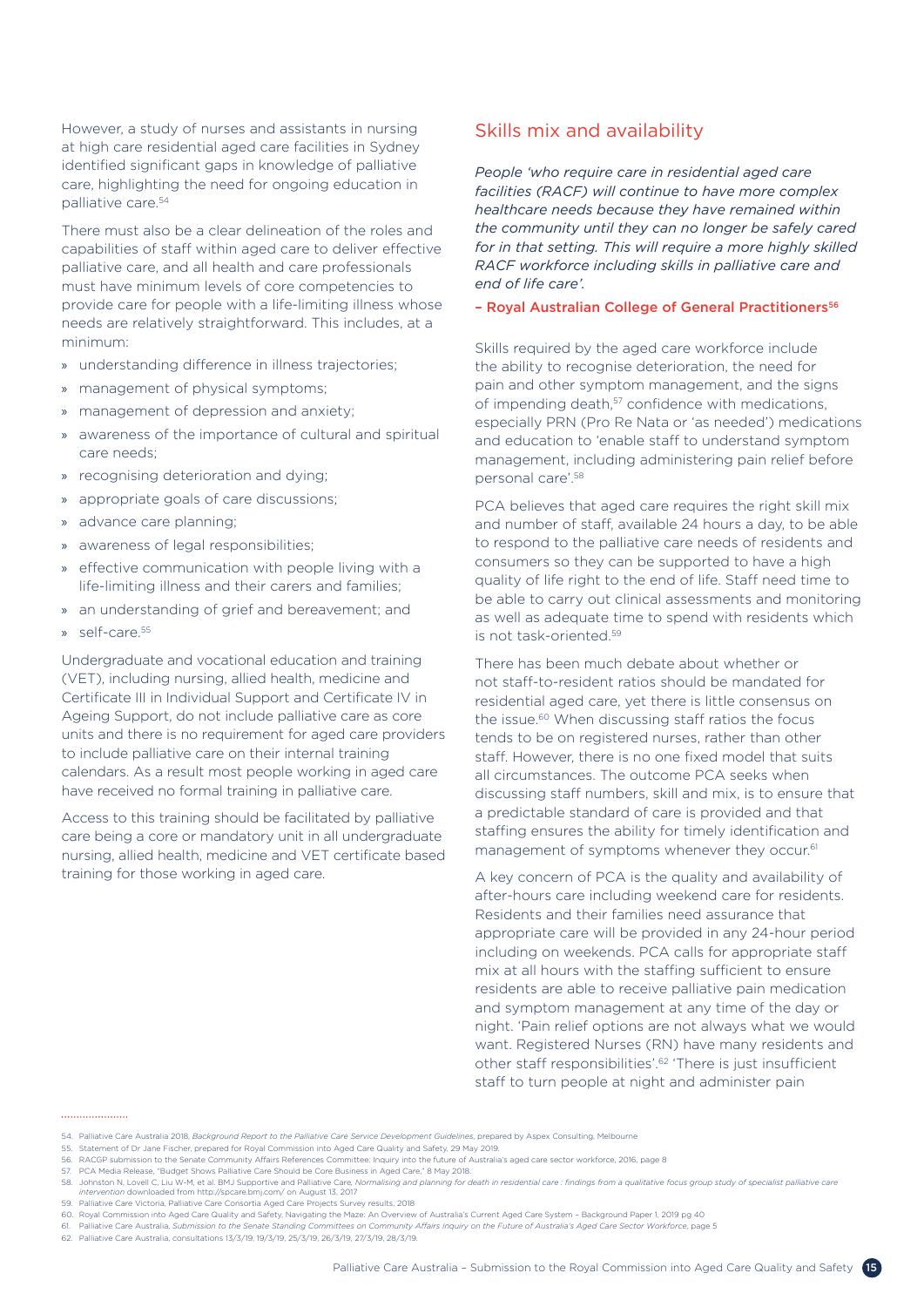However, a study of nurses and assistants in nursing at high care residential aged care facilities in Sydney identified significant gaps in knowledge of palliative care, highlighting the need for ongoing education in palliative care.[54]

There must also be a clear delineation of the roles and capabilities of staff within aged care to deliver effective palliative care, and all health and care professionals must have minimum levels of core competencies to provide care for people with a life-limiting illness whose needs are relatively straightforward. This includes, at a minimum:

- understanding difference in illness trajectories;
- management of physical symptoms;
- management of depression and anxiety;
- awareness of the importance of cultural and spiritual care needs;
- recognising deterioration and dying;
- appropriate goals of care discussions;
- advance care planning;
- awareness of legal responsibilities;
- effective communication with people living with a life-limiting illness and their carers and families;
- an understanding of grief and bereavement; and
- self-care.[55]

Undergraduate and vocational education and training (VET), including nursing, allied health, medicine and Certificate III in Individual Support and Certificate IV in Ageing Support, do not include palliative care as core units and there is no requirement for aged care providers to include palliative care on their internal training calendars. As a result most people working in aged care have received no formal training in palliative care.

Access to this training should be facilitated by palliative care being a core or mandatory unit in all undergraduate nursing, allied health, medicine and VET certificate based training for those working in aged care.

## Skills mix and availability

*People 'who require care in residential aged care facilities (RACF) will continue to have more complex healthcare needs because they have remained within the community until they can no longer be safely cared for in that setting. This will require a more highly skilled RACF workforce including skills in palliative care and end of life care'.*

**– Royal Australian College of General Practitioners[56]**

Skills required by the aged care workforce include the ability to recognise deterioration, the need for pain and other symptom management, and the signs of impending death,[57] confidence with medications, especially PRN (Pro Re Nata or 'as needed') medications and education to 'enable staff to understand symptom management, including administering pain relief before personal care'.[58]

PCA believes that aged care requires the right skill mix and number of staff, available 24 hours a day, to be able to respond to the palliative care needs of residents and consumers so they can be supported to have a high quality of life right to the end of life. Staff need time to be able to carry out clinical assessments and monitoring as well as adequate time to spend with residents which is not task-oriented.[59]

There has been much debate about whether or not staff-to-resident ratios should be mandated for residential aged care, yet there is little consensus on the issue.[60] When discussing staff ratios the focus tends to be on registered nurses, rather than other staff. However, there is no one fixed model that suits all circumstances. The outcome PCA seeks when discussing staff numbers, skill and mix, is to ensure that a predictable standard of care is provided and that staffing ensures the ability for timely identification and management of symptoms whenever they occur.[61]

A key concern of PCA is the quality and availability of after-hours care including weekend care for residents. Residents and their families need assurance that appropriate care will be provided in any 24-hour period including on weekends. PCA calls for appropriate staff mix at all hours with the staffing sufficient to ensure residents are able to receive palliative pain medication and symptom management at any time of the day or night. 'Pain relief options are not always what we would want. Registered Nurses (RN) have many residents and other staff responsibilities'.[62] 'There is just insufficient staff to turn people at night and administer pain

---

54. Palliative Care Australia 2018, *Background Report to the Palliative Care Service Development Guidelines*, prepared by Aspex Consulting, Melbourne
55. Statement of Dr Jane Fischer, prepared for Royal Commission into Aged Care Quality and Safety, 29 May 2019.
56. RACGP submission to the Senate Community Affairs References Committee: Inquiry into the future of Australia's aged care sector workforce, 2016, page 8
57. PCA Media Release, "Budget Shows Palliative Care Should be Core Business in Aged Care," 8 May 2018.
58. Johnston N, Lovell C, Liu W-M, et al. BMJ Supportive and Palliative Care, *Normalising and planning for death in residential care : findings from a qualitative focus group study of specialist palliative care intervention* downloaded from http://spcare.bmj.com/ on August 13, 2017
59. Palliative Care Victoria, Palliative Care Consortia Aged Care Projects Survey results, 2018
60. Royal Commission into Aged Care Quality and Safety, Navigating the Maze: An Overview of Australia's Current Aged Care System – Background Paper 1, 2019 pg 40
61. Palliative Care Australia, *Submission to the Senate Standing Committees on Community Affairs Inquiry on the Future of Australia's Aged Care Sector Workforce*, page 5
62. Palliative Care Australia, consultations 13/3/19, 19/3/19, 25/3/19, 26/3/19, 27/3/19, 28/3/19.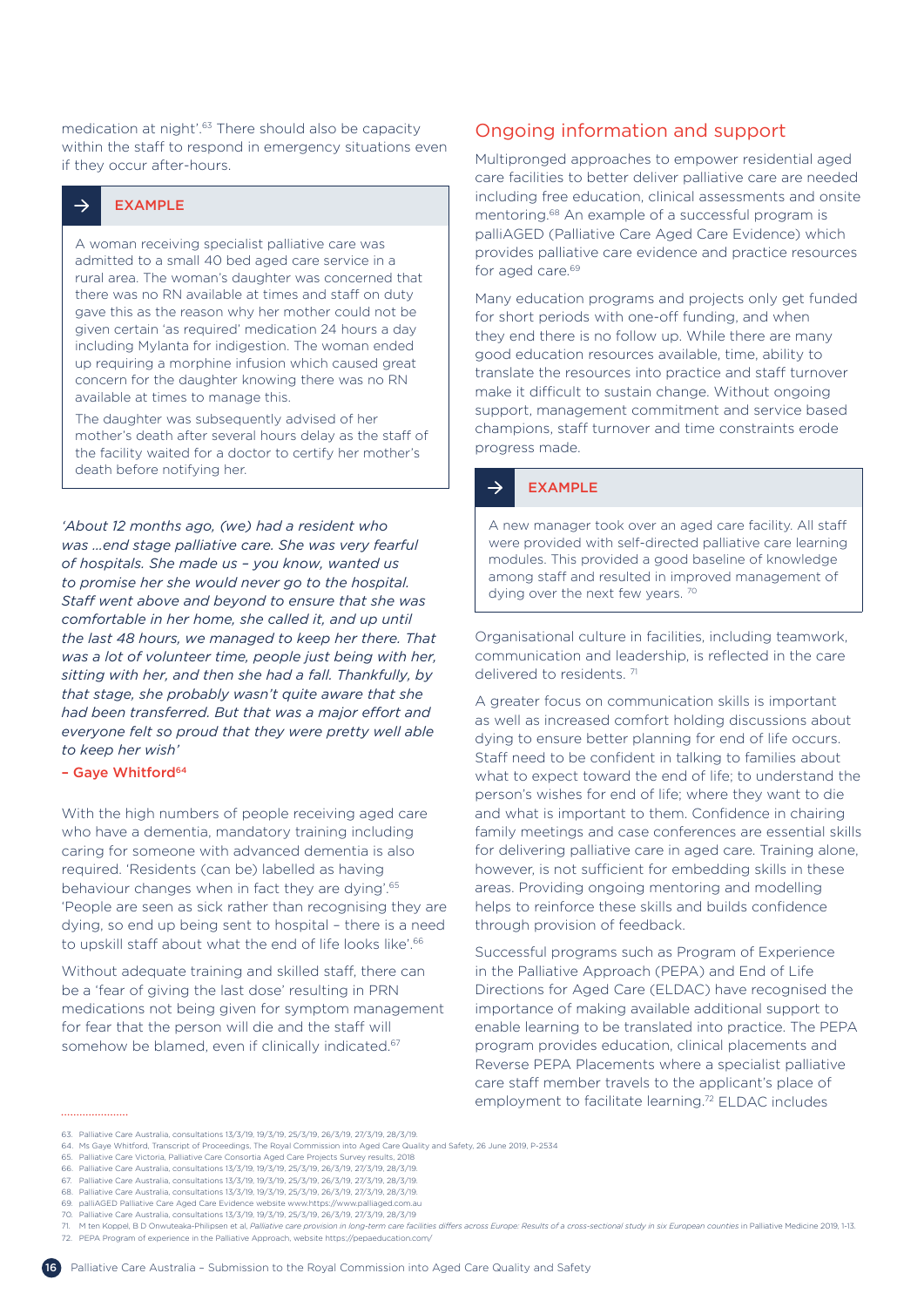medication at night'.[63] There should also be capacity within the staff to respond in emergency situations even if they occur after-hours.

> **EXAMPLE**
>
> A woman receiving specialist palliative care was admitted to a small 40 bed aged care service in a rural area. The woman's daughter was concerned that there was no RN available at times and staff on duty gave this as the reason why her mother could not be given certain 'as required' medication 24 hours a day including Mylanta for indigestion. The woman ended up requiring a morphine infusion which caused great concern for the daughter knowing there was no RN available at times to manage this.
>
> The daughter was subsequently advised of her mother's death after several hours delay as the staff of the facility waited for a doctor to certify her mother's death before notifying her.

*'About 12 months ago, (we) had a resident who was …end stage palliative care. She was very fearful of hospitals. She made us – you know, wanted us to promise her she would never go to the hospital. Staff went above and beyond to ensure that she was comfortable in her home, she called it, and up until the last 48 hours, we managed to keep her there. That was a lot of volunteer time, people just being with her, sitting with her, and then she had a fall. Thankfully, by that stage, she probably wasn't quite aware that she had been transferred. But that was a major effort and everyone felt so proud that they were pretty well able to keep her wish'*

**– Gaye Whitford**[64]

With the high numbers of people receiving aged care who have a dementia, mandatory training including caring for someone with advanced dementia is also required. 'Residents (can be) labelled as having behaviour changes when in fact they are dying'.[65] 'People are seen as sick rather than recognising they are dying, so end up being sent to hospital – there is a need to upskill staff about what the end of life looks like'.[66]

Without adequate training and skilled staff, there can be a 'fear of giving the last dose' resulting in PRN medications not being given for symptom management for fear that the person will die and the staff will somehow be blamed, even if clinically indicated.[67]

## Ongoing information and support

Multipronged approaches to empower residential aged care facilities to better deliver palliative care are needed including free education, clinical assessments and onsite mentoring.[68] An example of a successful program is palliAGED (Palliative Care Aged Care Evidence) which provides palliative care evidence and practice resources for aged care.[69]

Many education programs and projects only get funded for short periods with one-off funding, and when they end there is no follow up. While there are many good education resources available, time, ability to translate the resources into practice and staff turnover make it difficult to sustain change. Without ongoing support, management commitment and service based champions, staff turnover and time constraints erode progress made.

> **EXAMPLE**
>
> A new manager took over an aged care facility. All staff were provided with self-directed palliative care learning modules. This provided a good baseline of knowledge among staff and resulted in improved management of dying over the next few years. [70]

Organisational culture in facilities, including teamwork, communication and leadership, is reflected in the care delivered to residents. [71]

A greater focus on communication skills is important as well as increased comfort holding discussions about dying to ensure better planning for end of life occurs. Staff need to be confident in talking to families about what to expect toward the end of life; to understand the person's wishes for end of life; where they want to die and what is important to them. Confidence in chairing family meetings and case conferences are essential skills for delivering palliative care in aged care. Training alone, however, is not sufficient for embedding skills in these areas. Providing ongoing mentoring and modelling helps to reinforce these skills and builds confidence through provision of feedback.

Successful programs such as Program of Experience in the Palliative Approach (PEPA) and End of Life Directions for Aged Care (ELDAC) have recognised the importance of making available additional support to enable learning to be translated into practice. The PEPA program provides education, clinical placements and Reverse PEPA Placements where a specialist palliative care staff member travels to the applicant's place of employment to facilitate learning.[72] ELDAC includes

---

63. Palliative Care Australia, consultations 13/3/19, 19/3/19, 25/3/19, 26/3/19, 27/3/19, 28/3/19.
64. Ms Gaye Whitford, Transcript of Proceedings, The Royal Commission into Aged Care Quality and Safety, 26 June 2019, P-2534
65. Palliative Care Victoria, Palliative Care Consortia Aged Care Projects Survey results, 2018
66. Palliative Care Australia, consultations 13/3/19, 19/3/19, 25/3/19, 26/3/19, 27/3/19, 28/3/19.
67. Palliative Care Australia, consultations 13/3/19, 19/3/19, 25/3/19, 26/3/19, 27/3/19, 28/3/19.
68. Palliative Care Australia, consultations 13/3/19, 19/3/19, 25/3/19, 26/3/19, 27/3/19, 28/3/19.
69. palliAGED Palliative Care Aged Care Evidence website www.https://www.palliaged.com.au
70. Palliative Care Australia, consultations 13/3/19, 19/3/19, 25/3/19, 26/3/19, 27/3/19, 28/3/19
71. M ten Koppel, B D Onwuteaka-Philipsen et al, *Palliative care provision in long-term care facilities differs across Europe: Results of a cross-sectional study in six European countries* in Palliative Medicine 2019, 1-13.
72. PEPA Program of experience in the Palliative Approach, website https://pepaeducation.com/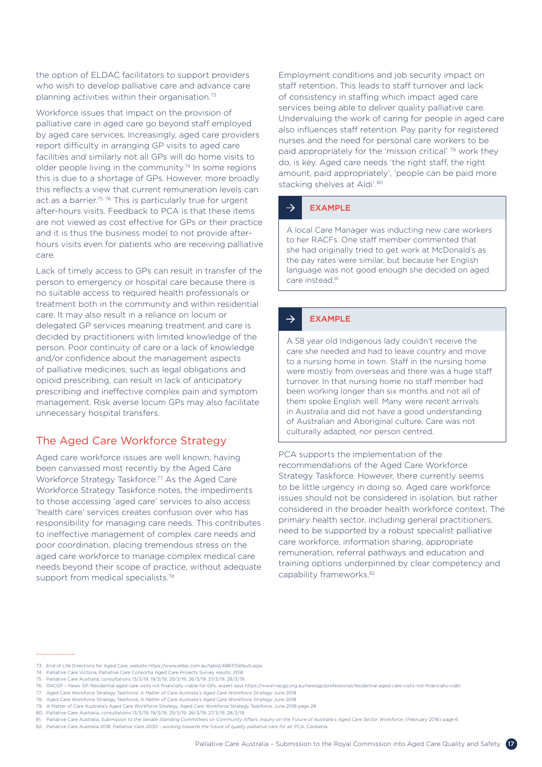the option of ELDAC facilitators to support providers who wish to develop palliative care and advance care planning activities within their organisation.[73]

Workforce issues that impact on the provision of palliative care in aged care go beyond staff employed by aged care services. Increasingly, aged care providers report difficulty in arranging GP visits to aged care facilities and similarly not all GPs will do home visits to older people living in the community.[74] In some regions this is due to a shortage of GPs. However, more broadly this reflects a view that current remuneration levels can act as a barrier.[75] [76] This is particularly true for urgent after-hours visits. Feedback to PCA is that these items are not viewed as cost effective for GPs or their practice and it is thus the business model to not provide after-hours visits even for patients who are receiving palliative care.

Lack of timely access to GPs can result in transfer of the person to emergency or hospital care because there is no suitable access to required health professionals or treatment both in the community and within residential care. It may also result in a reliance on locum or delegated GP services meaning treatment and care is decided by practitioners with limited knowledge of the person. Poor continuity of care or a lack of knowledge and/or confidence about the management aspects of palliative medicines, such as legal obligations and opioid prescribing, can result in lack of anticipatory prescribing and ineffective complex pain and symptom management. Risk averse locum GPs may also facilitate unnecessary hospital transfers.

## The Aged Care Workforce Strategy

Aged care workforce issues are well known, having been canvassed most recently by the Aged Care Workforce Strategy Taskforce.[77] As the Aged Care Workforce Strategy Taskforce notes, the impediments to those accessing 'aged care' services to also access 'health care' services creates confusion over who has responsibility for managing care needs. This contributes to ineffective management of complex care needs and poor coordination, placing tremendous stress on the aged care workforce to manage complex medical care needs beyond their scope of practice, without adequate support from medical specialists.[78]

Employment conditions and job security impact on staff retention. This leads to staff turnover and lack of consistency in staffing which impact aged care services being able to deliver quality palliative care. Undervaluing the work of caring for people in aged care also influences staff retention. Pay parity for registered nurses and the need for personal care workers to be paid appropriately for the 'mission critical' [79] work they do, is key. Aged care needs 'the right staff, the right amount, paid appropriately', 'people can be paid more stacking shelves at Aldi'.[80]

> **EXAMPLE**
>
> A local Care Manager was inducting new care workers to her RACFs. One staff member commented that she had originally tried to get work at McDonald's as the pay rates were similar, but because her English language was not good enough she decided on aged care instead.[81]

> **EXAMPLE**
>
> A 58 year old Indigenous lady couldn't receive the care she needed and had to leave country and move to a nursing home in town. Staff in the nursing home were mostly from overseas and there was a huge staff turnover. In that nursing home no staff member had been working longer than six months and not all of them spoke English well. Many were recent arrivals in Australia and did not have a good understanding of Australian and Aboriginal culture. Care was not culturally adapted, nor person centred.

PCA supports the implementation of the recommendations of the Aged Care Workforce Strategy Taskforce. However, there currently seems to be little urgency in doing so. Aged care workforce issues should not be considered in isolation, but rather considered in the broader health workforce context. The primary health sector, including general practitioners, need to be supported by a robust specialist palliative care workforce, information sharing, appropriate remuneration, referral pathways and education and training options underpinned by clear competency and capability frameworks.[82]

---

73. End of Life Directions for Aged Care, website https://www.eldac.com.au/tabid/4887/Default.aspx
74. Palliative Care Victoria, Palliative Care Consortia Aged Care Projects Survey results, 2018
75. Palliative Care Australia, consultations 13/3/19, 19/3/19, 25/3/19, 26/3/19, 27/3/19, 28/3/19.
76. RACGP – News GP, Residential aged care visits not financially viable for GPs, expert says https://www1.racgp.org.au/newsgp/professional/residential-aged-care-visits-not-financially-viabl
77. Aged Care Workforce Strategy Taskforce, *A Matter of Care Australia's Aged Care Workforce Strategy* June 2018
78. Aged Care Workforce Strategy Taskforce, *A Matter of Care Australia's Aged Care Workforce Strategy* June 2018
79. A Matter of Care Australia's Aged Care Workforce Strategy, Aged Care Workforce Strategy Taskforce, June 2018 page 28
80. Palliative Care Australia, consultations 13/3/19, 19/3/19, 25/3/19, 26/3/19, 27/3/19, 28/3/19.
81. Palliative Care Australia, *Submission to the Senate Standing Committees on Community Affairs Inquiry on the Future of Australia's Aged Care Sector Workforce*, (February 2016) page 6
82. Palliative Care Australia 2018, *Palliative Care 2030 – working towards the future of quality palliative care for all*, PCA, Canberra.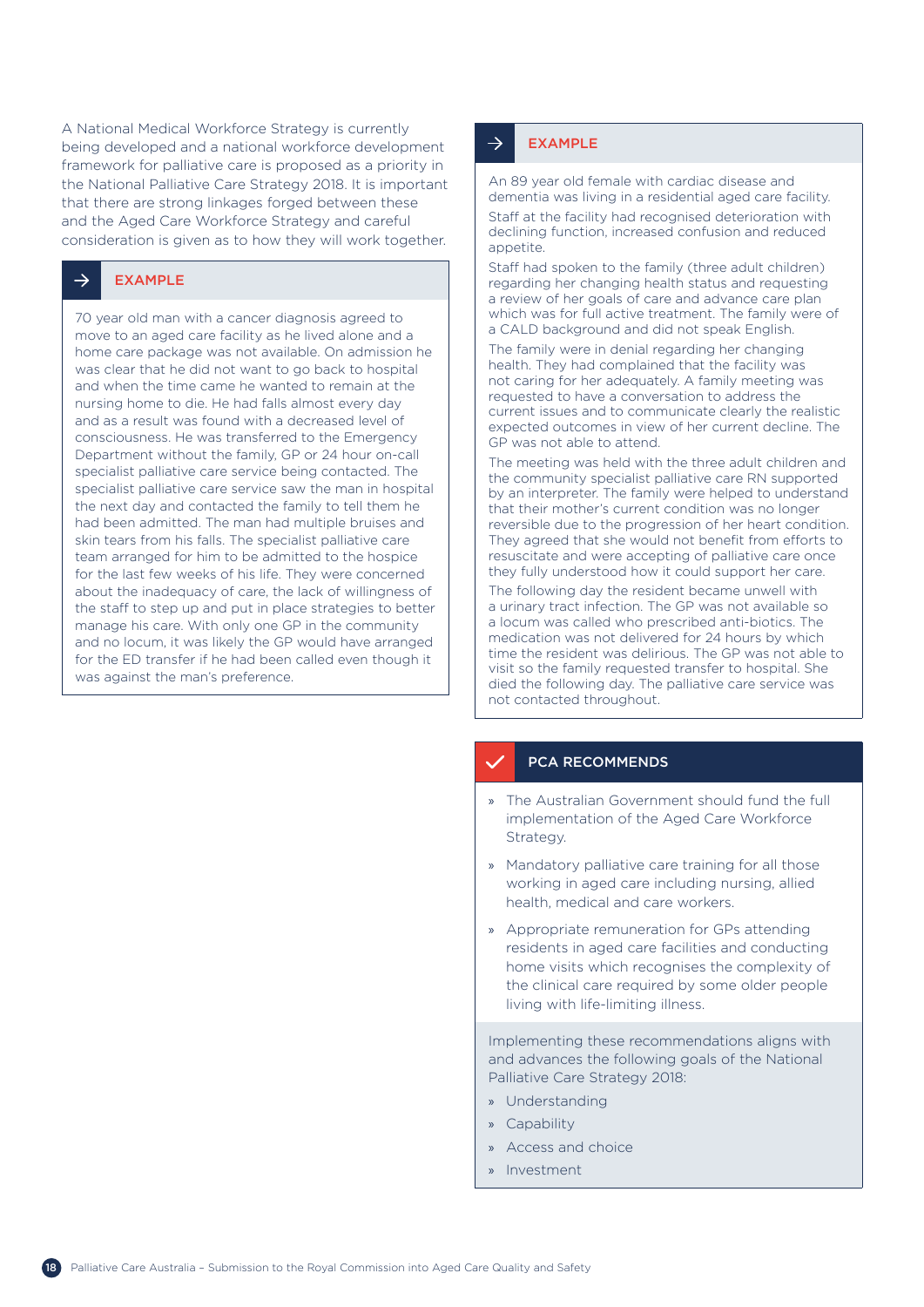A National Medical Workforce Strategy is currently being developed and a national workforce development framework for palliative care is proposed as a priority in the National Palliative Care Strategy 2018. It is important that there are strong linkages forged between these and the Aged Care Workforce Strategy and careful consideration is given as to how they will work together.

### EXAMPLE

70 year old man with a cancer diagnosis agreed to move to an aged care facility as he lived alone and a home care package was not available. On admission he was clear that he did not want to go back to hospital and when the time came he wanted to remain at the nursing home to die. He had falls almost every day and as a result was found with a decreased level of consciousness. He was transferred to the Emergency Department without the family, GP or 24 hour on-call specialist palliative care service being contacted. The specialist palliative care service saw the man in hospital the next day and contacted the family to tell them he had been admitted. The man had multiple bruises and skin tears from his falls. The specialist palliative care team arranged for him to be admitted to the hospice for the last few weeks of his life. They were concerned about the inadequacy of care, the lack of willingness of the staff to step up and put in place strategies to better manage his care. With only one GP in the community and no locum, it was likely the GP would have arranged for the ED transfer if he had been called even though it was against the man's preference.

### EXAMPLE

An 89 year old female with cardiac disease and dementia was living in a residential aged care facility.

Staff at the facility had recognised deterioration with declining function, increased confusion and reduced appetite.

Staff had spoken to the family (three adult children) regarding her changing health status and requesting a review of her goals of care and advance care plan which was for full active treatment. The family were of a CALD background and did not speak English.

The family were in denial regarding her changing health. They had complained that the facility was not caring for her adequately. A family meeting was requested to have a conversation to address the current issues and to communicate clearly the realistic expected outcomes in view of her current decline. The GP was not able to attend.

The meeting was held with the three adult children and the community specialist palliative care RN supported by an interpreter. The family were helped to understand that their mother's current condition was no longer reversible due to the progression of her heart condition. They agreed that she would not benefit from efforts to resuscitate and were accepting of palliative care once they fully understood how it could support her care.

The following day the resident became unwell with a urinary tract infection. The GP was not available so a locum was called who prescribed anti-biotics. The medication was not delivered for 24 hours by which time the resident was delirious. The GP was not able to visit so the family requested transfer to hospital. She died the following day. The palliative care service was not contacted throughout.

### PCA RECOMMENDS

- The Australian Government should fund the full implementation of the Aged Care Workforce Strategy.
- Mandatory palliative care training for all those working in aged care including nursing, allied health, medical and care workers.
- Appropriate remuneration for GPs attending residents in aged care facilities and conducting home visits which recognises the complexity of the clinical care required by some older people living with life-limiting illness.

Implementing these recommendations aligns with and advances the following goals of the National Palliative Care Strategy 2018:

- Understanding
- Capability
- Access and choice
- Investment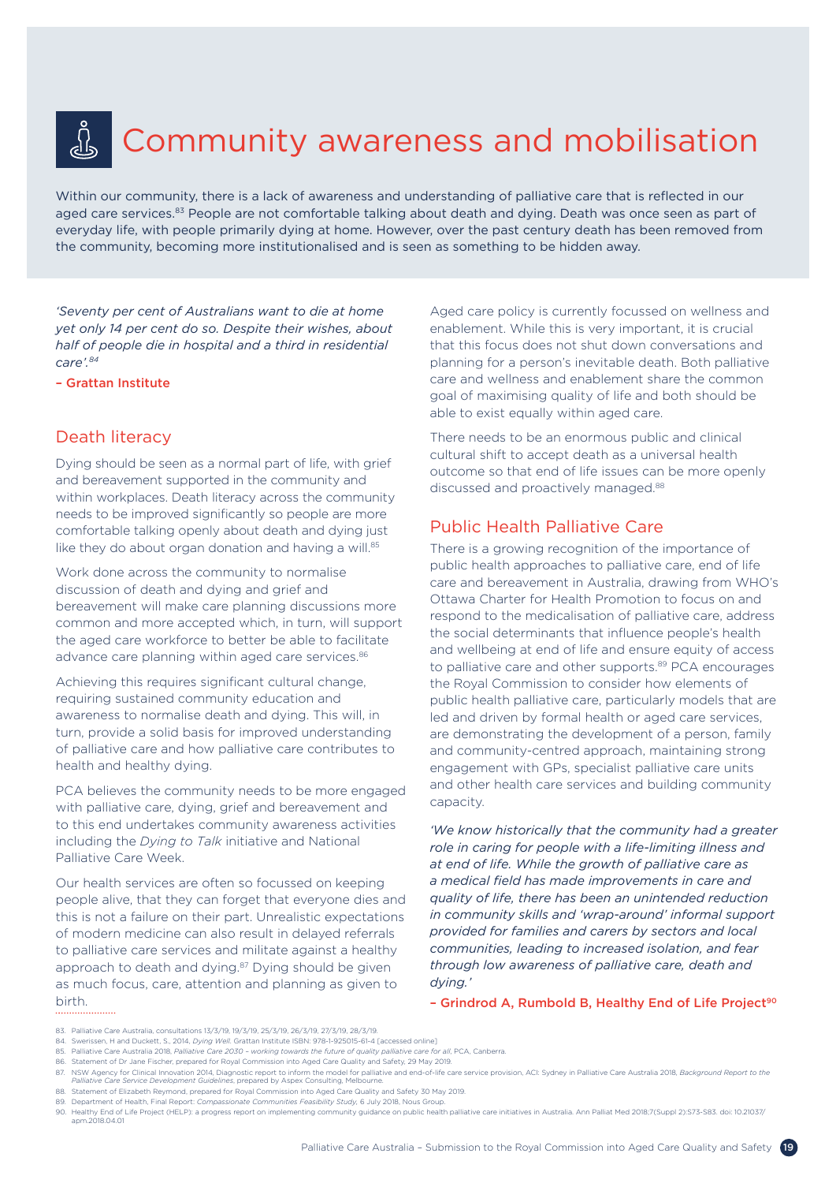# Community awareness and mobilisation

Within our community, there is a lack of awareness and understanding of palliative care that is reflected in our aged care services.[83] People are not comfortable talking about death and dying. Death was once seen as part of everyday life, with people primarily dying at home. However, over the past century death has been removed from the community, becoming more institutionalised and is seen as something to be hidden away.

*'Seventy per cent of Australians want to die at home yet only 14 per cent do so. Despite their wishes, about half of people die in hospital and a third in residential care'.[84]*

**– Grattan Institute**

## Death literacy

Dying should be seen as a normal part of life, with grief and bereavement supported in the community and within workplaces. Death literacy across the community needs to be improved significantly so people are more comfortable talking openly about death and dying just like they do about organ donation and having a will.[85]

Work done across the community to normalise discussion of death and dying and grief and bereavement will make care planning discussions more common and more accepted which, in turn, will support the aged care workforce to better be able to facilitate advance care planning within aged care services.[86]

Achieving this requires significant cultural change, requiring sustained community education and awareness to normalise death and dying. This will, in turn, provide a solid basis for improved understanding of palliative care and how palliative care contributes to health and healthy dying.

PCA believes the community needs to be more engaged with palliative care, dying, grief and bereavement and to this end undertakes community awareness activities including the *Dying to Talk* initiative and National Palliative Care Week.

Our health services are often so focussed on keeping people alive, that they can forget that everyone dies and this is not a failure on their part. Unrealistic expectations of modern medicine can also result in delayed referrals to palliative care services and militate against a healthy approach to death and dying.[87] Dying should be given as much focus, care, attention and planning as given to birth.

Aged care policy is currently focussed on wellness and enablement. While this is very important, it is crucial that this focus does not shut down conversations and planning for a person's inevitable death. Both palliative care and wellness and enablement share the common goal of maximising quality of life and both should be able to exist equally within aged care.

There needs to be an enormous public and clinical cultural shift to accept death as a universal health outcome so that end of life issues can be more openly discussed and proactively managed.[88]

## Public Health Palliative Care

There is a growing recognition of the importance of public health approaches to palliative care, end of life care and bereavement in Australia, drawing from WHO's Ottawa Charter for Health Promotion to focus on and respond to the medicalisation of palliative care, address the social determinants that influence people's health and wellbeing at end of life and ensure equity of access to palliative care and other supports.[89] PCA encourages the Royal Commission to consider how elements of public health palliative care, particularly models that are led and driven by formal health or aged care services, are demonstrating the development of a person, family and community-centred approach, maintaining strong engagement with GPs, specialist palliative care units and other health care services and building community capacity.

*'We know historically that the community had a greater role in caring for people with a life-limiting illness and at end of life. While the growth of palliative care as a medical field has made improvements in care and quality of life, there has been an unintended reduction in community skills and 'wrap-around' informal support provided for families and carers by sectors and local communities, leading to increased isolation, and fear through low awareness of palliative care, death and dying.'*

**– Grindrod A, Rumbold B, Healthy End of Life Project[90]**

---

83. Palliative Care Australia, consultations 13/3/19, 19/3/19, 25/3/19, 26/3/19, 27/3/19, 28/3/19.
84. Swerissen, H and Duckett, S., 2014, *Dying Well*. Grattan Institute ISBN: 978-1-925015-61-4 [accessed online]
85. Palliative Care Australia 2018, *Palliative Care 2030 – working towards the future of quality palliative care for all*, PCA, Canberra.
86. Statement of Dr Jane Fischer, prepared for Royal Commission into Aged Care Quality and Safety, 29 May 2019.
87. NSW Agency for Clinical Innovation 2014, Diagnostic report to inform the model for palliative and end-of-life care service provision, ACI: Sydney in Palliative Care Australia 2018, *Background Report to the Palliative Care Service Development Guidelines*, prepared by Aspex Consulting, Melbourne.
88. Statement of Elizabeth Reymond, prepared for Royal Commission into Aged Care Quality and Safety 30 May 2019.
89. Department of Health, Final Report: *Compassionate Communities Feasibility Study*, 6 July 2018, Nous Group.
90. Healthy End of Life Project (HELP): a progress report on implementing community guidance on public health palliative care initiatives in Australia. Ann Palliat Med 2018;7(Suppl 2):S73-S83. doi: 10.21037/apm.2018.04.01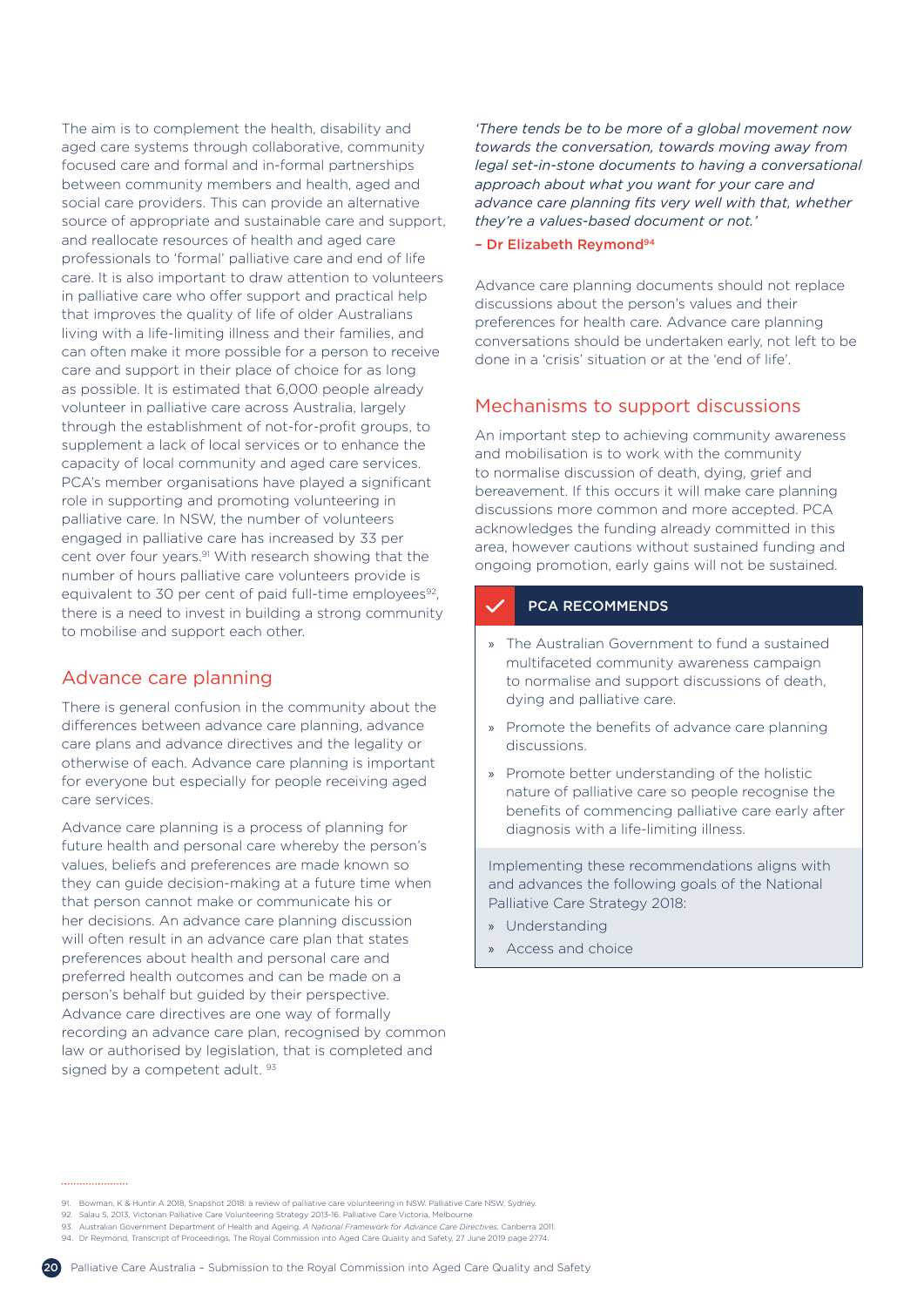The aim is to complement the health, disability and aged care systems through collaborative, community focused care and formal and in-formal partnerships between community members and health, aged and social care providers. This can provide an alternative source of appropriate and sustainable care and support, and reallocate resources of health and aged care professionals to 'formal' palliative care and end of life care. It is also important to draw attention to volunteers in palliative care who offer support and practical help that improves the quality of life of older Australians living with a life-limiting illness and their families, and can often make it more possible for a person to receive care and support in their place of choice for as long as possible. It is estimated that 6,000 people already volunteer in palliative care across Australia, largely through the establishment of not-for-profit groups, to supplement a lack of local services or to enhance the capacity of local community and aged care services. PCA's member organisations have played a significant role in supporting and promoting volunteering in palliative care. In NSW, the number of volunteers engaged in palliative care has increased by 33 per cent over four years.[91] With research showing that the number of hours palliative care volunteers provide is equivalent to 30 per cent of paid full-time employees[92], there is a need to invest in building a strong community to mobilise and support each other.

## Advance care planning

There is general confusion in the community about the differences between advance care planning, advance care plans and advance directives and the legality or otherwise of each. Advance care planning is important for everyone but especially for people receiving aged care services.

Advance care planning is a process of planning for future health and personal care whereby the person's values, beliefs and preferences are made known so they can guide decision-making at a future time when that person cannot make or communicate his or her decisions. An advance care planning discussion will often result in an advance care plan that states preferences about health and personal care and preferred health outcomes and can be made on a person's behalf but guided by their perspective. Advance care directives are one way of formally recording an advance care plan, recognised by common law or authorised by legislation, that is completed and signed by a competent adult. [93]

*'There tends be to be more of a global movement now towards the conversation, towards moving away from legal set-in-stone documents to having a conversational approach about what you want for your care and advance care planning fits very well with that, whether they're a values-based document or not.'*

– Dr Elizabeth Reymond[94]

Advance care planning documents should not replace discussions about the person's values and their preferences for health care. Advance care planning conversations should be undertaken early, not left to be done in a 'crisis' situation or at the 'end of life'.

## Mechanisms to support discussions

An important step to achieving community awareness and mobilisation is to work with the community to normalise discussion of death, dying, grief and bereavement. If this occurs it will make care planning discussions more common and more accepted. PCA acknowledges the funding already committed in this area, however cautions without sustained funding and ongoing promotion, early gains will not be sustained.

**PCA RECOMMENDS**

- The Australian Government to fund a sustained multifaceted community awareness campaign to normalise and support discussions of death, dying and palliative care.
- Promote the benefits of advance care planning discussions.
- Promote better understanding of the holistic nature of palliative care so people recognise the benefits of commencing palliative care early after diagnosis with a life-limiting illness.

Implementing these recommendations aligns with and advances the following goals of the National Palliative Care Strategy 2018:

- Understanding
- Access and choice

---

91. Bowman, K & Huntir A 2018, Snapshot 2018: a review of palliative care volunteering in NSW. Palliative Care NSW, Sydney.
92. Salau S, 2013, Victorian Palliative Care Volunteering Strategy 2013-16. Palliative Care Victoria, Melbourne
93. Australian Government Department of Health and Ageing, *A National Framework for Advance Care Directives*, Canberra 2011.
94. Dr Reymond, Transcript of Proceedings, The Royal Commission into Aged Care Quality and Safety, 27 June 2019 page 2774.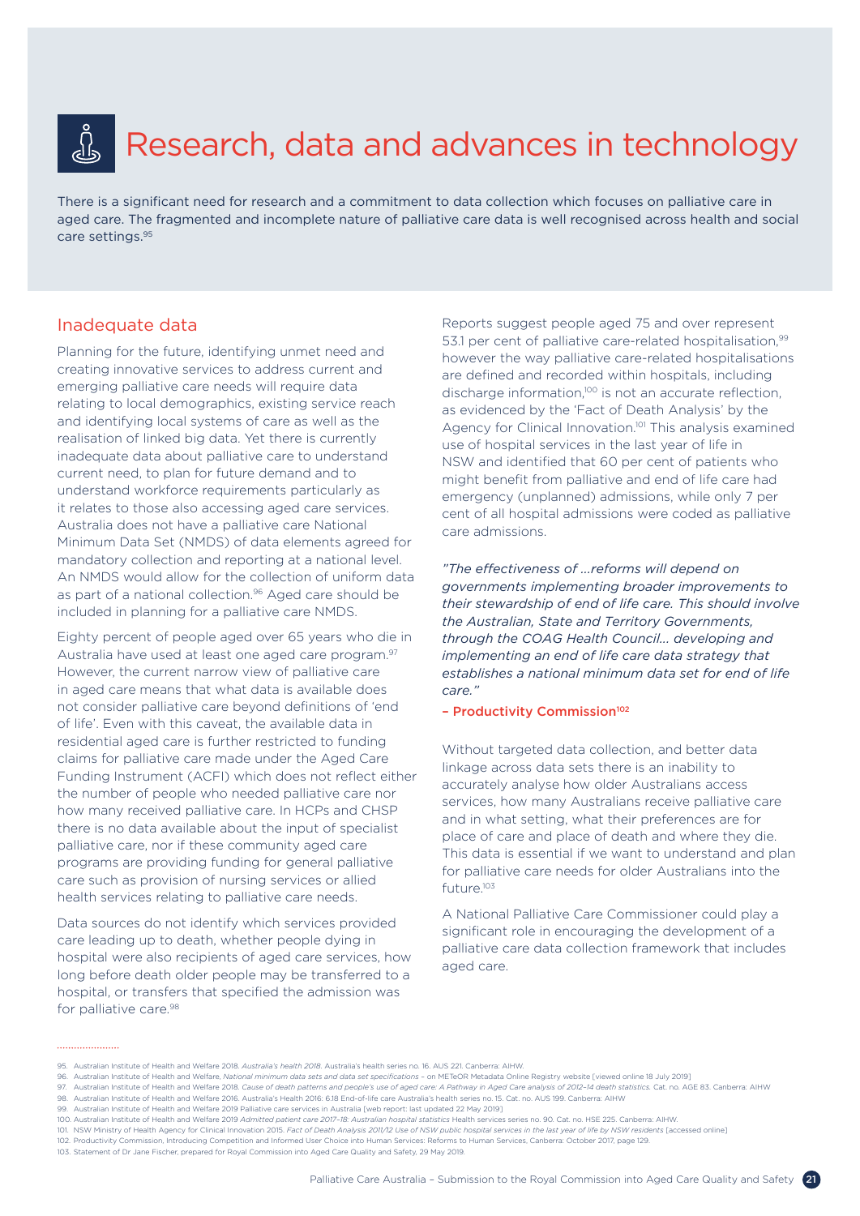# Research, data and advances in technology

There is a significant need for research and a commitment to data collection which focuses on palliative care in aged care. The fragmented and incomplete nature of palliative care data is well recognised across health and social care settings.[95]

## Inadequate data

Planning for the future, identifying unmet need and creating innovative services to address current and emerging palliative care needs will require data relating to local demographics, existing service reach and identifying local systems of care as well as the realisation of linked big data. Yet there is currently inadequate data about palliative care to understand current need, to plan for future demand and to understand workforce requirements particularly as it relates to those also accessing aged care services. Australia does not have a palliative care National Minimum Data Set (NMDS) of data elements agreed for mandatory collection and reporting at a national level. An NMDS would allow for the collection of uniform data as part of a national collection.[96] Aged care should be included in planning for a palliative care NMDS.

Eighty percent of people aged over 65 years who die in Australia have used at least one aged care program.[97] However, the current narrow view of palliative care in aged care means that what data is available does not consider palliative care beyond definitions of 'end of life'. Even with this caveat, the available data in residential aged care is further restricted to funding claims for palliative care made under the Aged Care Funding Instrument (ACFI) which does not reflect either the number of people who needed palliative care nor how many received palliative care. In HCPs and CHSP there is no data available about the input of specialist palliative care, nor if these community aged care programs are providing funding for general palliative care such as provision of nursing services or allied health services relating to palliative care needs.

Data sources do not identify which services provided care leading up to death, whether people dying in hospital were also recipients of aged care services, how long before death older people may be transferred to a hospital, or transfers that specified the admission was for palliative care.[98]

Reports suggest people aged 75 and over represent 53.1 per cent of palliative care-related hospitalisation,[99] however the way palliative care-related hospitalisations are defined and recorded within hospitals, including discharge information,[100] is not an accurate reflection, as evidenced by the 'Fact of Death Analysis' by the Agency for Clinical Innovation.[101] This analysis examined use of hospital services in the last year of life in NSW and identified that 60 per cent of patients who might benefit from palliative and end of life care had emergency (unplanned) admissions, while only 7 per cent of all hospital admissions were coded as palliative care admissions.

*"The effectiveness of …reforms will depend on governments implementing broader improvements to their stewardship of end of life care. This should involve the Australian, State and Territory Governments, through the COAG Health Council… developing and implementing an end of life care data strategy that establishes a national minimum data set for end of life care."*

**– Productivity Commission[102]**

Without targeted data collection, and better data linkage across data sets there is an inability to accurately analyse how older Australians access services, how many Australians receive palliative care and in what setting, what their preferences are for place of care and place of death and where they die. This data is essential if we want to understand and plan for palliative care needs for older Australians into the future.[103]

A National Palliative Care Commissioner could play a significant role in encouraging the development of a palliative care data collection framework that includes aged care.

---

95. Australian Institute of Health and Welfare 2018. *Australia's health 2018.* Australia's health series no. 16. AUS 221. Canberra: AIHW.
96. Australian Institute of Health and Welfare, *National minimum data sets and data set specifications* – on METeOR Metadata Online Registry website [viewed online 18 July 2019]
97. Australian Institute of Health and Welfare 2018. *Cause of death patterns and people's use of aged care: A Pathway in Aged Care analysis of 2012–14 death statistics.* Cat. no. AGE 83. Canberra: AIHW
98. Australian Institute of Health and Welfare 2016. Australia's Health 2016: 6.18 End-of-life care Australia's health series no. 15. Cat. no. AUS 199. Canberra: AIHW
99. Australian Institute of Health and Welfare 2019 Palliative care services in Australia [web report: last updated 22 May 2019]
100. Australian Institute of Health and Welfare 2019 *Admitted patient care 2017–18: Australian hospital statistics* Health services series no. 90. Cat. no. HSE 225. Canberra: AIHW.
101. NSW Ministry of Health Agency for Clinical Innovation 2015. *Fact of Death Analysis 2011/12 Use of NSW public hospital services in the last year of life by NSW residents* [accessed online]
102. Productivity Commission, Introducing Competition and Informed User Choice into Human Services: Reforms to Human Services, Canberra: October 2017, page 129.
103. Statement of Dr Jane Fischer, prepared for Royal Commission into Aged Care Quality and Safety, 29 May 2019.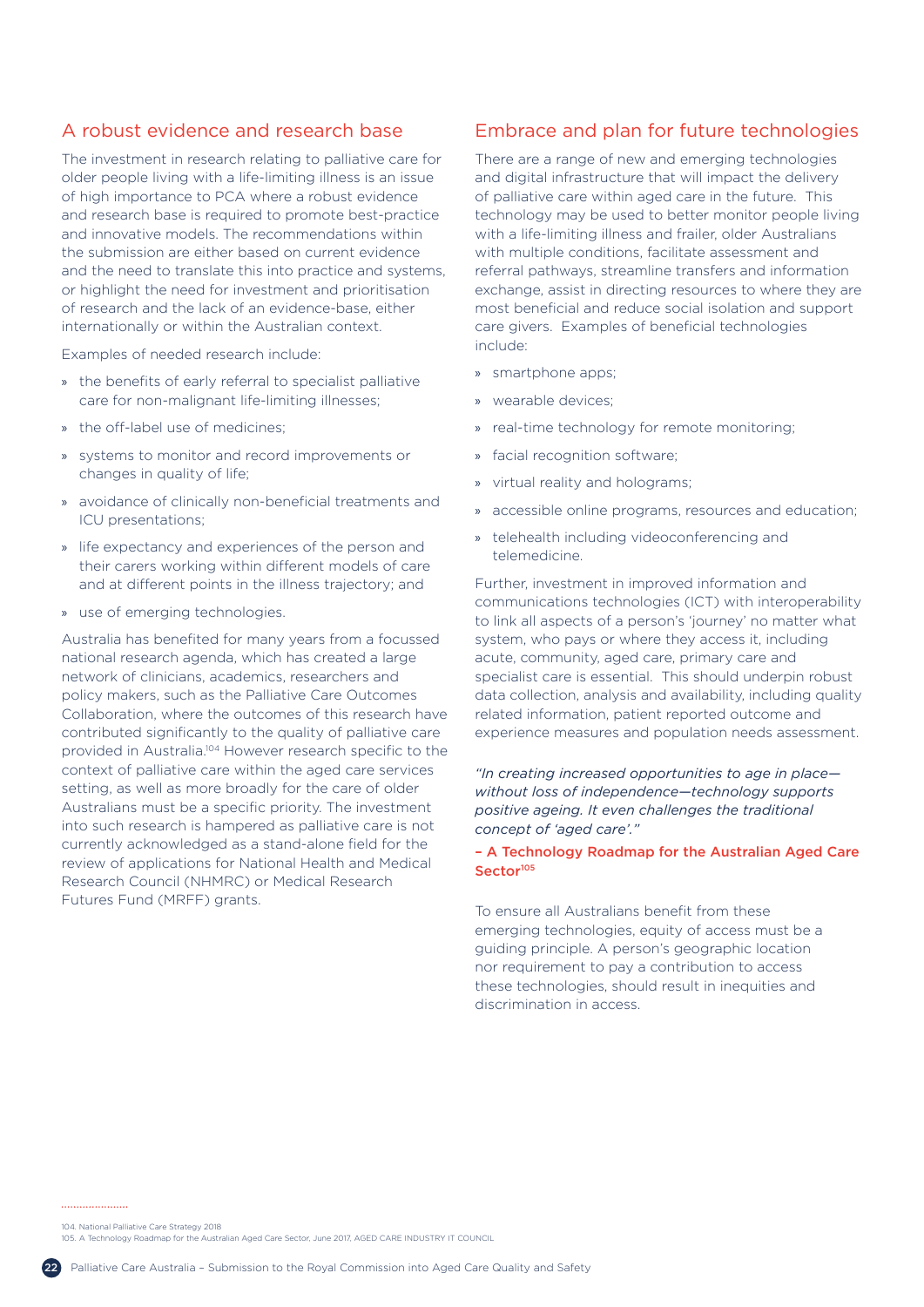## A robust evidence and research base

The investment in research relating to palliative care for older people living with a life-limiting illness is an issue of high importance to PCA where a robust evidence and research base is required to promote best-practice and innovative models. The recommendations within the submission are either based on current evidence and the need to translate this into practice and systems, or highlight the need for investment and prioritisation of research and the lack of an evidence-base, either internationally or within the Australian context.

Examples of needed research include:

- the benefits of early referral to specialist palliative care for non-malignant life-limiting illnesses;
- the off-label use of medicines;
- systems to monitor and record improvements or changes in quality of life;
- avoidance of clinically non-beneficial treatments and ICU presentations;
- life expectancy and experiences of the person and their carers working within different models of care and at different points in the illness trajectory; and
- use of emerging technologies.

Australia has benefited for many years from a focussed national research agenda, which has created a large network of clinicians, academics, researchers and policy makers, such as the Palliative Care Outcomes Collaboration, where the outcomes of this research have contributed significantly to the quality of palliative care provided in Australia.[104] However research specific to the context of palliative care within the aged care services setting, as well as more broadly for the care of older Australians must be a specific priority. The investment into such research is hampered as palliative care is not currently acknowledged as a stand-alone field for the review of applications for National Health and Medical Research Council (NHMRC) or Medical Research Futures Fund (MRFF) grants.

## Embrace and plan for future technologies

There are a range of new and emerging technologies and digital infrastructure that will impact the delivery of palliative care within aged care in the future. This technology may be used to better monitor people living with a life-limiting illness and frailer, older Australians with multiple conditions, facilitate assessment and referral pathways, streamline transfers and information exchange, assist in directing resources to where they are most beneficial and reduce social isolation and support care givers. Examples of beneficial technologies include:

- smartphone apps;
- wearable devices;
- real-time technology for remote monitoring;
- facial recognition software;
- virtual reality and holograms;
- accessible online programs, resources and education;
- telehealth including videoconferencing and telemedicine.

Further, investment in improved information and communications technologies (ICT) with interoperability to link all aspects of a person's 'journey' no matter what system, who pays or where they access it, including acute, community, aged care, primary care and specialist care is essential. This should underpin robust data collection, analysis and availability, including quality related information, patient reported outcome and experience measures and population needs assessment.

*"In creating increased opportunities to age in place—without loss of independence—technology supports positive ageing. It even challenges the traditional concept of 'aged care'."*

**– A Technology Roadmap for the Australian Aged Care Sector**[105]

To ensure all Australians benefit from these emerging technologies, equity of access must be a guiding principle. A person's geographic location nor requirement to pay a contribution to access these technologies, should result in inequities and discrimination in access.

---

104. National Palliative Care Strategy 2018
105. A Technology Roadmap for the Australian Aged Care Sector, June 2017, AGED CARE INDUSTRY IT COUNCIL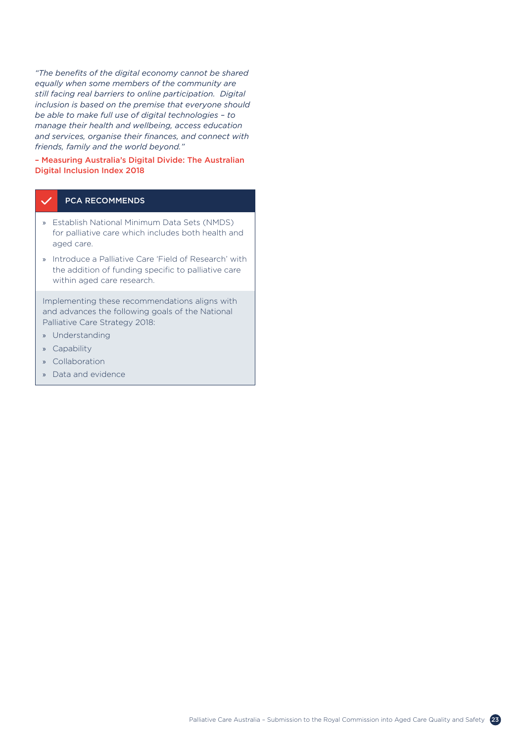*"The benefits of the digital economy cannot be shared equally when some members of the community are still facing real barriers to online participation. Digital inclusion is based on the premise that everyone should be able to make full use of digital technologies – to manage their health and wellbeing, access education and services, organise their finances, and connect with friends, family and the world beyond."*

– Measuring Australia's Digital Divide: The Australian Digital Inclusion Index 2018

### PCA RECOMMENDS

- Establish National Minimum Data Sets (NMDS) for palliative care which includes both health and aged care.
- Introduce a Palliative Care 'Field of Research' with the addition of funding specific to palliative care within aged care research.

Implementing these recommendations aligns with and advances the following goals of the National Palliative Care Strategy 2018:

- Understanding
- Capability
- Collaboration
- Data and evidence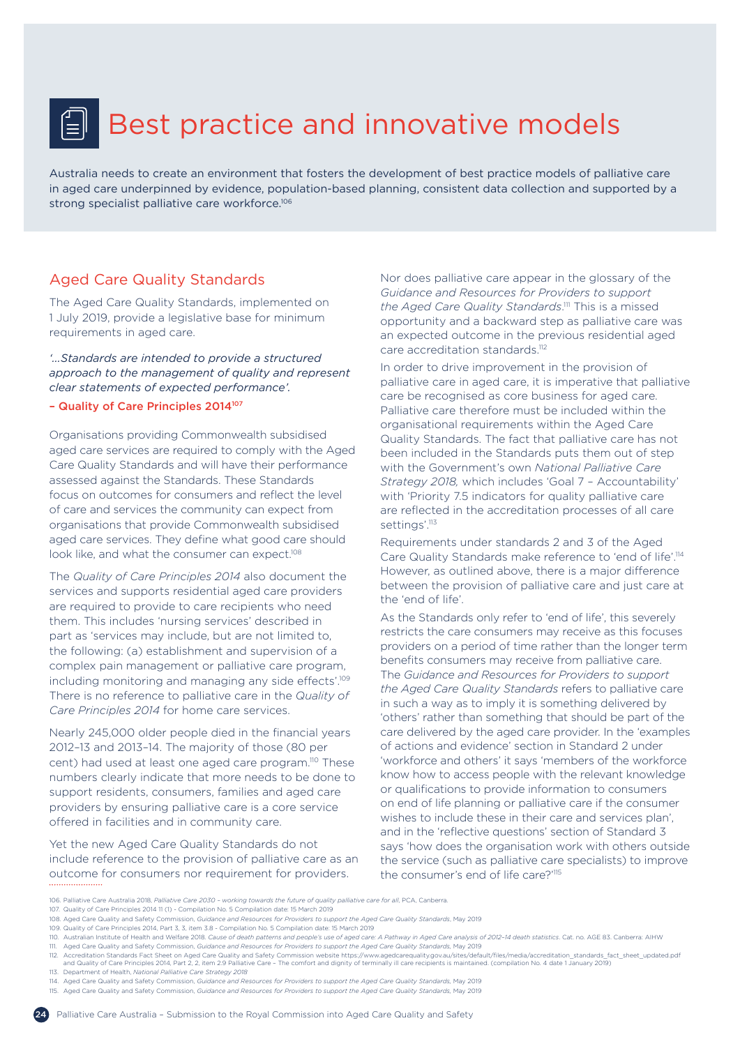# Best practice and innovative models

Australia needs to create an environment that fosters the development of best practice models of palliative care in aged care underpinned by evidence, population-based planning, consistent data collection and supported by a strong specialist palliative care workforce.[106]

## Aged Care Quality Standards

The Aged Care Quality Standards, implemented on 1 July 2019, provide a legislative base for minimum requirements in aged care.

*'...Standards are intended to provide a structured approach to the management of quality and represent clear statements of expected performance'.*

**– Quality of Care Principles 2014**[107]

Organisations providing Commonwealth subsidised aged care services are required to comply with the Aged Care Quality Standards and will have their performance assessed against the Standards. These Standards focus on outcomes for consumers and reflect the level of care and services the community can expect from organisations that provide Commonwealth subsidised aged care services. They define what good care should look like, and what the consumer can expect.[108]

The *Quality of Care Principles 2014* also document the services and supports residential aged care providers are required to provide to care recipients who need them. This includes 'nursing services' described in part as 'services may include, but are not limited to, the following: (a) establishment and supervision of a complex pain management or palliative care program, including monitoring and managing any side effects'.[109] There is no reference to palliative care in the *Quality of Care Principles 2014* for home care services.

Nearly 245,000 older people died in the financial years 2012–13 and 2013–14. The majority of those (80 per cent) had used at least one aged care program.[110] These numbers clearly indicate that more needs to be done to support residents, consumers, families and aged care providers by ensuring palliative care is a core service offered in facilities and in community care.

Yet the new Aged Care Quality Standards do not include reference to the provision of palliative care as an outcome for consumers nor requirement for providers. Nor does palliative care appear in the glossary of the *Guidance and Resources for Providers to support the Aged Care Quality Standards*.[111] This is a missed opportunity and a backward step as palliative care was an expected outcome in the previous residential aged care accreditation standards.[112]

In order to drive improvement in the provision of palliative care in aged care, it is imperative that palliative care be recognised as core business for aged care. Palliative care therefore must be included within the organisational requirements within the Aged Care Quality Standards. The fact that palliative care has not been included in the Standards puts them out of step with the Government's own *National Palliative Care Strategy 2018,* which includes 'Goal 7 – Accountability' with 'Priority 7.5 indicators for quality palliative care are reflected in the accreditation processes of all care settings'.[113]

Requirements under standards 2 and 3 of the Aged Care Quality Standards make reference to 'end of life'.[114] However, as outlined above, there is a major difference between the provision of palliative care and just care at the 'end of life'.

As the Standards only refer to 'end of life', this severely restricts the care consumers may receive as this focuses providers on a period of time rather than the longer term benefits consumers may receive from palliative care. The *Guidance and Resources for Providers to support the Aged Care Quality Standards* refers to palliative care in such a way as to imply it is something delivered by 'others' rather than something that should be part of the care delivered by the aged care provider. In the 'examples of actions and evidence' section in Standard 2 under 'workforce and others' it says 'members of the workforce know how to access people with the relevant knowledge or qualifications to provide information to consumers on end of life planning or palliative care if the consumer wishes to include these in their care and services plan', and in the 'reflective questions' section of Standard 3 says 'how does the organisation work with others outside the service (such as palliative care specialists) to improve the consumer's end of life care?'[115]

---

106. Palliative Care Australia 2018, *Palliative Care 2030 – working towards the future of quality palliative care for all*, PCA, Canberra.
107. Quality of Care Principles 2014 11 (1) - Compilation No. 5 Compilation date: 15 March 2019
108. Aged Care Quality and Safety Commission, *Guidance and Resources for Providers to support the Aged Care Quality Standards*, May 2019
109. Quality of Care Principles 2014, Part 3, 3, item 3.8 - Compilation No. 5 Compilation date: 15 March 2019
110. Australian Institute of Health and Welfare 2018. *Cause of death patterns and people's use of aged care: A Pathway in Aged Care analysis of 2012–14 death statistics*. Cat. no. AGE 83. Canberra: AIHW
111. Aged Care Quality and Safety Commission, *Guidance and Resources for Providers to support the Aged Care Quality Standards*, May 2019
112. Accreditation Standards Fact Sheet on Aged Care Quality and Safety Commission website https://www.agedcarequality.gov.au/sites/default/files/media/accreditation_standards_fact_sheet_updated.pdf and Quality of Care Principles 2014, Part 2, 2, item 2.9 Palliative Care – The comfort and dignity of terminally ill care recipients is maintained. (compilation No. 4 date 1 January 2019)
113. Department of Health, *National Palliative Care Strategy 2018*
114. Aged Care Quality and Safety Commission, *Guidance and Resources for Providers to support the Aged Care Quality Standards*, May 2019
115. Aged Care Quality and Safety Commission, *Guidance and Resources for Providers to support the Aged Care Quality Standards*, May 2019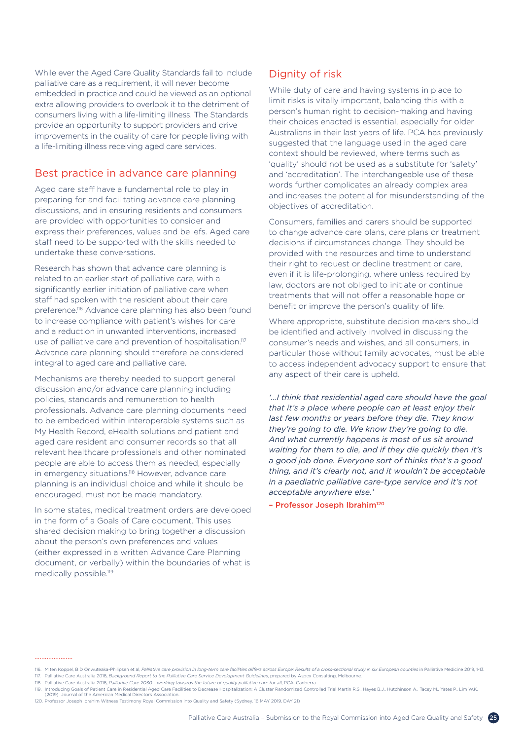While ever the Aged Care Quality Standards fail to include palliative care as a requirement, it will never become embedded in practice and could be viewed as an optional extra allowing providers to overlook it to the detriment of consumers living with a life-limiting illness. The Standards provide an opportunity to support providers and drive improvements in the quality of care for people living with a life-limiting illness receiving aged care services.

## Best practice in advance care planning

Aged care staff have a fundamental role to play in preparing for and facilitating advance care planning discussions, and in ensuring residents and consumers are provided with opportunities to consider and express their preferences, values and beliefs. Aged care staff need to be supported with the skills needed to undertake these conversations.

Research has shown that advance care planning is related to an earlier start of palliative care, with a significantly earlier initiation of palliative care when staff had spoken with the resident about their care preference.[116] Advance care planning has also been found to increase compliance with patient's wishes for care and a reduction in unwanted interventions, increased use of palliative care and prevention of hospitalisation.[117] Advance care planning should therefore be considered integral to aged care and palliative care.

Mechanisms are thereby needed to support general discussion and/or advance care planning including policies, standards and remuneration to health professionals. Advance care planning documents need to be embedded within interoperable systems such as My Health Record, eHealth solutions and patient and aged care resident and consumer records so that all relevant healthcare professionals and other nominated people are able to access them as needed, especially in emergency situations.[118] However, advance care planning is an individual choice and while it should be encouraged, must not be made mandatory.

In some states, medical treatment orders are developed in the form of a Goals of Care document. This uses shared decision making to bring together a discussion about the person's own preferences and values (either expressed in a written Advance Care Planning document, or verbally) within the boundaries of what is medically possible.[119]

## Dignity of risk

While duty of care and having systems in place to limit risks is vitally important, balancing this with a person's human right to decision-making and having their choices enacted is essential, especially for older Australians in their last years of life. PCA has previously suggested that the language used in the aged care context should be reviewed, where terms such as 'quality' should not be used as a substitute for 'safety' and 'accreditation'. The interchangeable use of these words further complicates an already complex area and increases the potential for misunderstanding of the objectives of accreditation.

Consumers, families and carers should be supported to change advance care plans, care plans or treatment decisions if circumstances change. They should be provided with the resources and time to understand their right to request or decline treatment or care, even if it is life-prolonging, where unless required by law, doctors are not obliged to initiate or continue treatments that will not offer a reasonable hope or benefit or improve the person's quality of life.

Where appropriate, substitute decision makers should be identified and actively involved in discussing the consumer's needs and wishes, and all consumers, in particular those without family advocates, must be able to access independent advocacy support to ensure that any aspect of their care is upheld.

*'...I think that residential aged care should have the goal that it's a place where people can at least enjoy their last few months or years before they die. They know they're going to die. We know they're going to die. And what currently happens is most of us sit around waiting for them to die, and if they die quickly then it's a good job done. Everyone sort of thinks that's a good thing, and it's clearly not, and it wouldn't be acceptable in a paediatric palliative care-type service and it's not acceptable anywhere else.'*

**– Professor Joseph Ibrahim**[120]

---

116. M ten Koppel, B D Onwuteaka-Philipsen et al, *Palliative care provision in long-term care facilities differs across Europe: Results of a cross-sectional study in six European counties* in Palliative Medicine 2019, 1-13.
117. Palliative Care Australia 2018, *Background Report to the Palliative Care Service Development Guidelines*, prepared by Aspex Consulting, Melbourne.
118. Palliative Care Australia 2018, *Palliative Care 2030 – working towards the future of quality palliative care for all*, PCA, Canberra.
119. Introducing Goals of Patient Care in Residential Aged Care Facilities to Decrease Hospitalization: A Cluster Randomized Controlled Trial Martin R.S., Hayes B.J., Hutchinson A., Tacey M., Yates P., Lim W.K. (2019) Journal of the American Medical Directors Association.
120. Professor Joseph Ibrahim Witness Testimony Royal Commission into Quality and Safety (Sydney, 16 MAY 2019, DAY 21)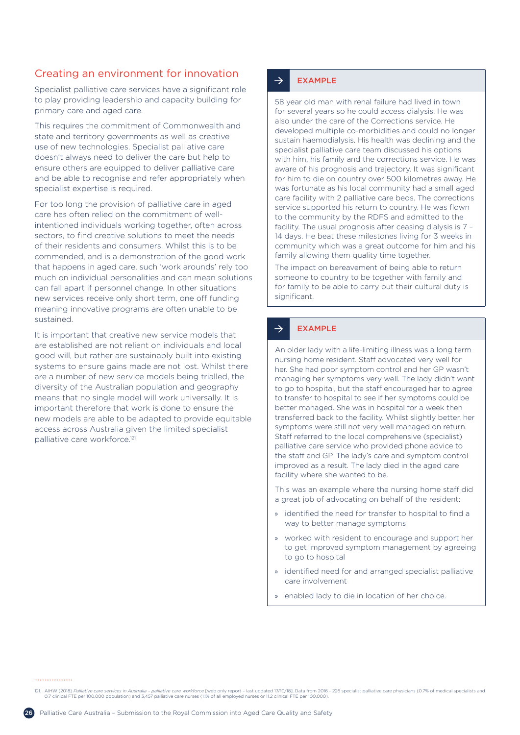## Creating an environment for innovation

Specialist palliative care services have a significant role to play providing leadership and capacity building for primary care and aged care.

This requires the commitment of Commonwealth and state and territory governments as well as creative use of new technologies. Specialist palliative care doesn't always need to deliver the care but help to ensure others are equipped to deliver palliative care and be able to recognise and refer appropriately when specialist expertise is required.

For too long the provision of palliative care in aged care has often relied on the commitment of well-intentioned individuals working together, often across sectors, to find creative solutions to meet the needs of their residents and consumers. Whilst this is to be commended, and is a demonstration of the good work that happens in aged care, such 'work arounds' rely too much on individual personalities and can mean solutions can fall apart if personnel change. In other situations new services receive only short term, one off funding meaning innovative programs are often unable to be sustained.

It is important that creative new service models that are established are not reliant on individuals and local good will, but rather are sustainably built into existing systems to ensure gains made are not lost. Whilst there are a number of new service models being trialled, the diversity of the Australian population and geography means that no single model will work universally. It is important therefore that work is done to ensure the new models are able to be adapted to provide equitable access across Australia given the limited specialist palliative care workforce.[121]

### → EXAMPLE

58 year old man with renal failure had lived in town for several years so he could access dialysis. He was also under the care of the Corrections service. He developed multiple co-morbidities and could no longer sustain haemodialysis. His health was declining and the specialist palliative care team discussed his options with him, his family and the corrections service. He was aware of his prognosis and trajectory. It was significant for him to die on country over 500 kilometres away. He was fortunate as his local community had a small aged care facility with 2 palliative care beds. The corrections service supported his return to country. He was flown to the community by the RDFS and admitted to the facility. The usual prognosis after ceasing dialysis is 7 – 14 days. He beat these milestones living for 3 weeks in community which was a great outcome for him and his family allowing them quality time together.

The impact on bereavement of being able to return someone to country to be together with family and for family to be able to carry out their cultural duty is significant.

### → EXAMPLE

An older lady with a life-limiting illness was a long term nursing home resident. Staff advocated very well for her. She had poor symptom control and her GP wasn't managing her symptoms very well. The lady didn't want to go to hospital, but the staff encouraged her to agree to transfer to hospital to see if her symptoms could be better managed. She was in hospital for a week then transferred back to the facility. Whilst slightly better, her symptoms were still not very well managed on return. Staff referred to the local comprehensive (specialist) palliative care service who provided phone advice to the staff and GP. The lady's care and symptom control improved as a result. The lady died in the aged care facility where she wanted to be.

This was an example where the nursing home staff did a great job of advocating on behalf of the resident:

- identified the need for transfer to hospital to find a way to better manage symptoms
- worked with resident to encourage and support her to get improved symptom management by agreeing to go to hospital
- identified need for and arranged specialist palliative care involvement
- enabled lady to die in location of her choice.

---

121. AIHW (2018) *Palliative care services in Australia - palliative care workforce* (web only report - last updated 17/10/18). Data from 2016 - 226 specialist palliative care physicians (0.7% of medical specialists and 0.7 clinical FTE per 100,000 population) and 3,457 palliative care nurses (1.1% of all employed nurses or 11.2 clinical FTE per 100,000).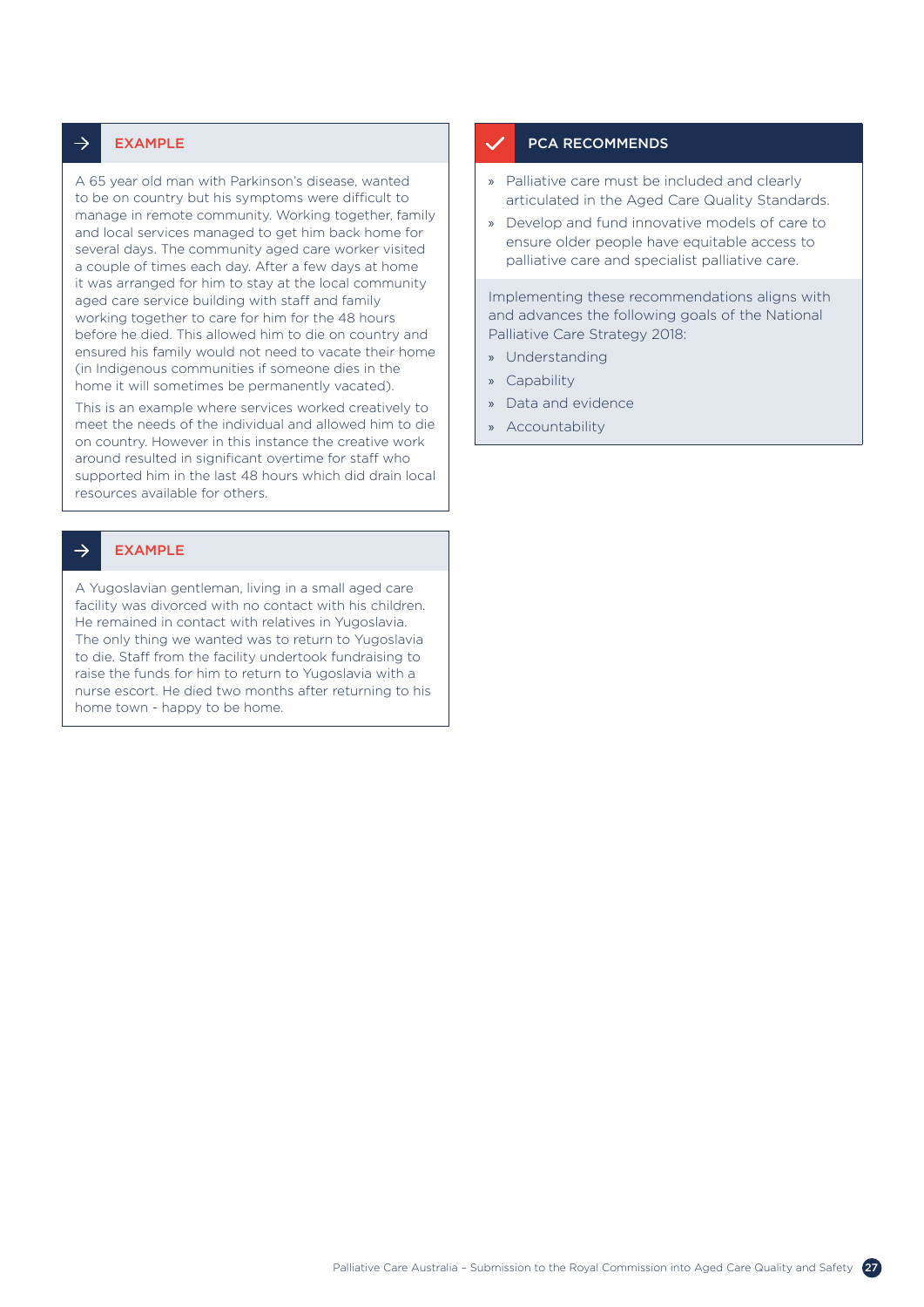### EXAMPLE

A 65 year old man with Parkinson's disease, wanted to be on country but his symptoms were difficult to manage in remote community. Working together, family and local services managed to get him back home for several days. The community aged care worker visited a couple of times each day. After a few days at home it was arranged for him to stay at the local community aged care service building with staff and family working together to care for him for the 48 hours before he died. This allowed him to die on country and ensured his family would not need to vacate their home (in Indigenous communities if someone dies in the home it will sometimes be permanently vacated).

This is an example where services worked creatively to meet the needs of the individual and allowed him to die on country. However in this instance the creative work around resulted in significant overtime for staff who supported him in the last 48 hours which did drain local resources available for others.

### EXAMPLE

A Yugoslavian gentleman, living in a small aged care facility was divorced with no contact with his children. He remained in contact with relatives in Yugoslavia. The only thing we wanted was to return to Yugoslavia to die. Staff from the facility undertook fundraising to raise the funds for him to return to Yugoslavia with a nurse escort. He died two months after returning to his home town - happy to be home.

### PCA RECOMMENDS

- Palliative care must be included and clearly articulated in the Aged Care Quality Standards.
- Develop and fund innovative models of care to ensure older people have equitable access to palliative care and specialist palliative care.

Implementing these recommendations aligns with and advances the following goals of the National Palliative Care Strategy 2018:

- Understanding
- Capability
- Data and evidence
- Accountability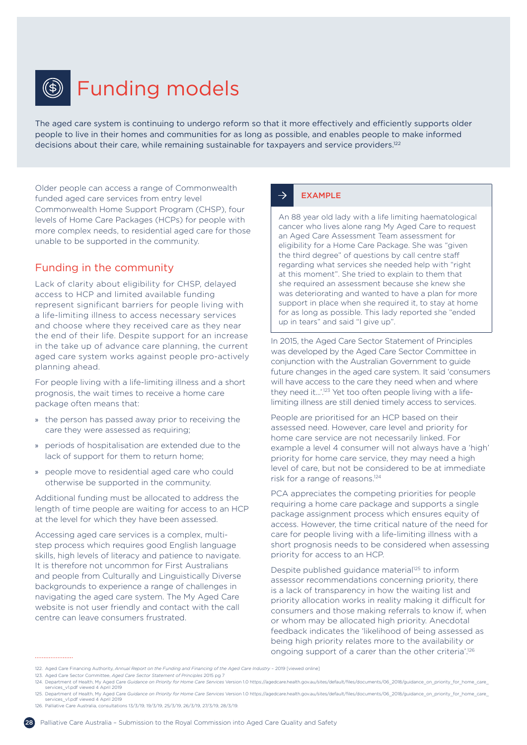# Funding models

The aged care system is continuing to undergo reform so that it more effectively and efficiently supports older people to live in their homes and communities for as long as possible, and enables people to make informed decisions about their care, while remaining sustainable for taxpayers and service providers.[122]

Older people can access a range of Commonwealth funded aged care services from entry level Commonwealth Home Support Program (CHSP), four levels of Home Care Packages (HCPs) for people with more complex needs, to residential aged care for those unable to be supported in the community.

## Funding in the community

Lack of clarity about eligibility for CHSP, delayed access to HCP and limited available funding represent significant barriers for people living with a life-limiting illness to access necessary services and choose where they received care as they near the end of their life. Despite support for an increase in the take up of advance care planning, the current aged care system works against people pro-actively planning ahead.

For people living with a life-limiting illness and a short prognosis, the wait times to receive a home care package often means that:

- the person has passed away prior to receiving the care they were assessed as requiring;
- periods of hospitalisation are extended due to the lack of support for them to return home;
- people move to residential aged care who could otherwise be supported in the community.

Additional funding must be allocated to address the length of time people are waiting for access to an HCP at the level for which they have been assessed.

Accessing aged care services is a complex, multi-step process which requires good English language skills, high levels of literacy and patience to navigate. It is therefore not uncommon for First Australians and people from Culturally and Linguistically Diverse backgrounds to experience a range of challenges in navigating the aged care system. The My Aged Care website is not user friendly and contact with the call centre can leave consumers frustrated.

> **EXAMPLE**
>
> An 88 year old lady with a life limiting haematological cancer who lives alone rang My Aged Care to request an Aged Care Assessment Team assessment for eligibility for a Home Care Package. She was "given the third degree" of questions by call centre staff regarding what services she needed help with "right at this moment". She tried to explain to them that she required an assessment because she knew she was deteriorating and wanted to have a plan for more support in place when she required it, to stay at home for as long as possible. This lady reported she "ended up in tears" and said "I give up".

In 2015, the Aged Care Sector Statement of Principles was developed by the Aged Care Sector Committee in conjunction with the Australian Government to guide future changes in the aged care system. It said 'consumers will have access to the care they need when and where they need it…'.[123] Yet too often people living with a life-limiting illness are still denied timely access to services.

People are prioritised for an HCP based on their assessed need. However, care level and priority for home care service are not necessarily linked. For example a level 4 consumer will not always have a 'high' priority for home care service, they may need a high level of care, but not be considered to be at immediate risk for a range of reasons.[124]

PCA appreciates the competing priorities for people requiring a home care package and supports a single package assignment process which ensures equity of access. However, the time critical nature of the need for care for people living with a life-limiting illness with a short prognosis needs to be considered when assessing priority for access to an HCP.

Despite published guidance material[125] to inform assessor recommendations concerning priority, there is a lack of transparency in how the waiting list and priority allocation works in reality making it difficult for consumers and those making referrals to know if, when or whom may be allocated high priority. Anecdotal feedback indicates the 'likelihood of being assessed as being high priority relates more to the availability or ongoing support of a carer than the other criteria'.[126]

---

122. Aged Care Financing Authority, *Annual Report on the Funding and Financing of the Aged Care Industry* – 2019 [viewed online]
123. Aged Care Sector Committee, *Aged Care Sector Statement of Principles* 2015 pg 7
124. Department of Health, My Aged Care *Guidance on Priority for Home Care Services* Version 1.0 https://agedcare.health.gov.au/sites/default/files/documents/06_2018/guidance_on_priority_for_home_care_services_v1.pdf viewed 4 April 2019
125. Department of Health, My Aged Care *Guidance on Priority for Home Care Services* Version 1.0 https://agedcare.health.gov.au/sites/default/files/documents/06_2018/guidance_on_priority_for_home_care_services_v1.pdf viewed 4 April 2019
126. Palliative Care Australia, consultations 13/3/19, 19/3/19, 25/3/19, 26/3/19, 27/3/19, 28/3/19.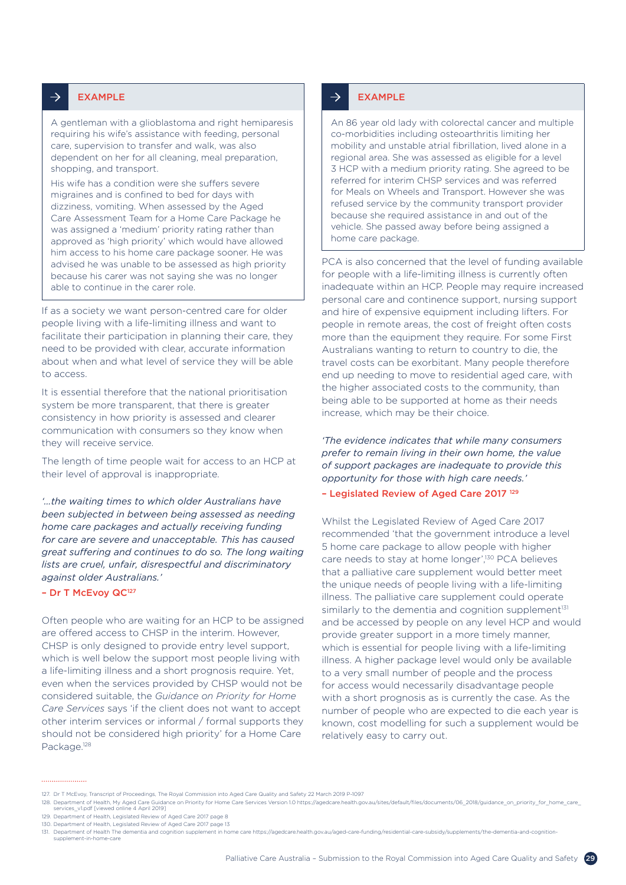**EXAMPLE**

A gentleman with a glioblastoma and right hemiparesis requiring his wife's assistance with feeding, personal care, supervision to transfer and walk, was also dependent on her for all cleaning, meal preparation, shopping, and transport.

His wife has a condition were she suffers severe migraines and is confined to bed for days with dizziness, vomiting. When assessed by the Aged Care Assessment Team for a Home Care Package he was assigned a 'medium' priority rating rather than approved as 'high priority' which would have allowed him access to his home care package sooner. He was advised he was unable to be assessed as high priority because his carer was not saying she was no longer able to continue in the carer role.

If as a society we want person-centred care for older people living with a life-limiting illness and want to facilitate their participation in planning their care, they need to be provided with clear, accurate information about when and what level of service they will be able to access.

It is essential therefore that the national prioritisation system be more transparent, that there is greater consistency in how priority is assessed and clearer communication with consumers so they know when they will receive service.

The length of time people wait for access to an HCP at their level of approval is inappropriate.

*'...the waiting times to which older Australians have been subjected in between being assessed as needing home care packages and actually receiving funding for care are severe and unacceptable. This has caused great suffering and continues to do so. The long waiting lists are cruel, unfair, disrespectful and discriminatory against older Australians.'*

**– Dr T McEvoy QC**[127]

Often people who are waiting for an HCP to be assigned are offered access to CHSP in the interim. However, CHSP is only designed to provide entry level support, which is well below the support most people living with a life-limiting illness and a short prognosis require. Yet, even when the services provided by CHSP would not be considered suitable, the *Guidance on Priority for Home Care Services* says 'if the client does not want to accept other interim services or informal / formal supports they should not be considered high priority' for a Home Care Package.[128]

**EXAMPLE**

An 86 year old lady with colorectal cancer and multiple co-morbidities including osteoarthritis limiting her mobility and unstable atrial fibrillation, lived alone in a regional area. She was assessed as eligible for a level 3 HCP with a medium priority rating. She agreed to be referred for interim CHSP services and was referred for Meals on Wheels and Transport. However she was refused service by the community transport provider because she required assistance in and out of the vehicle. She passed away before being assigned a home care package.

PCA is also concerned that the level of funding available for people with a life-limiting illness is currently often inadequate within an HCP. People may require increased personal care and continence support, nursing support and hire of expensive equipment including lifters. For people in remote areas, the cost of freight often costs more than the equipment they require. For some First Australians wanting to return to country to die, the travel costs can be exorbitant. Many people therefore end up needing to move to residential aged care, with the higher associated costs to the community, than being able to be supported at home as their needs increase, which may be their choice.

*'The evidence indicates that while many consumers prefer to remain living in their own home, the value of support packages are inadequate to provide this opportunity for those with high care needs.'*

**– Legislated Review of Aged Care 2017** [129]

Whilst the Legislated Review of Aged Care 2017 recommended 'that the government introduce a level 5 home care package to allow people with higher care needs to stay at home longer',[130] PCA believes that a palliative care supplement would better meet the unique needs of people living with a life-limiting illness. The palliative care supplement could operate similarly to the dementia and cognition supplement[131] and be accessed by people on any level HCP and would provide greater support in a more timely manner, which is essential for people living with a life-limiting illness. A higher package level would only be available to a very small number of people and the process for access would necessarily disadvantage people with a short prognosis as is currently the case. As the number of people who are expected to die each year is known, cost modelling for such a supplement would be relatively easy to carry out.

127. Dr T McEvoy, Transcript of Proceedings, The Royal Commission into Aged Care Quality and Safety 22 March 2019 P-1097
128. Department of Health, My Aged Care Guidance on Priority for Home Care Services Version 1.0 https://agedcare.health.gov.au/sites/default/files/documents/06_2018/guidance_on_priority_for_home_care_services_v1.pdf [viewed online 4 April 2019]
129. Department of Health, Legislated Review of Aged Care 2017 page 8
130. Department of Health, Legislated Review of Aged Care 2017 page 13
131. Department of Health The dementia and cognition supplement in home care https://agedcare.health.gov.au/aged-care-funding/residential-care-subsidy/supplements/the-dementia-and-cognition-supplement-in-home-care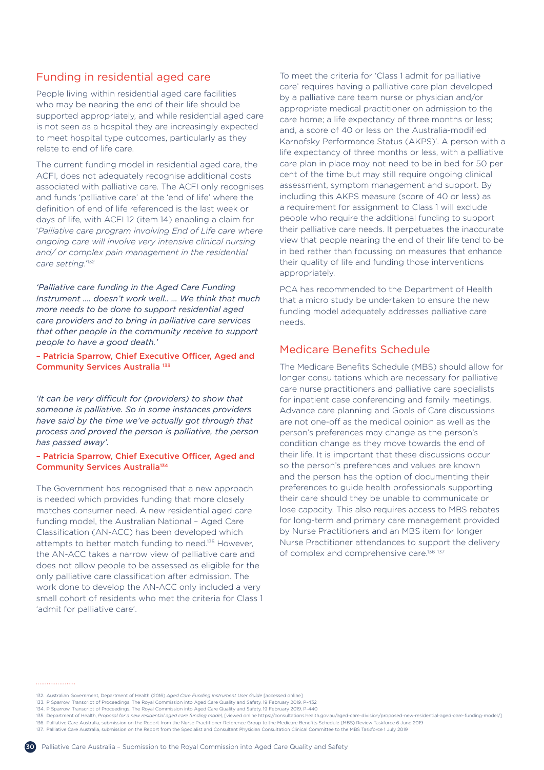## Funding in residential aged care

People living within residential aged care facilities who may be nearing the end of their life should be supported appropriately, and while residential aged care is not seen as a hospital they are increasingly expected to meet hospital type outcomes, particularly as they relate to end of life care.

The current funding model in residential aged care, the ACFI, does not adequately recognise additional costs associated with palliative care. The ACFI only recognises and funds 'palliative care' at the 'end of life' where the definition of end of life referenced is the last week or days of life, with ACFI 12 (item 14) enabling a claim for '*Palliative care program involving End of Life care where ongoing care will involve very intensive clinical nursing and/ or complex pain management in the residential care setting*.'[132]

*'Palliative care funding in the Aged Care Funding Instrument .... doesn't work well.. ... We think that much more needs to be done to support residential aged care providers and to bring in palliative care services that other people in the community receive to support people to have a good death.'*

**– Patricia Sparrow, Chief Executive Officer, Aged and Community Services Australia [133]**

*'It can be very difficult for (providers) to show that someone is palliative. So in some instances providers have said by the time we've actually got through that process and proved the person is palliative, the person has passed away'.*

**– Patricia Sparrow, Chief Executive Officer, Aged and Community Services Australia[134]**

The Government has recognised that a new approach is needed which provides funding that more closely matches consumer need. A new residential aged care funding model, the Australian National – Aged Care Classification (AN-ACC) has been developed which attempts to better match funding to need.[135] However, the AN-ACC takes a narrow view of palliative care and does not allow people to be assessed as eligible for the only palliative care classification after admission. The work done to develop the AN-ACC only included a very small cohort of residents who met the criteria for Class 1 'admit for palliative care'.

To meet the criteria for 'Class 1 admit for palliative care' requires having a palliative care plan developed by a palliative care team nurse or physician and/or appropriate medical practitioner on admission to the care home; a life expectancy of three months or less; and, a score of 40 or less on the Australia-modified Karnofsky Performance Status (AKPS)'. A person with a life expectancy of three months or less, with a palliative care plan in place may not need to be in bed for 50 per cent of the time but may still require ongoing clinical assessment, symptom management and support. By including this AKPS measure (score of 40 or less) as a requirement for assignment to Class 1 will exclude people who require the additional funding to support their palliative care needs. It perpetuates the inaccurate view that people nearing the end of their life tend to be in bed rather than focussing on measures that enhance their quality of life and funding those interventions appropriately.

PCA has recommended to the Department of Health that a micro study be undertaken to ensure the new funding model adequately addresses palliative care needs.

## Medicare Benefits Schedule

The Medicare Benefits Schedule (MBS) should allow for longer consultations which are necessary for palliative care nurse practitioners and palliative care specialists for inpatient case conferencing and family meetings. Advance care planning and Goals of Care discussions are not one-off as the medical opinion as well as the person's preferences may change as the person's condition change as they move towards the end of their life. It is important that these discussions occur so the person's preferences and values are known and the person has the option of documenting their preferences to guide health professionals supporting their care should they be unable to communicate or lose capacity. This also requires access to MBS rebates for long-term and primary care management provided by Nurse Practitioners and an MBS item for longer Nurse Practitioner attendances to support the delivery of complex and comprehensive care.[136] [137]

---

132. Australian Government, Department of Health (2016) *Aged Care Funding Instrument User Guide* [accessed online]
133. P Sparrow, Transcript of Proceedings, The Royal Commission into Aged Care Quality and Safety, 19 February 2019, P-432
134. P Sparrow, Transcript of Proceedings, The Royal Commission into Aged Care Quality and Safety, 19 February 2019, P-440
135. Department of Health, *Proposal for a new residential aged care funding model*, [viewed online https://consultations.health.gov.au/aged-care-division/proposed-new-residential-aged-care-funding-model/]
136. Palliative Care Australia, submission on the Report from the Nurse Practitioner Reference Group to the Medicare Benefits Schedule (MBS) Review Taskforce 6 June 2019
137. Palliative Care Australia, submission on the Report from the Specialist and Consultant Physician Consultation Clinical Committee to the MBS Taskforce 1 July 2019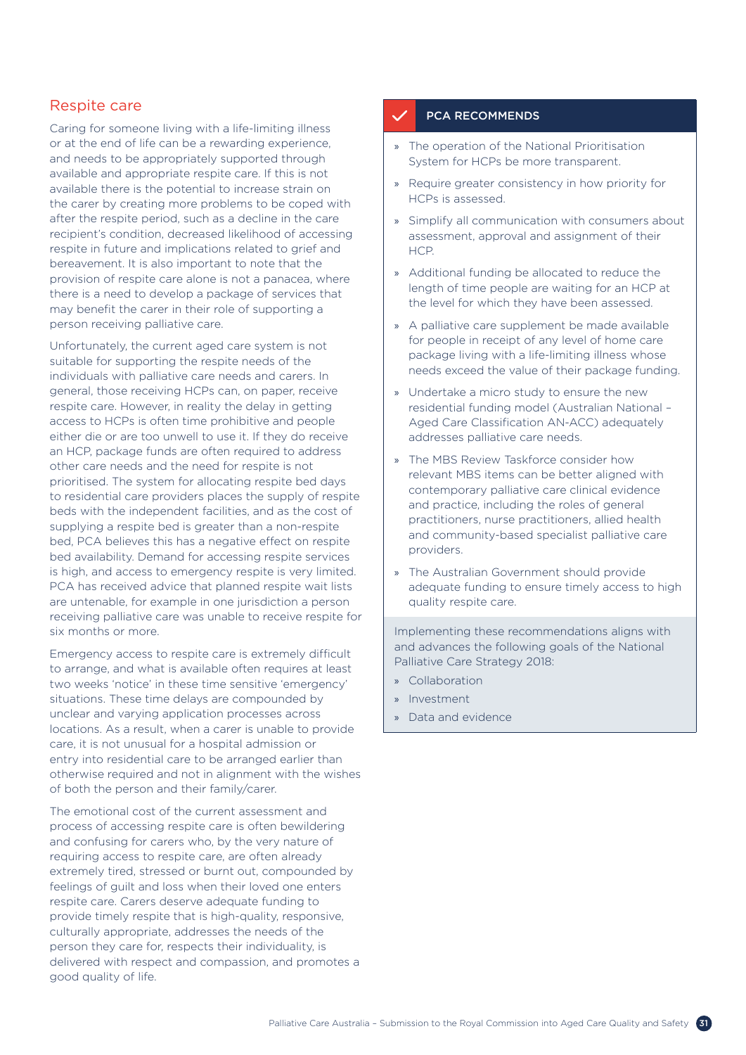## Respite care

Caring for someone living with a life-limiting illness or at the end of life can be a rewarding experience, and needs to be appropriately supported through available and appropriate respite care. If this is not available there is the potential to increase strain on the carer by creating more problems to be coped with after the respite period, such as a decline in the care recipient's condition, decreased likelihood of accessing respite in future and implications related to grief and bereavement. It is also important to note that the provision of respite care alone is not a panacea, where there is a need to develop a package of services that may benefit the carer in their role of supporting a person receiving palliative care.

Unfortunately, the current aged care system is not suitable for supporting the respite needs of the individuals with palliative care needs and carers. In general, those receiving HCPs can, on paper, receive respite care. However, in reality the delay in getting access to HCPs is often time prohibitive and people either die or are too unwell to use it. If they do receive an HCP, package funds are often required to address other care needs and the need for respite is not prioritised. The system for allocating respite bed days to residential care providers places the supply of respite beds with the independent facilities, and as the cost of supplying a respite bed is greater than a non-respite bed, PCA believes this has a negative effect on respite bed availability. Demand for accessing respite services is high, and access to emergency respite is very limited. PCA has received advice that planned respite wait lists are untenable, for example in one jurisdiction a person receiving palliative care was unable to receive respite for six months or more.

Emergency access to respite care is extremely difficult to arrange, and what is available often requires at least two weeks 'notice' in these time sensitive 'emergency' situations. These time delays are compounded by unclear and varying application processes across locations. As a result, when a carer is unable to provide care, it is not unusual for a hospital admission or entry into residential care to be arranged earlier than otherwise required and not in alignment with the wishes of both the person and their family/carer.

The emotional cost of the current assessment and process of accessing respite care is often bewildering and confusing for carers who, by the very nature of requiring access to respite care, are often already extremely tired, stressed or burnt out, compounded by feelings of guilt and loss when their loved one enters respite care. Carers deserve adequate funding to provide timely respite that is high-quality, responsive, culturally appropriate, addresses the needs of the person they care for, respects their individuality, is delivered with respect and compassion, and promotes a good quality of life.

### PCA RECOMMENDS

- The operation of the National Prioritisation System for HCPs be more transparent.
- Require greater consistency in how priority for HCPs is assessed.
- Simplify all communication with consumers about assessment, approval and assignment of their HCP.
- Additional funding be allocated to reduce the length of time people are waiting for an HCP at the level for which they have been assessed.
- A palliative care supplement be made available for people in receipt of any level of home care package living with a life-limiting illness whose needs exceed the value of their package funding.
- Undertake a micro study to ensure the new residential funding model (Australian National – Aged Care Classification AN-ACC) adequately addresses palliative care needs.
- The MBS Review Taskforce consider how relevant MBS items can be better aligned with contemporary palliative care clinical evidence and practice, including the roles of general practitioners, nurse practitioners, allied health and community-based specialist palliative care providers.
- The Australian Government should provide adequate funding to ensure timely access to high quality respite care.

Implementing these recommendations aligns with and advances the following goals of the National Palliative Care Strategy 2018:

- Collaboration
- Investment
- Data and evidence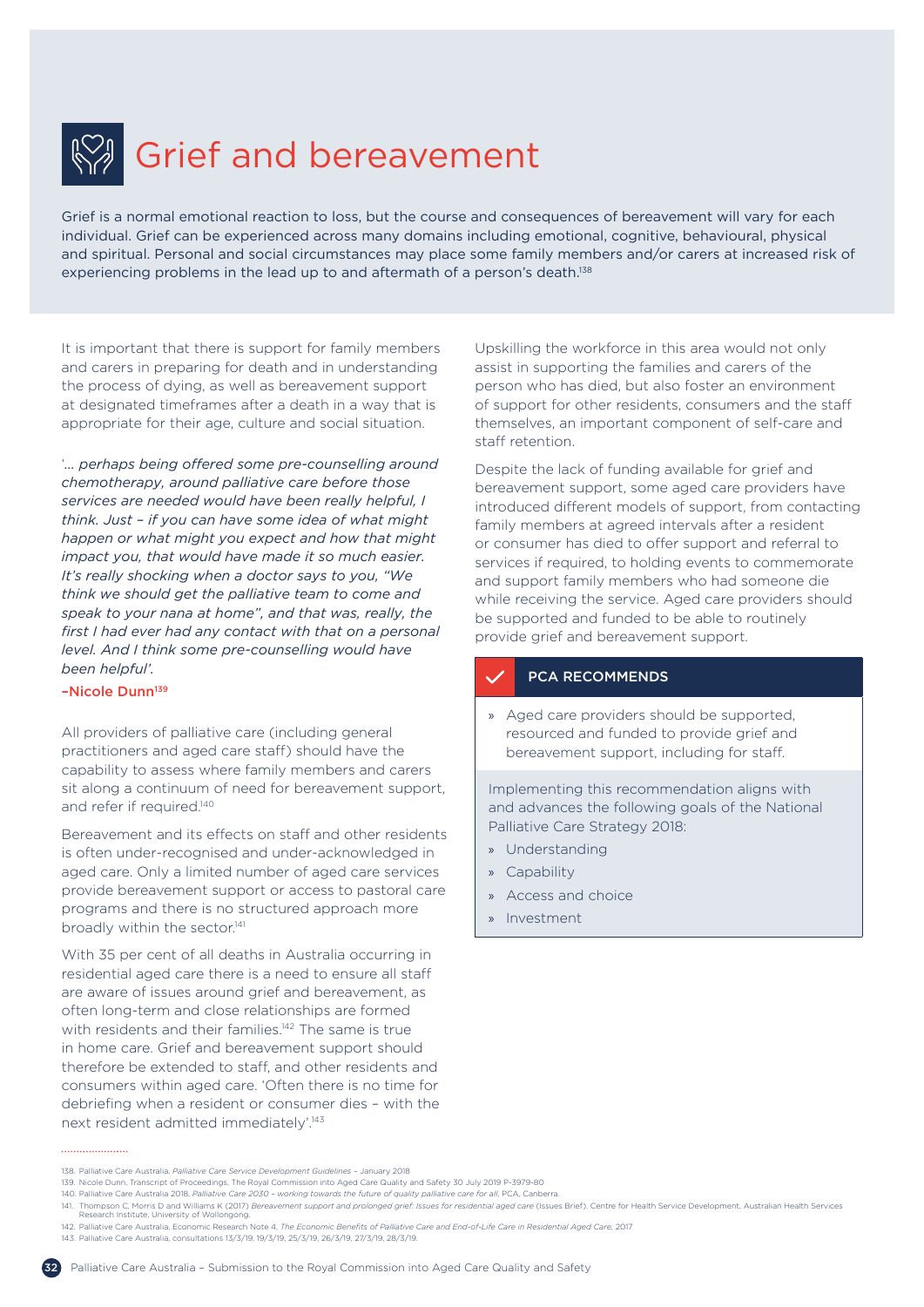# Grief and bereavement

Grief is a normal emotional reaction to loss, but the course and consequences of bereavement will vary for each individual. Grief can be experienced across many domains including emotional, cognitive, behavioural, physical and spiritual. Personal and social circumstances may place some family members and/or carers at increased risk of experiencing problems in the lead up to and aftermath of a person's death.[138]

It is important that there is support for family members and carers in preparing for death and in understanding the process of dying, as well as bereavement support at designated timeframes after a death in a way that is appropriate for their age, culture and social situation.

*'... perhaps being offered some pre-counselling around chemotherapy, around palliative care before those services are needed would have been really helpful, I think. Just – if you can have some idea of what might happen or what might you expect and how that might impact you, that would have made it so much easier. It's really shocking when a doctor says to you, "We think we should get the palliative team to come and speak to your nana at home", and that was, really, the first I had ever had any contact with that on a personal level. And I think some pre-counselling would have been helpful'.*

**–Nicole Dunn**[139]

All providers of palliative care (including general practitioners and aged care staff) should have the capability to assess where family members and carers sit along a continuum of need for bereavement support, and refer if required.[140]

Bereavement and its effects on staff and other residents is often under-recognised and under-acknowledged in aged care. Only a limited number of aged care services provide bereavement support or access to pastoral care programs and there is no structured approach more broadly within the sector.[141]

With 35 per cent of all deaths in Australia occurring in residential aged care there is a need to ensure all staff are aware of issues around grief and bereavement, as often long-term and close relationships are formed with residents and their families.[142] The same is true in home care. Grief and bereavement support should therefore be extended to staff, and other residents and consumers within aged care. 'Often there is no time for debriefing when a resident or consumer dies – with the next resident admitted immediately'.[143]

Upskilling the workforce in this area would not only assist in supporting the families and carers of the person who has died, but also foster an environment of support for other residents, consumers and the staff themselves, an important component of self-care and staff retention.

Despite the lack of funding available for grief and bereavement support, some aged care providers have introduced different models of support, from contacting family members at agreed intervals after a resident or consumer has died to offer support and referral to services if required, to holding events to commemorate and support family members who had someone die while receiving the service. Aged care providers should be supported and funded to be able to routinely provide grief and bereavement support.

**PCA RECOMMENDS**

- Aged care providers should be supported, resourced and funded to provide grief and bereavement support, including for staff.

Implementing this recommendation aligns with and advances the following goals of the National Palliative Care Strategy 2018:

- Understanding
- Capability
- Access and choice
- Investment

---

138. Palliative Care Australia, *Palliative Care Service Development Guidelines* – January 2018
139. Nicole Dunn, Transcript of Proceedings, The Royal Commission into Aged Care Quality and Safety 30 July 2019 P-3979-80
140. Palliative Care Australia 2018, *Palliative Care 2030 – working towards the future of quality palliative care for all*, PCA, Canberra.
141. Thompson C, Morris D and Williams K (2017) *Bereavement support and prolonged grief: Issues for residential aged care* (Issues Brief). Centre for Health Service Development, Australian Health Services Research Institute, University of Wollongong.
142. Palliative Care Australia, Economic Research Note 4, *The Economic Benefits of Palliative Care and End-of-Life Care in Residential Aged Care*, 2017
143. Palliative Care Australia, consultations 13/3/19, 19/3/19, 25/3/19, 26/3/19, 27/3/19, 28/3/19.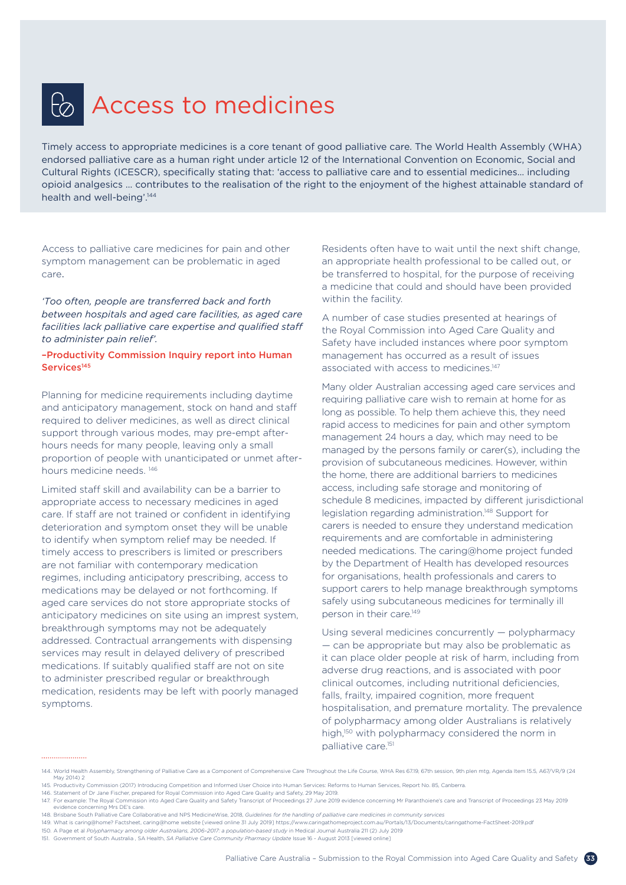# Access to medicines

Timely access to appropriate medicines is a core tenant of good palliative care. The World Health Assembly (WHA) endorsed palliative care as a human right under article 12 of the International Convention on Economic, Social and Cultural Rights (ICESCR), specifically stating that: 'access to palliative care and to essential medicines... including opioid analgesics ... contributes to the realisation of the right to the enjoyment of the highest attainable standard of health and well-being'.[144]

Access to palliative care medicines for pain and other symptom management can be problematic in aged care.

*'Too often, people are transferred back and forth between hospitals and aged care facilities, as aged care facilities lack palliative care expertise and qualified staff to administer pain relief'.*

**–Productivity Commission Inquiry report into Human Services[145]**

Planning for medicine requirements including daytime and anticipatory management, stock on hand and staff required to deliver medicines, as well as direct clinical support through various modes, may pre-empt after-hours needs for many people, leaving only a small proportion of people with unanticipated or unmet after-hours medicine needs.[146]

Limited staff skill and availability can be a barrier to appropriate access to necessary medicines in aged care. If staff are not trained or confident in identifying deterioration and symptom onset they will be unable to identify when symptom relief may be needed. If timely access to prescribers is limited or prescribers are not familiar with contemporary medication regimes, including anticipatory prescribing, access to medications may be delayed or not forthcoming. If aged care services do not store appropriate stocks of anticipatory medicines on site using an imprest system, breakthrough symptoms may not be adequately addressed. Contractual arrangements with dispensing services may result in delayed delivery of prescribed medications. If suitably qualified staff are not on site to administer prescribed regular or breakthrough medication, residents may be left with poorly managed symptoms.

Residents often have to wait until the next shift change, an appropriate health professional to be called out, or be transferred to hospital, for the purpose of receiving a medicine that could and should have been provided within the facility.

A number of case studies presented at hearings of the Royal Commission into Aged Care Quality and Safety have included instances where poor symptom management has occurred as a result of issues associated with access to medicines.[147]

Many older Australian accessing aged care services and requiring palliative care wish to remain at home for as long as possible. To help them achieve this, they need rapid access to medicines for pain and other symptom management 24 hours a day, which may need to be managed by the persons family or carer(s), including the provision of subcutaneous medicines. However, within the home, there are additional barriers to medicines access, including safe storage and monitoring of schedule 8 medicines, impacted by different jurisdictional legislation regarding administration.[148] Support for carers is needed to ensure they understand medication requirements and are comfortable in administering needed medications. The caring@home project funded by the Department of Health has developed resources for organisations, health professionals and carers to support carers to help manage breakthrough symptoms safely using subcutaneous medicines for terminally ill person in their care.[149]

Using several medicines concurrently — polypharmacy — can be appropriate but may also be problematic as it can place older people at risk of harm, including from adverse drug reactions, and is associated with poor clinical outcomes, including nutritional deficiencies, falls, frailty, impaired cognition, more frequent hospitalisation, and premature mortality. The prevalence of polypharmacy among older Australians is relatively high,[150] with polypharmacy considered the norm in palliative care.[151]

---

144. World Health Assembly, Strengthening of Palliative Care as a Component of Comprehensive Care Throughout the Life Course, WHA Res 67.19, 67th session, 9th plen mtg, Agenda Item 15.5, A67/VR/9 (24 May 2014) 2
145. Productivity Commission (2017) Introducing Competition and Informed User Choice into Human Services: Reforms to Human Services, Report No. 85, Canberra.
146. Statement of Dr Jane Fischer, prepared for Royal Commission into Aged Care Quality and Safety, 29 May 2019.
147. For example: The Royal Commission into Aged Care Quality and Safety Transcript of Proceedings 27 June 2019 evidence concerning Mr Paranthoiene's care and Transcript of Proceedings 23 May 2019 evidence concerning Mrs DE's care.
148. Brisbane South Palliative Care Collaborative and NPS MedicineWise, 2018, *Guidelines for the handling of palliative care medicines in community services*
149. What is caring@home? Factsheet, caring@home website [viewed online 31 July 2019] https://www.caringathomeproject.com.au/Portals/13/Documents/caringathome-FactSheet-2019.pdf
150. A Page et al *Polypharmacy among older Australians, 2006–2017: a population-based study* in Medical Journal Australia 211 (2) July 2019
151. Government of South Australia , SA Health, *SA Palliative Care Community Pharmacy Update* Issue 16 - August 2013 [viewed online]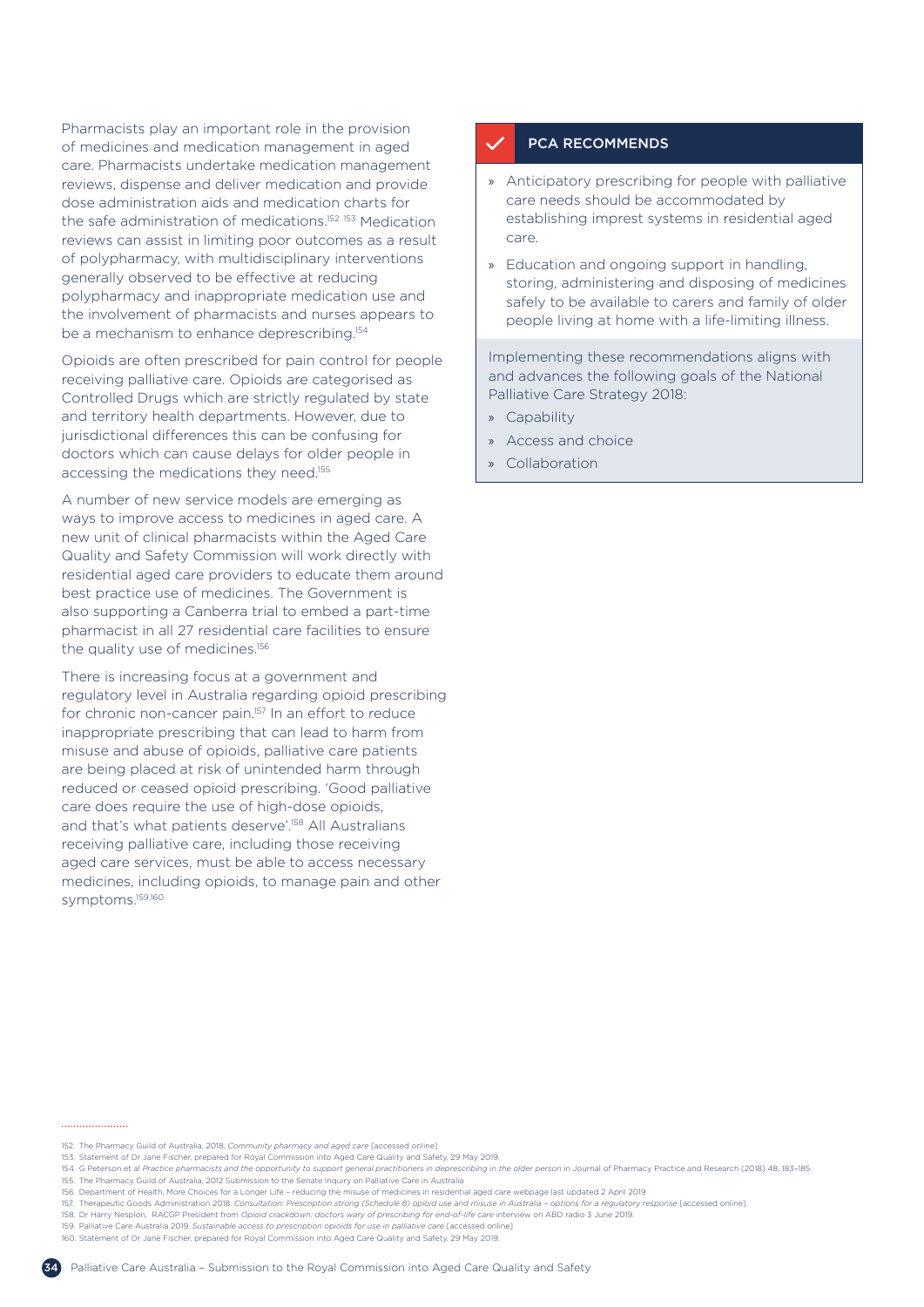Pharmacists play an important role in the provision of medicines and medication management in aged care. Pharmacists undertake medication management reviews, dispense and deliver medication and provide dose administration aids and medication charts for the safe administration of medications.[152 153] Medication reviews can assist in limiting poor outcomes as a result of polypharmacy, with multidisciplinary interventions generally observed to be effective at reducing polypharmacy and inappropriate medication use and the involvement of pharmacists and nurses appears to be a mechanism to enhance deprescribing.[154]

Opioids are often prescribed for pain control for people receiving palliative care. Opioids are categorised as Controlled Drugs which are strictly regulated by state and territory health departments. However, due to jurisdictional differences this can be confusing for doctors which can cause delays for older people in accessing the medications they need.[155]

A number of new service models are emerging as ways to improve access to medicines in aged care. A new unit of clinical pharmacists within the Aged Care Quality and Safety Commission will work directly with residential aged care providers to educate them around best practice use of medicines. The Government is also supporting a Canberra trial to embed a part-time pharmacist in all 27 residential care facilities to ensure the quality use of medicines.[156]

There is increasing focus at a government and regulatory level in Australia regarding opioid prescribing for chronic non-cancer pain.[157] In an effort to reduce inappropriate prescribing that can lead to harm from misuse and abuse of opioids, palliative care patients are being placed at risk of unintended harm through reduced or ceased opioid prescribing. 'Good palliative care does require the use of high-dose opioids, and that's what patients deserve'.[158] All Australians receiving palliative care, including those receiving aged care services, must be able to access necessary medicines, including opioids, to manage pain and other symptoms.[159,160]

## PCA RECOMMENDS

- Anticipatory prescribing for people with palliative care needs should be accommodated by establishing imprest systems in residential aged care.
- Education and ongoing support in handling, storing, administering and disposing of medicines safely to be available to carers and family of older people living at home with a life-limiting illness.

Implementing these recommendations aligns with and advances the following goals of the National Palliative Care Strategy 2018:

- Capability
- Access and choice
- Collaboration

---

152. The Pharmacy Guild of Australia, 2018, *Community pharmacy and aged care* [accessed online]
153. Statement of Dr Jane Fischer, prepared for Royal Commission into Aged Care Quality and Safety, 29 May 2019.
154. G Peterson et al *Practice pharmacists and the opportunity to support general practitioners in deprescribing in the older person* in Journal of Pharmacy Practice and Research (2018) 48, 183–185
155. The Pharmacy Guild of Australia, 2012 Submission to the Senate Inquiry on Palliative Care in Australia
156. Department of Health, More Choices for a Longer Life - reducing the misuse of medicines in residential aged care webpage last updated 2 April 2019
157. Therapeutic Goods Administration 2018. *Consultation: Prescription strong (Schedule 8) opioid use and misuse in Australia – options for a regulatory response* [accessed online]
158. Dr Harry Nesplon, RACGP President from *Opioid crackdown: doctors wary of prescribing for end-of-life care* interview on ABD radio 3 June 2019.
159. Palliative Care Australia 2019. *Sustainable access to prescription opioids for use in palliative care* [accessed online]
160. Statement of Dr Jane Fischer, prepared for Royal Commission into Aged Care Quality and Safety, 29 May 2019.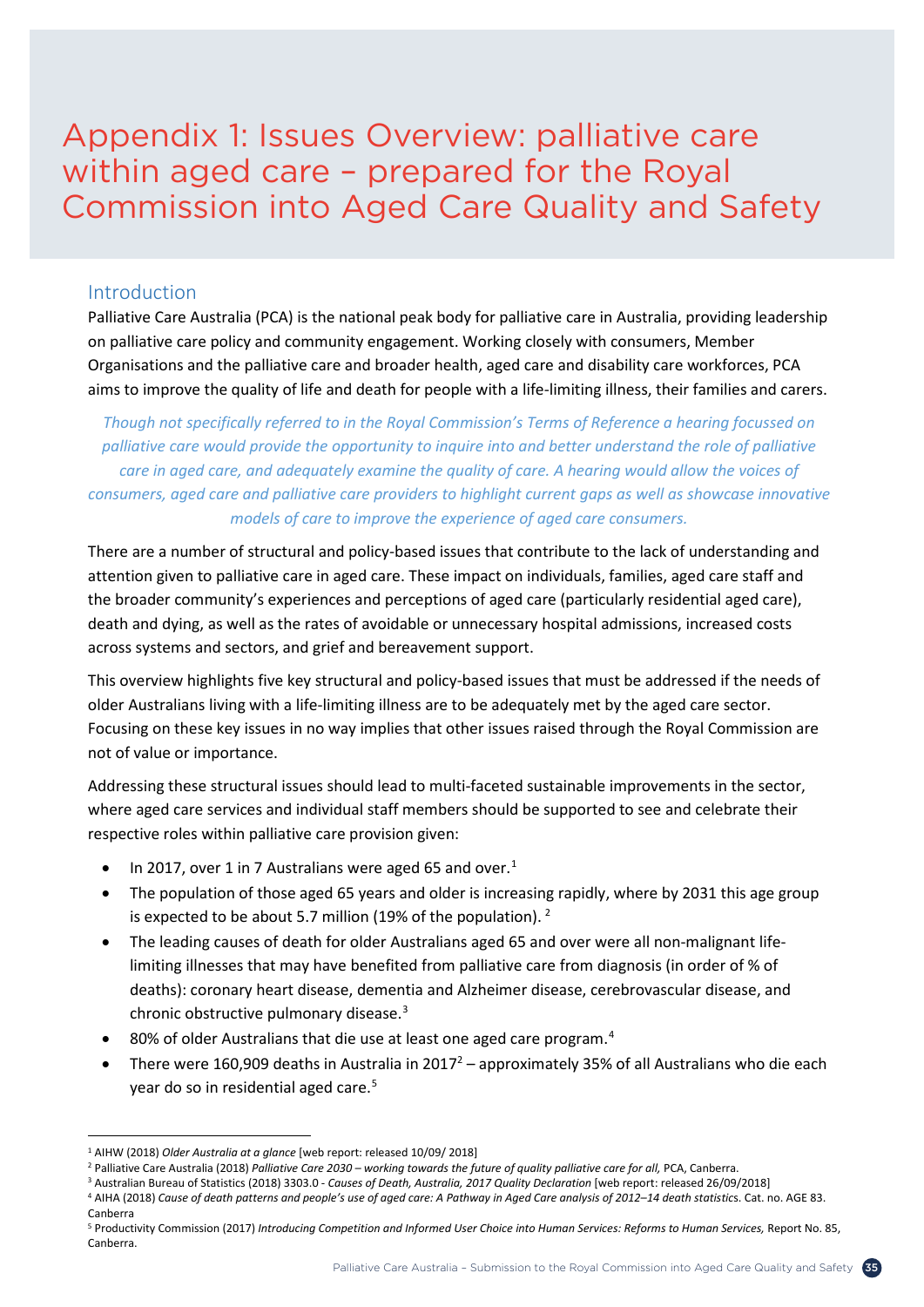# Appendix 1: Issues Overview: palliative care within aged care – prepared for the Royal Commission into Aged Care Quality and Safety

## Introduction

Palliative Care Australia (PCA) is the national peak body for palliative care in Australia, providing leadership on palliative care policy and community engagement. Working closely with consumers, Member Organisations and the palliative care and broader health, aged care and disability care workforces, PCA aims to improve the quality of life and death for people with a life-limiting illness, their families and carers.

*Though not specifically referred to in the Royal Commission's Terms of Reference a hearing focussed on palliative care would provide the opportunity to inquire into and better understand the role of palliative care in aged care, and adequately examine the quality of care. A hearing would allow the voices of consumers, aged care and palliative care providers to highlight current gaps as well as showcase innovative models of care to improve the experience of aged care consumers.*

There are a number of structural and policy-based issues that contribute to the lack of understanding and attention given to palliative care in aged care. These impact on individuals, families, aged care staff and the broader community's experiences and perceptions of aged care (particularly residential aged care), death and dying, as well as the rates of avoidable or unnecessary hospital admissions, increased costs across systems and sectors, and grief and bereavement support.

This overview highlights five key structural and policy-based issues that must be addressed if the needs of older Australians living with a life-limiting illness are to be adequately met by the aged care sector. Focusing on these key issues in no way implies that other issues raised through the Royal Commission are not of value or importance.

Addressing these structural issues should lead to multi-faceted sustainable improvements in the sector, where aged care services and individual staff members should be supported to see and celebrate their respective roles within palliative care provision given:

- In 2017, over 1 in 7 Australians were aged 65 and over.[1]
- The population of those aged 65 years and older is increasing rapidly, where by 2031 this age group is expected to be about 5.7 million (19% of the population).[2]
- The leading causes of death for older Australians aged 65 and over were all non-malignant life-limiting illnesses that may have benefited from palliative care from diagnosis (in order of % of deaths): coronary heart disease, dementia and Alzheimer disease, cerebrovascular disease, and chronic obstructive pulmonary disease.[3]
- 80% of older Australians that die use at least one aged care program.[4]
- There were 160,909 deaths in Australia in 2017[2] – approximately 35% of all Australians who die each year do so in residential aged care.[5]

---

[1] AIHW (2018) *Older Australia at a glance* [web report: released 10/09/ 2018]

[2] Palliative Care Australia (2018) *Palliative Care 2030 – working towards the future of quality palliative care for all,* PCA, Canberra.

[3] Australian Bureau of Statistics (2018) 3303.0 - *Causes of Death, Australia, 2017 Quality Declaration* [web report: released 26/09/2018]

[4] AIHA (2018) *Cause of death patterns and people's use of aged care: A Pathway in Aged Care analysis of 2012–14 death statistics*. Cat. no. AGE 83. Canberra

[5] Productivity Commission (2017) *Introducing Competition and Informed User Choice into Human Services: Reforms to Human Services,* Report No. 85, Canberra.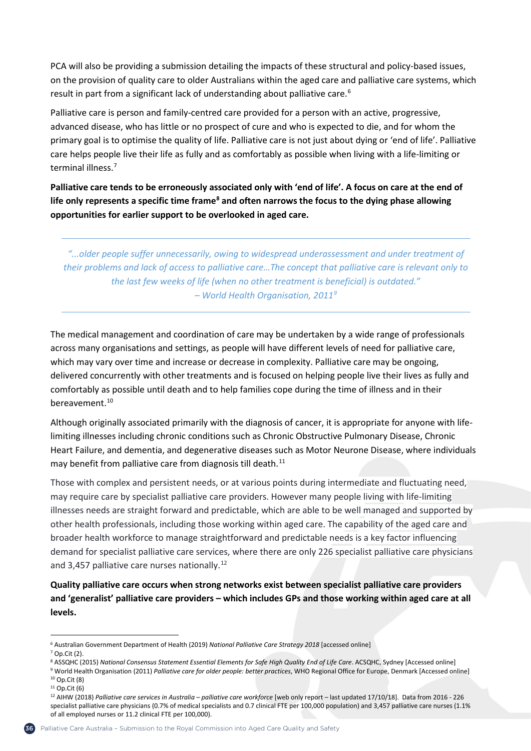PCA will also be providing a submission detailing the impacts of these structural and policy-based issues, on the provision of quality care to older Australians within the aged care and palliative care systems, which result in part from a significant lack of understanding about palliative care.[6]

Palliative care is person and family-centred care provided for a person with an active, progressive, advanced disease, who has little or no prospect of cure and who is expected to die, and for whom the primary goal is to optimise the quality of life. Palliative care is not just about dying or 'end of life'. Palliative care helps people live their life as fully and as comfortably as possible when living with a life-limiting or terminal illness.[7]

**Palliative care tends to be erroneously associated only with 'end of life'. A focus on care at the end of life only represents a specific time frame[8] and often narrows the focus to the dying phase allowing opportunities for earlier support to be overlooked in aged care.**

---

> *"...older people suffer unnecessarily, owing to widespread underassessment and under treatment of their problems and lack of access to palliative care…The concept that palliative care is relevant only to the last few weeks of life (when no other treatment is beneficial) is outdated."*
> *– World Health Organisation, 2011*[9]

---

The medical management and coordination of care may be undertaken by a wide range of professionals across many organisations and settings, as people will have different levels of need for palliative care, which may vary over time and increase or decrease in complexity. Palliative care may be ongoing, delivered concurrently with other treatments and is focused on helping people live their lives as fully and comfortably as possible until death and to help families cope during the time of illness and in their bereavement.[10]

Although originally associated primarily with the diagnosis of cancer, it is appropriate for anyone with life-limiting illnesses including chronic conditions such as Chronic Obstructive Pulmonary Disease, Chronic Heart Failure, and dementia, and degenerative diseases such as Motor Neurone Disease, where individuals may benefit from palliative care from diagnosis till death.[11]

Those with complex and persistent needs, or at various points during intermediate and fluctuating need, may require care by specialist palliative care providers. However many people living with life-limiting illnesses needs are straight forward and predictable, which are able to be well managed and supported by other health professionals, including those working within aged care. The capability of the aged care and broader health workforce to manage straightforward and predictable needs is a key factor influencing demand for specialist palliative care services, where there are only 226 specialist palliative care physicians and 3,457 palliative care nurses nationally.[12]

**Quality palliative care occurs when strong networks exist between specialist palliative care providers and 'generalist' palliative care providers – which includes GPs and those working within aged care at all levels.**

---

[6] Australian Government Department of Health (2019) *National Palliative Care Strategy 2018* [accessed online]

[7] Op.Cit (2).

[8] ASSQHC (2015) *National Consensus Statement Essential Elements for Safe High Quality End of Life Care*. ACSQHC, Sydney [Accessed online]

[9] World Health Organisation (2011) *Palliative care for older people: better practices*, WHO Regional Office for Europe, Denmark [Accessed online]

[10] Op.Cit (8)

[11] Op.Cit (6)

[12] AIHW (2018) *Palliative care services in Australia – palliative care workforce* [web only report – last updated 17/10/18]. Data from 2016 - 226 specialist palliative care physicians (0.7% of medical specialists and 0.7 clinical FTE per 100,000 population) and 3,457 palliative care nurses (1.1% of all employed nurses or 11.2 clinical FTE per 100,000).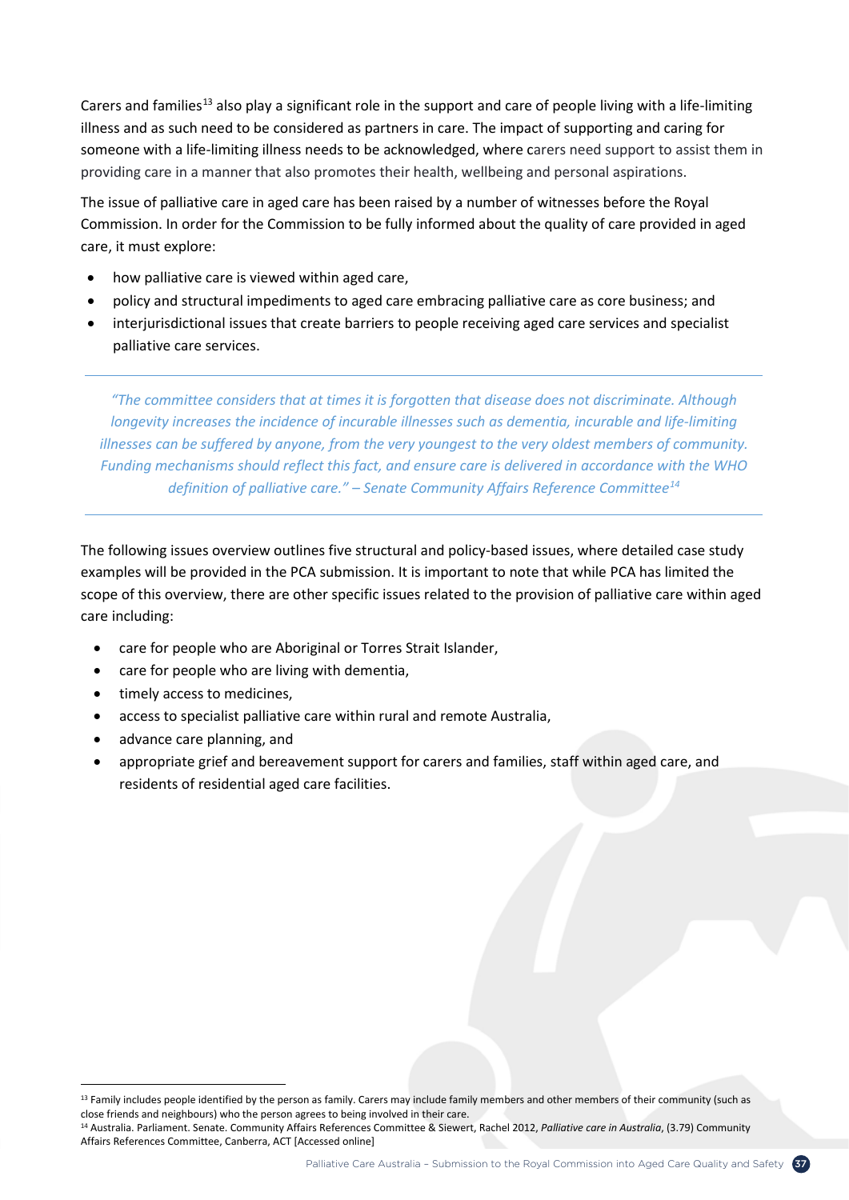Carers and families[13] also play a significant role in the support and care of people living with a life-limiting illness and as such need to be considered as partners in care. The impact of supporting and caring for someone with a life-limiting illness needs to be acknowledged, where carers need support to assist them in providing care in a manner that also promotes their health, wellbeing and personal aspirations.

The issue of palliative care in aged care has been raised by a number of witnesses before the Royal Commission. In order for the Commission to be fully informed about the quality of care provided in aged care, it must explore:

- how palliative care is viewed within aged care,
- policy and structural impediments to aged care embracing palliative care as core business; and
- interjurisdictional issues that create barriers to people receiving aged care services and specialist palliative care services.

---

*"The committee considers that at times it is forgotten that disease does not discriminate. Although longevity increases the incidence of incurable illnesses such as dementia, incurable and life-limiting illnesses can be suffered by anyone, from the very youngest to the very oldest members of community. Funding mechanisms should reflect this fact, and ensure care is delivered in accordance with the WHO definition of palliative care." – Senate Community Affairs Reference Committee*[14]

---

The following issues overview outlines five structural and policy-based issues, where detailed case study examples will be provided in the PCA submission. It is important to note that while PCA has limited the scope of this overview, there are other specific issues related to the provision of palliative care within aged care including:

- care for people who are Aboriginal or Torres Strait Islander,
- care for people who are living with dementia,
- timely access to medicines,
- access to specialist palliative care within rural and remote Australia,
- advance care planning, and
- appropriate grief and bereavement support for carers and families, staff within aged care, and residents of residential aged care facilities.

---

[13] Family includes people identified by the person as family. Carers may include family members and other members of their community (such as close friends and neighbours) who the person agrees to being involved in their care.

[14] Australia. Parliament. Senate. Community Affairs References Committee & Siewert, Rachel 2012, *Palliative care in Australia*, (3.79) Community Affairs References Committee, Canberra, ACT [Accessed online]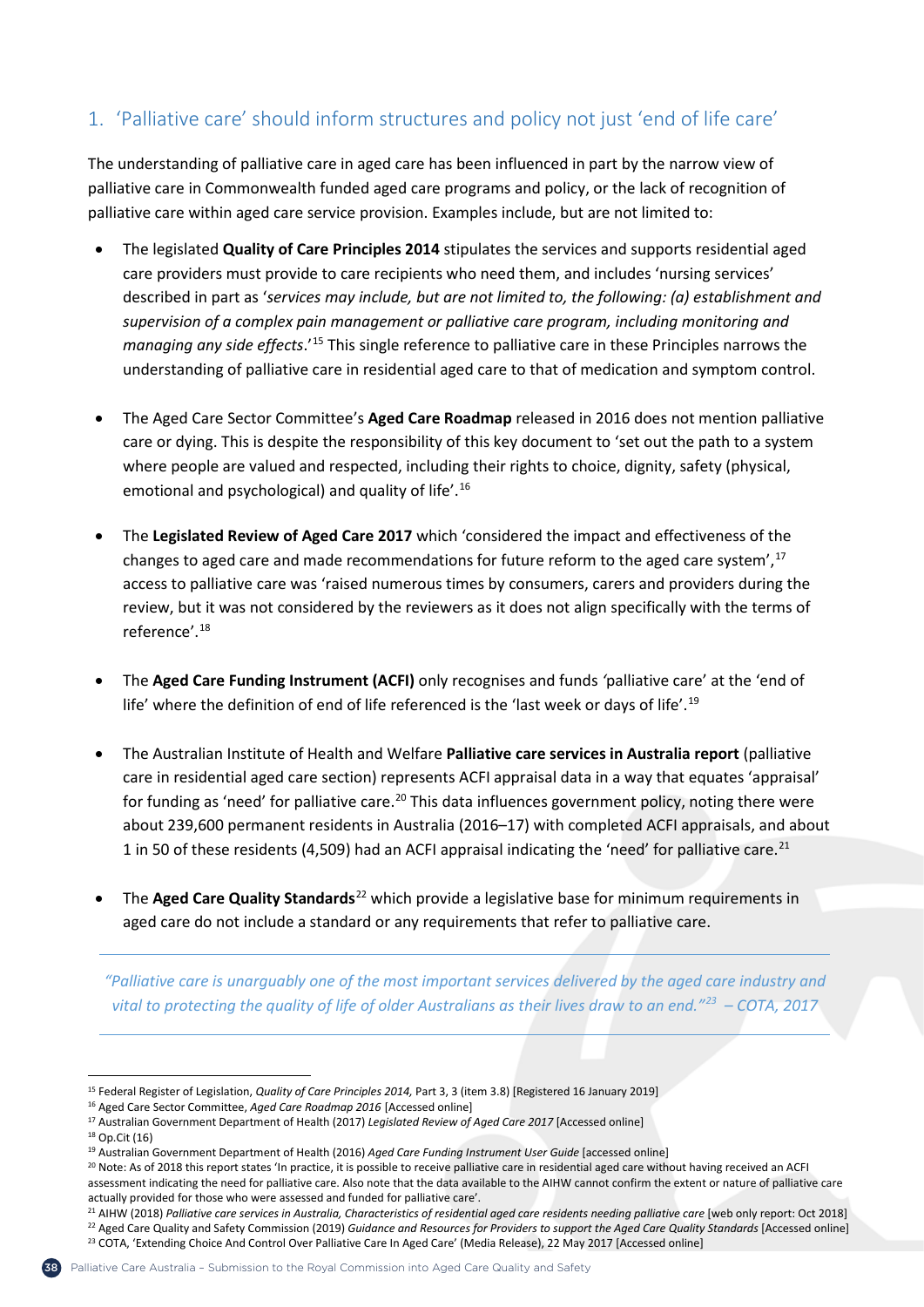## 1. 'Palliative care' should inform structures and policy not just 'end of life care'

The understanding of palliative care in aged care has been influenced in part by the narrow view of palliative care in Commonwealth funded aged care programs and policy, or the lack of recognition of palliative care within aged care service provision. Examples include, but are not limited to:

- The legislated **Quality of Care Principles 2014** stipulates the services and supports residential aged care providers must provide to care recipients who need them, and includes 'nursing services' described in part as '*services may include, but are not limited to, the following: (a) establishment and supervision of a complex pain management or palliative care program, including monitoring and managing any side effects*.'[15] This single reference to palliative care in these Principles narrows the understanding of palliative care in residential aged care to that of medication and symptom control.

- The Aged Care Sector Committee's **Aged Care Roadmap** released in 2016 does not mention palliative care or dying. This is despite the responsibility of this key document to 'set out the path to a system where people are valued and respected, including their rights to choice, dignity, safety (physical, emotional and psychological) and quality of life'.[16]

- The **Legislated Review of Aged Care 2017** which 'considered the impact and effectiveness of the changes to aged care and made recommendations for future reform to the aged care system',[17] access to palliative care was 'raised numerous times by consumers, carers and providers during the review, but it was not considered by the reviewers as it does not align specifically with the terms of reference'.[18]

- The **Aged Care Funding Instrument (ACFI)** only recognises and funds 'palliative care' at the 'end of life' where the definition of end of life referenced is the 'last week or days of life'.[19]

- The Australian Institute of Health and Welfare **Palliative care services in Australia report** (palliative care in residential aged care section) represents ACFI appraisal data in a way that equates 'appraisal' for funding as 'need' for palliative care.[20] This data influences government policy, noting there were about 239,600 permanent residents in Australia (2016–17) with completed ACFI appraisals, and about 1 in 50 of these residents (4,509) had an ACFI appraisal indicating the 'need' for palliative care.[21]

- The **Aged Care Quality Standards**[22] which provide a legislative base for minimum requirements in aged care do not include a standard or any requirements that refer to palliative care.

---

*"Palliative care is unarguably one of the most important services delivered by the aged care industry and vital to protecting the quality of life of older Australians as their lives draw to an end."*[23] *– COTA, 2017*

---

[15] Federal Register of Legislation, *Quality of Care Principles 2014,* Part 3, 3 (item 3.8) [Registered 16 January 2019]
[16] Aged Care Sector Committee, *Aged Care Roadmap 2016* [Accessed online]
[17] Australian Government Department of Health (2017) *Legislated Review of Aged Care 2017* [Accessed online]
[18] Op.Cit (16)
[19] Australian Government Department of Health (2016) *Aged Care Funding Instrument User Guide* [accessed online]
[20] Note: As of 2018 this report states 'In practice, it is possible to receive palliative care in residential aged care without having received an ACFI assessment indicating the need for palliative care. Also note that the data available to the AIHW cannot confirm the extent or nature of palliative care actually provided for those who were assessed and funded for palliative care'.
[21] AIHW (2018) *Palliative care services in Australia, Characteristics of residential aged care residents needing palliative care* [web only report: Oct 2018]
[22] Aged Care Quality and Safety Commission (2019) *Guidance and Resources for Providers to support the Aged Care Quality Standards* [Accessed online]
[23] COTA, 'Extending Choice And Control Over Palliative Care In Aged Care' (Media Release), 22 May 2017 [Accessed online]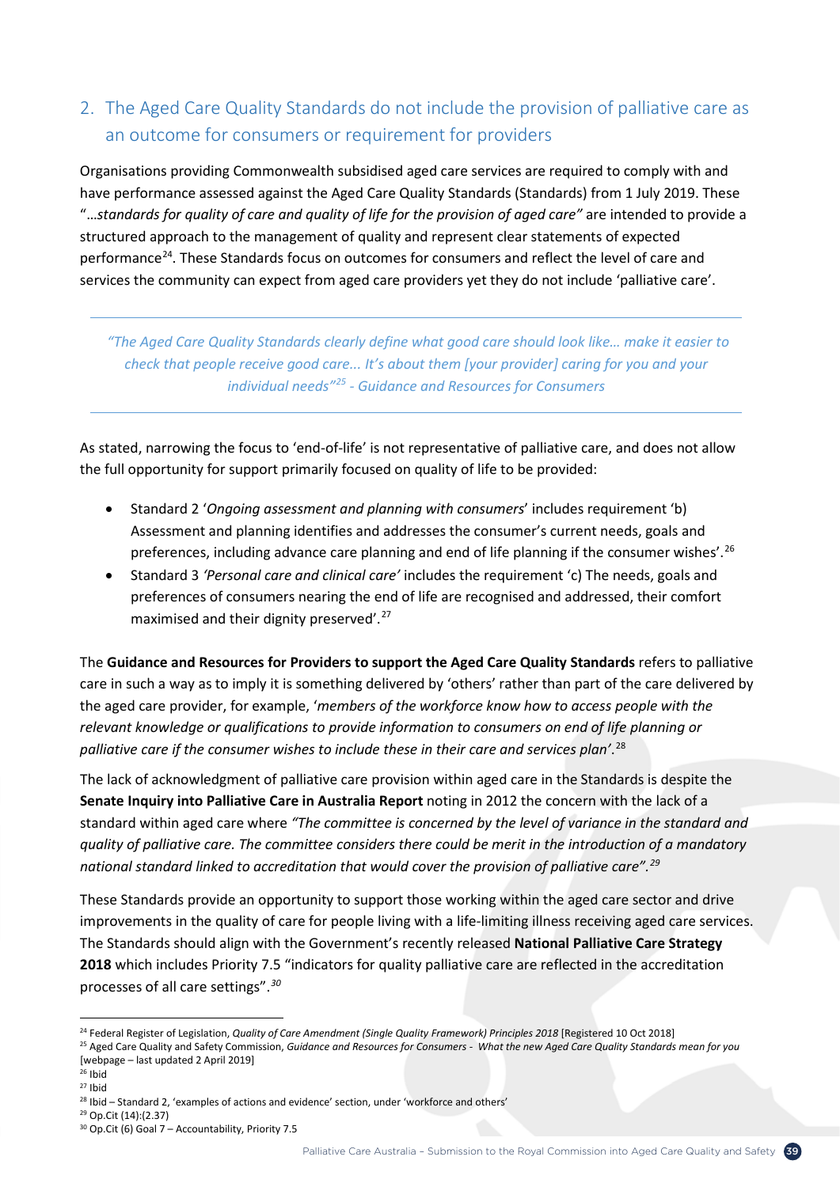## 2. The Aged Care Quality Standards do not include the provision of palliative care as an outcome for consumers or requirement for providers

Organisations providing Commonwealth subsidised aged care services are required to comply with and have performance assessed against the Aged Care Quality Standards (Standards) from 1 July 2019. These "…*standards for quality of care and quality of life for the provision of aged care"* are intended to provide a structured approach to the management of quality and represent clear statements of expected performance[24]. These Standards focus on outcomes for consumers and reflect the level of care and services the community can expect from aged care providers yet they do not include 'palliative care'.

---

*"The Aged Care Quality Standards clearly define what good care should look like… make it easier to check that people receive good care... It's about them [your provider] caring for you and your individual needs"[25] - Guidance and Resources for Consumers*

---

As stated, narrowing the focus to 'end-of-life' is not representative of palliative care, and does not allow the full opportunity for support primarily focused on quality of life to be provided:

- Standard 2 '*Ongoing assessment and planning with consumers*' includes requirement 'b) Assessment and planning identifies and addresses the consumer's current needs, goals and preferences, including advance care planning and end of life planning if the consumer wishes'.[26]
- Standard 3 *'Personal care and clinical care'* includes the requirement 'c) The needs, goals and preferences of consumers nearing the end of life are recognised and addressed, their comfort maximised and their dignity preserved'.[27]

The **Guidance and Resources for Providers to support the Aged Care Quality Standards** refers to palliative care in such a way as to imply it is something delivered by 'others' rather than part of the care delivered by the aged care provider, for example, '*members of the workforce know how to access people with the relevant knowledge or qualifications to provide information to consumers on end of life planning or palliative care if the consumer wishes to include these in their care and services plan'*.[28]

The lack of acknowledgment of palliative care provision within aged care in the Standards is despite the **Senate Inquiry into Palliative Care in Australia Report** noting in 2012 the concern with the lack of a standard within aged care where *"The committee is concerned by the level of variance in the standard and quality of palliative care. The committee considers there could be merit in the introduction of a mandatory national standard linked to accreditation that would cover the provision of palliative care".[29]*

These Standards provide an opportunity to support those working within the aged care sector and drive improvements in the quality of care for people living with a life-limiting illness receiving aged care services. The Standards should align with the Government's recently released **National Palliative Care Strategy 2018** which includes Priority 7.5 "indicators for quality palliative care are reflected in the accreditation processes of all care settings".*[30]*

---

[24] Federal Register of Legislation, *Quality of Care Amendment (Single Quality Framework) Principles 2018* [Registered 10 Oct 2018]

[25] Aged Care Quality and Safety Commission, *Guidance and Resources for Consumers - What the new Aged Care Quality Standards mean for you* [webpage – last updated 2 April 2019]

[26] Ibid

[27] Ibid

[28] Ibid – Standard 2, 'examples of actions and evidence' section, under 'workforce and others'

[29] Op.Cit (14):(2.37)

[30] Op.Cit (6) Goal 7 – Accountability, Priority 7.5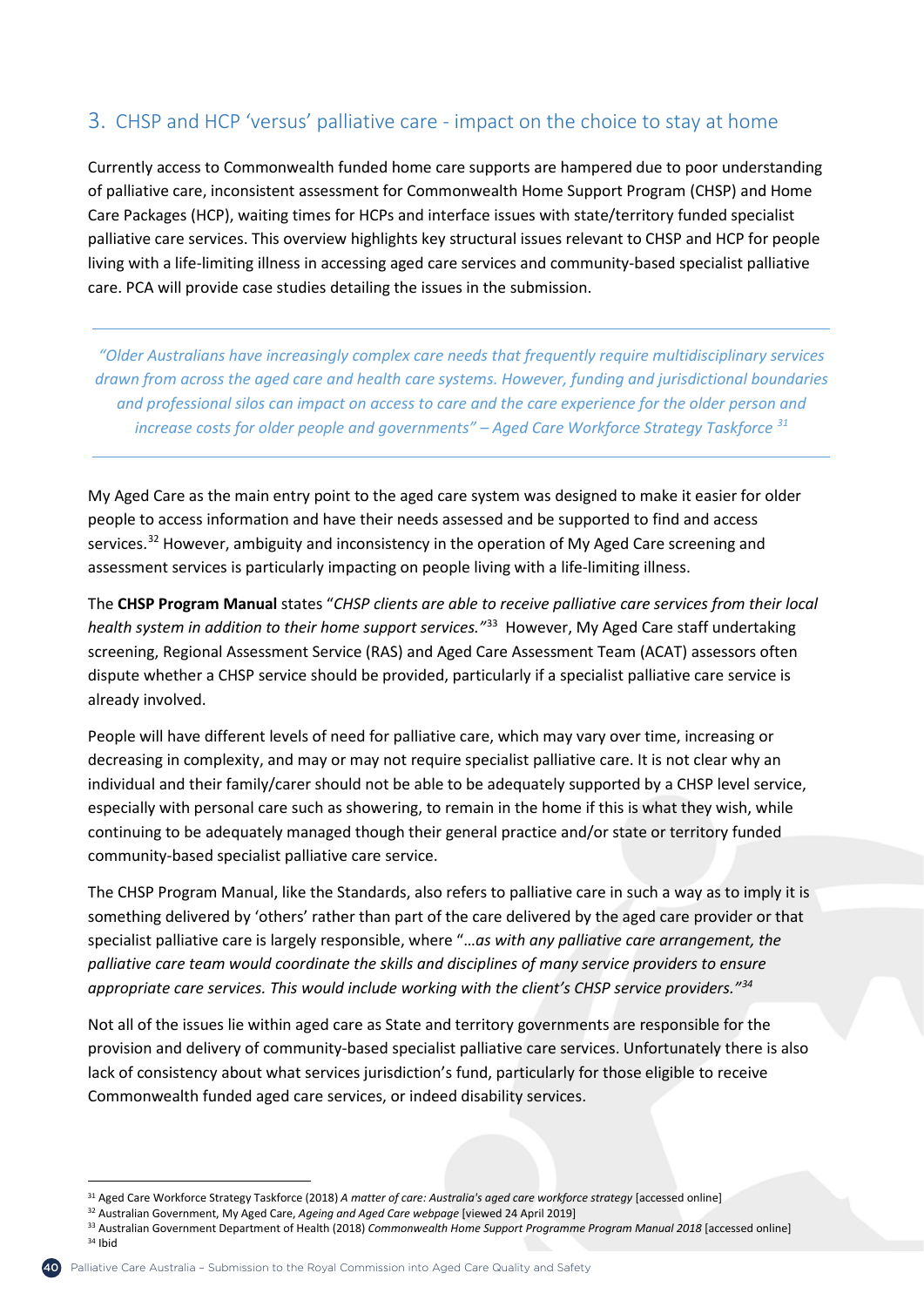## 3. CHSP and HCP 'versus' palliative care - impact on the choice to stay at home

Currently access to Commonwealth funded home care supports are hampered due to poor understanding of palliative care, inconsistent assessment for Commonwealth Home Support Program (CHSP) and Home Care Packages (HCP), waiting times for HCPs and interface issues with state/territory funded specialist palliative care services. This overview highlights key structural issues relevant to CHSP and HCP for people living with a life-limiting illness in accessing aged care services and community-based specialist palliative care. PCA will provide case studies detailing the issues in the submission.

> *"Older Australians have increasingly complex care needs that frequently require multidisciplinary services drawn from across the aged care and health care systems. However, funding and jurisdictional boundaries and professional silos can impact on access to care and the care experience for the older person and increase costs for older people and governments" – Aged Care Workforce Strategy Taskforce* [31]

My Aged Care as the main entry point to the aged care system was designed to make it easier for older people to access information and have their needs assessed and be supported to find and access services.[32] However, ambiguity and inconsistency in the operation of My Aged Care screening and assessment services is particularly impacting on people living with a life-limiting illness.

The **CHSP Program Manual** states "*CHSP clients are able to receive palliative care services from their local health system in addition to their home support services."*[33] However, My Aged Care staff undertaking screening, Regional Assessment Service (RAS) and Aged Care Assessment Team (ACAT) assessors often dispute whether a CHSP service should be provided, particularly if a specialist palliative care service is already involved.

People will have different levels of need for palliative care, which may vary over time, increasing or decreasing in complexity, and may or may not require specialist palliative care. It is not clear why an individual and their family/carer should not be able to be adequately supported by a CHSP level service, especially with personal care such as showering, to remain in the home if this is what they wish, while continuing to be adequately managed though their general practice and/or state or territory funded community-based specialist palliative care service.

The CHSP Program Manual, like the Standards, also refers to palliative care in such a way as to imply it is something delivered by 'others' rather than part of the care delivered by the aged care provider or that specialist palliative care is largely responsible, where "*…as with any palliative care arrangement, the palliative care team would coordinate the skills and disciplines of many service providers to ensure appropriate care services. This would include working with the client's CHSP service providers."*[34]

Not all of the issues lie within aged care as State and territory governments are responsible for the provision and delivery of community-based specialist palliative care services. Unfortunately there is also lack of consistency about what services jurisdiction's fund, particularly for those eligible to receive Commonwealth funded aged care services, or indeed disability services.

---

[31] Aged Care Workforce Strategy Taskforce (2018) *A matter of care: Australia's aged care workforce strategy* [accessed online]

[32] Australian Government, My Aged Care, *Ageing and Aged Care webpage* [viewed 24 April 2019]

[33] Australian Government Department of Health (2018) *Commonwealth Home Support Programme Program Manual 2018* [accessed online]

[34] Ibid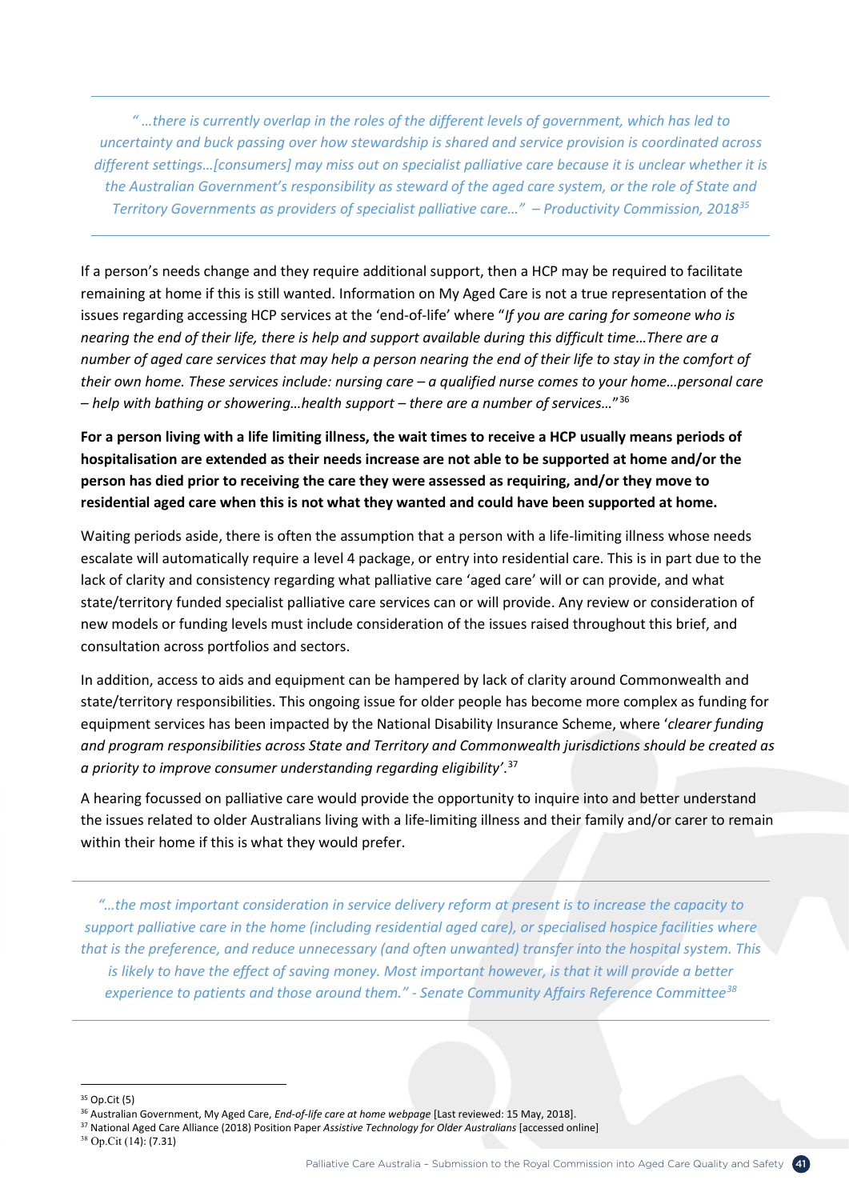---

*" …there is currently overlap in the roles of the different levels of government, which has led to uncertainty and buck passing over how stewardship is shared and service provision is coordinated across different settings…[consumers] may miss out on specialist palliative care because it is unclear whether it is the Australian Government's responsibility as steward of the aged care system, or the role of State and Territory Governments as providers of specialist palliative care…" – Productivity Commission, 2018*[35]

---

If a person's needs change and they require additional support, then a HCP may be required to facilitate remaining at home if this is still wanted. Information on My Aged Care is not a true representation of the issues regarding accessing HCP services at the 'end-of-life' where "*If you are caring for someone who is nearing the end of their life, there is help and support available during this difficult time…There are a number of aged care services that may help a person nearing the end of their life to stay in the comfort of their own home. These services include: nursing care – a qualified nurse comes to your home…personal care – help with bathing or showering…health support – there are a number of services…*"[36]

**For a person living with a life limiting illness, the wait times to receive a HCP usually means periods of hospitalisation are extended as their needs increase are not able to be supported at home and/or the person has died prior to receiving the care they were assessed as requiring, and/or they move to residential aged care when this is not what they wanted and could have been supported at home.**

Waiting periods aside, there is often the assumption that a person with a life-limiting illness whose needs escalate will automatically require a level 4 package, or entry into residential care. This is in part due to the lack of clarity and consistency regarding what palliative care 'aged care' will or can provide, and what state/territory funded specialist palliative care services can or will provide. Any review or consideration of new models or funding levels must include consideration of the issues raised throughout this brief, and consultation across portfolios and sectors.

In addition, access to aids and equipment can be hampered by lack of clarity around Commonwealth and state/territory responsibilities. This ongoing issue for older people has become more complex as funding for equipment services has been impacted by the National Disability Insurance Scheme, where '*clearer funding and program responsibilities across State and Territory and Commonwealth jurisdictions should be created as a priority to improve consumer understanding regarding eligibility*'.[37]

A hearing focussed on palliative care would provide the opportunity to inquire into and better understand the issues related to older Australians living with a life-limiting illness and their family and/or carer to remain within their home if this is what they would prefer.

---

*"…the most important consideration in service delivery reform at present is to increase the capacity to support palliative care in the home (including residential aged care), or specialised hospice facilities where that is the preference, and reduce unnecessary (and often unwanted) transfer into the hospital system. This is likely to have the effect of saving money. Most important however, is that it will provide a better experience to patients and those around them." - Senate Community Affairs Reference Committee*[38]

---

[35] Op.Cit (5)

[36] Australian Government, My Aged Care, *End-of-life care at home webpage* [Last reviewed: 15 May, 2018].

[37] National Aged Care Alliance (2018) Position Paper *Assistive Technology for Older Australians* [accessed online]

[38] Op.Cit (14): (7.31)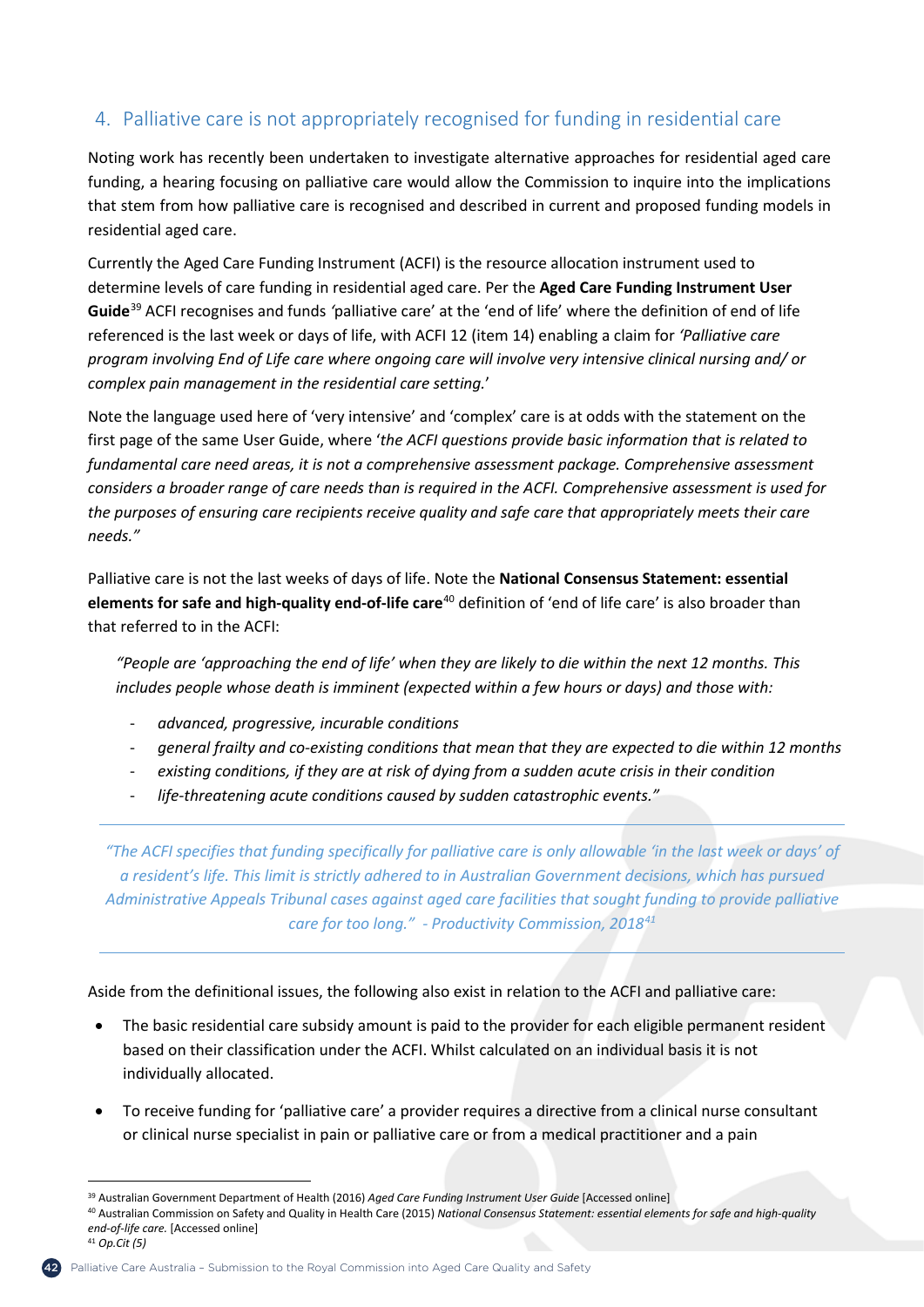## 4. Palliative care is not appropriately recognised for funding in residential care

Noting work has recently been undertaken to investigate alternative approaches for residential aged care funding, a hearing focusing on palliative care would allow the Commission to inquire into the implications that stem from how palliative care is recognised and described in current and proposed funding models in residential aged care.

Currently the Aged Care Funding Instrument (ACFI) is the resource allocation instrument used to determine levels of care funding in residential aged care. Per the **Aged Care Funding Instrument User Guide**[39] ACFI recognises and funds *'*palliative care' at the 'end of life' where the definition of end of life referenced is the last week or days of life, with ACFI 12 (item 14) enabling a claim for *'Palliative care program involving End of Life care where ongoing care will involve very intensive clinical nursing and/ or complex pain management in the residential care setting.'*

Note the language used here of 'very intensive' and 'complex' care is at odds with the statement on the first page of the same User Guide, where '*the ACFI questions provide basic information that is related to fundamental care need areas, it is not a comprehensive assessment package. Comprehensive assessment considers a broader range of care needs than is required in the ACFI. Comprehensive assessment is used for the purposes of ensuring care recipients receive quality and safe care that appropriately meets their care needs."*

Palliative care is not the last weeks of days of life. Note the **National Consensus Statement: essential elements for safe and high-quality end-of-life care**[40] definition of 'end of life care' is also broader than that referred to in the ACFI:

> *"People are 'approaching the end of life' when they are likely to die within the next 12 months. This includes people whose death is imminent (expected within a few hours or days) and those with:*
>
> - *advanced, progressive, incurable conditions*
> - *general frailty and co-existing conditions that mean that they are expected to die within 12 months*
> - *existing conditions, if they are at risk of dying from a sudden acute crisis in their condition*
> - *life-threatening acute conditions caused by sudden catastrophic events."*

---

*"The ACFI specifies that funding specifically for palliative care is only allowable 'in the last week or days' of a resident's life. This limit is strictly adhered to in Australian Government decisions, which has pursued Administrative Appeals Tribunal cases against aged care facilities that sought funding to provide palliative care for too long." - Productivity Commission, 2018*[41]

---

Aside from the definitional issues, the following also exist in relation to the ACFI and palliative care:

- The basic residential care subsidy amount is paid to the provider for each eligible permanent resident based on their classification under the ACFI. Whilst calculated on an individual basis it is not individually allocated.
- To receive funding for 'palliative care' a provider requires a directive from a clinical nurse consultant or clinical nurse specialist in pain or palliative care or from a medical practitioner and a pain

[39] Australian Government Department of Health (2016) *Aged Care Funding Instrument User Guide* [Accessed online]

[40] Australian Commission on Safety and Quality in Health Care (2015) *National Consensus Statement: essential elements for safe and high-quality end-of-life care.* [Accessed online]

[41] *Op.Cit (5)*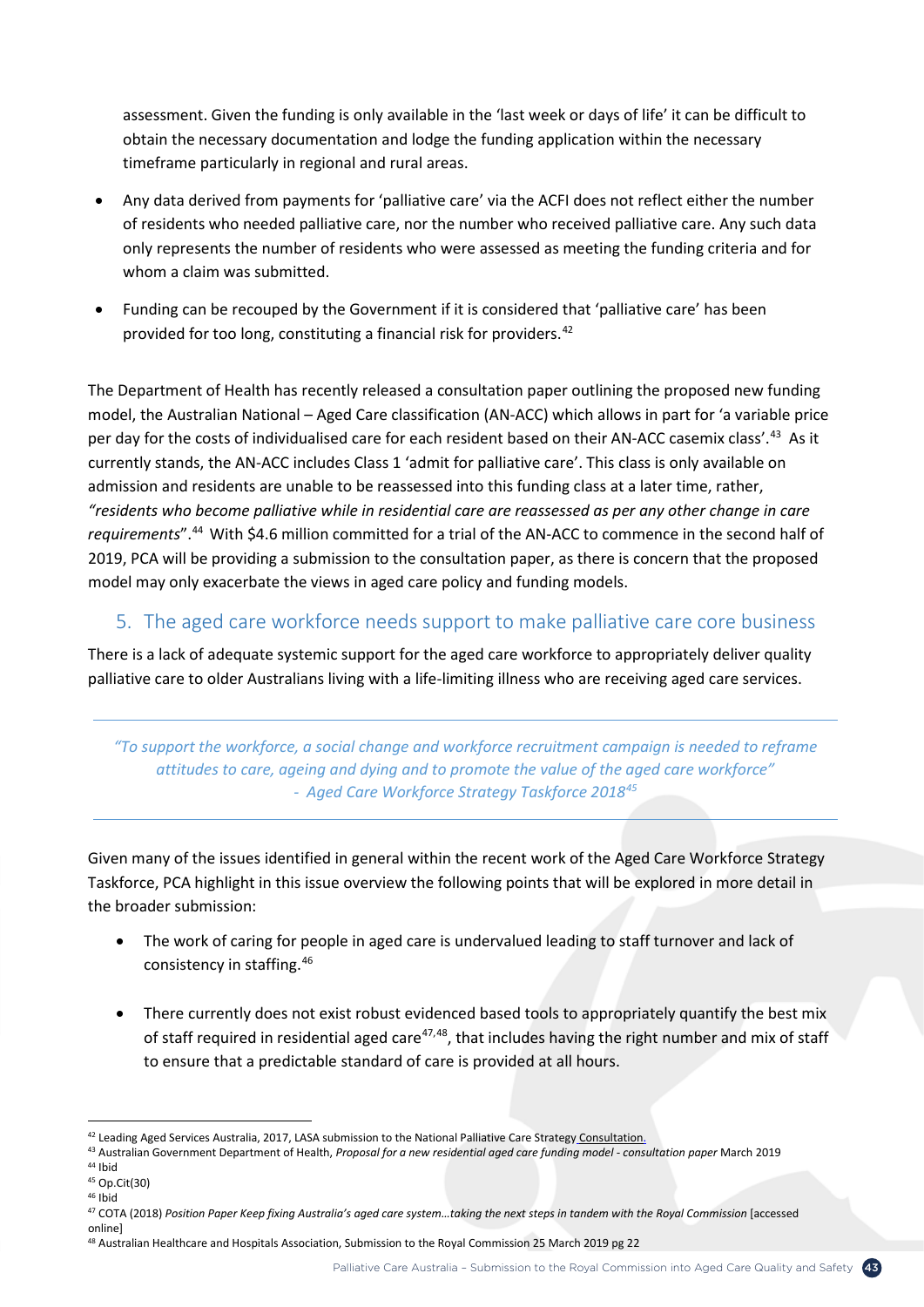assessment. Given the funding is only available in the 'last week or days of life' it can be difficult to obtain the necessary documentation and lodge the funding application within the necessary timeframe particularly in regional and rural areas.

- Any data derived from payments for 'palliative care' via the ACFI does not reflect either the number of residents who needed palliative care, nor the number who received palliative care. Any such data only represents the number of residents who were assessed as meeting the funding criteria and for whom a claim was submitted.

- Funding can be recouped by the Government if it is considered that 'palliative care' has been provided for too long, constituting a financial risk for providers.[42]

The Department of Health has recently released a consultation paper outlining the proposed new funding model, the Australian National – Aged Care classification (AN-ACC) which allows in part for 'a variable price per day for the costs of individualised care for each resident based on their AN-ACC casemix class'.[43] As it currently stands, the AN-ACC includes Class 1 'admit for palliative care'. This class is only available on admission and residents are unable to be reassessed into this funding class at a later time, rather, *"residents who become palliative while in residential care are reassessed as per any other change in care requirements*".[44] With $4.6 million committed for a trial of the AN-ACC to commence in the second half of 2019, PCA will be providing a submission to the consultation paper, as there is concern that the proposed model may only exacerbate the views in aged care policy and funding models.

## 5. The aged care workforce needs support to make palliative care core business

There is a lack of adequate systemic support for the aged care workforce to appropriately deliver quality palliative care to older Australians living with a life-limiting illness who are receiving aged care services.

---

*"To support the workforce, a social change and workforce recruitment campaign is needed to reframe attitudes to care, ageing and dying and to promote the value of the aged care workforce"*
*- Aged Care Workforce Strategy Taskforce 2018*[45]

---

Given many of the issues identified in general within the recent work of the Aged Care Workforce Strategy Taskforce, PCA highlight in this issue overview the following points that will be explored in more detail in the broader submission:

- The work of caring for people in aged care is undervalued leading to staff turnover and lack of consistency in staffing.[46]

- There currently does not exist robust evidenced based tools to appropriately quantify the best mix of staff required in residential aged care[47,48], that includes having the right number and mix of staff to ensure that a predictable standard of care is provided at all hours.

---

[42] Leading Aged Services Australia, 2017, LASA submission to the National Palliative Care Strategy Consultation.
[43] Australian Government Department of Health, *Proposal for a new residential aged care funding model - consultation paper* March 2019
[44] Ibid
[45] Op.Cit(30)
[46] Ibid
[47] COTA (2018) *Position Paper Keep fixing Australia's aged care system…taking the next steps in tandem with the Royal Commission* [accessed online]
[48] Australian Healthcare and Hospitals Association, Submission to the Royal Commission 25 March 2019 pg 22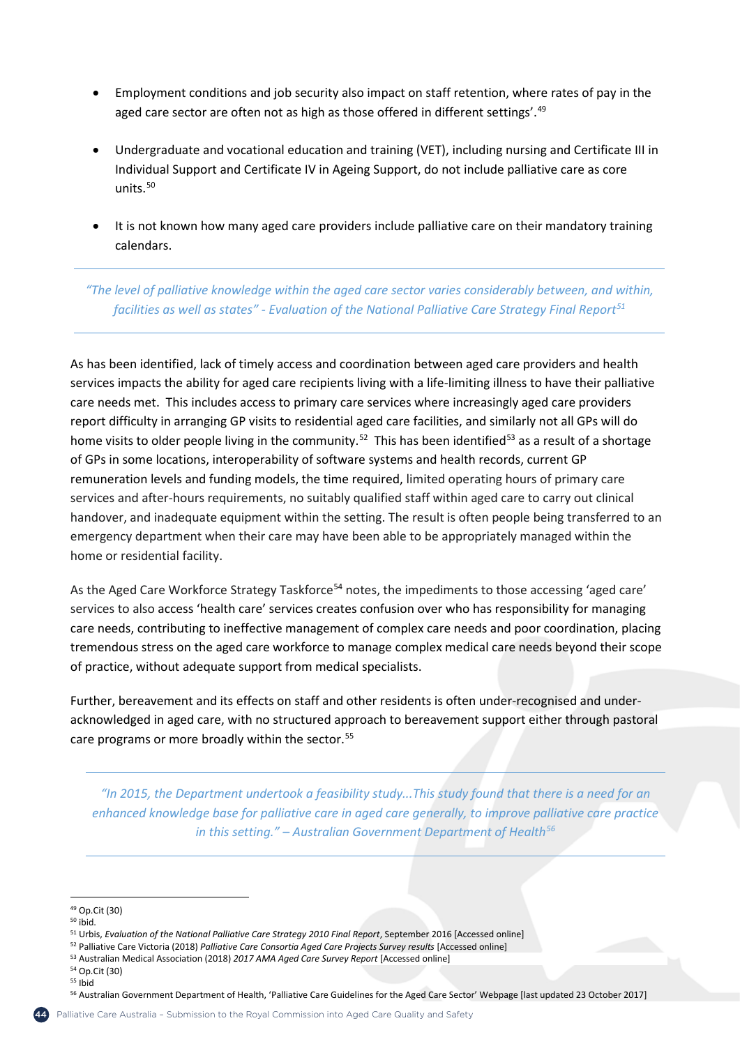- Employment conditions and job security also impact on staff retention, where rates of pay in the aged care sector are often not as high as those offered in different settings'.[49]

- Undergraduate and vocational education and training (VET), including nursing and Certificate III in Individual Support and Certificate IV in Ageing Support, do not include palliative care as core units.[50]

- It is not known how many aged care providers include palliative care on their mandatory training calendars.

---

*"The level of palliative knowledge within the aged care sector varies considerably between, and within, facilities as well as states" - Evaluation of the National Palliative Care Strategy Final Report*[51]

---

As has been identified, lack of timely access and coordination between aged care providers and health services impacts the ability for aged care recipients living with a life-limiting illness to have their palliative care needs met. This includes access to primary care services where increasingly aged care providers report difficulty in arranging GP visits to residential aged care facilities, and similarly not all GPs will do home visits to older people living in the community.[52] This has been identified[53] as a result of a shortage of GPs in some locations, interoperability of software systems and health records, current GP remuneration levels and funding models, the time required, limited operating hours of primary care services and after-hours requirements, no suitably qualified staff within aged care to carry out clinical handover, and inadequate equipment within the setting. The result is often people being transferred to an emergency department when their care may have been able to be appropriately managed within the home or residential facility.

As the Aged Care Workforce Strategy Taskforce[54] notes, the impediments to those accessing 'aged care' services to also access 'health care' services creates confusion over who has responsibility for managing care needs, contributing to ineffective management of complex care needs and poor coordination, placing tremendous stress on the aged care workforce to manage complex medical care needs beyond their scope of practice, without adequate support from medical specialists.

Further, bereavement and its effects on staff and other residents is often under-recognised and under-acknowledged in aged care, with no structured approach to bereavement support either through pastoral care programs or more broadly within the sector.[55]

---

*"In 2015, the Department undertook a feasibility study...This study found that there is a need for an enhanced knowledge base for palliative care in aged care generally, to improve palliative care practice in this setting." – Australian Government Department of Health*[56]

---

[49] Op.Cit (30)
[50] ibid.
[51] Urbis, *Evaluation of the National Palliative Care Strategy 2010 Final Report*, September 2016 [Accessed online]
[52] Palliative Care Victoria (2018) *Palliative Care Consortia Aged Care Projects Survey results* [Accessed online]
[53] Australian Medical Association (2018) *2017 AMA Aged Care Survey Report* [Accessed online]
[54] Op.Cit (30)
[55] Ibid
[56] Australian Government Department of Health, 'Palliative Care Guidelines for the Aged Care Sector' Webpage [last updated 23 October 2017]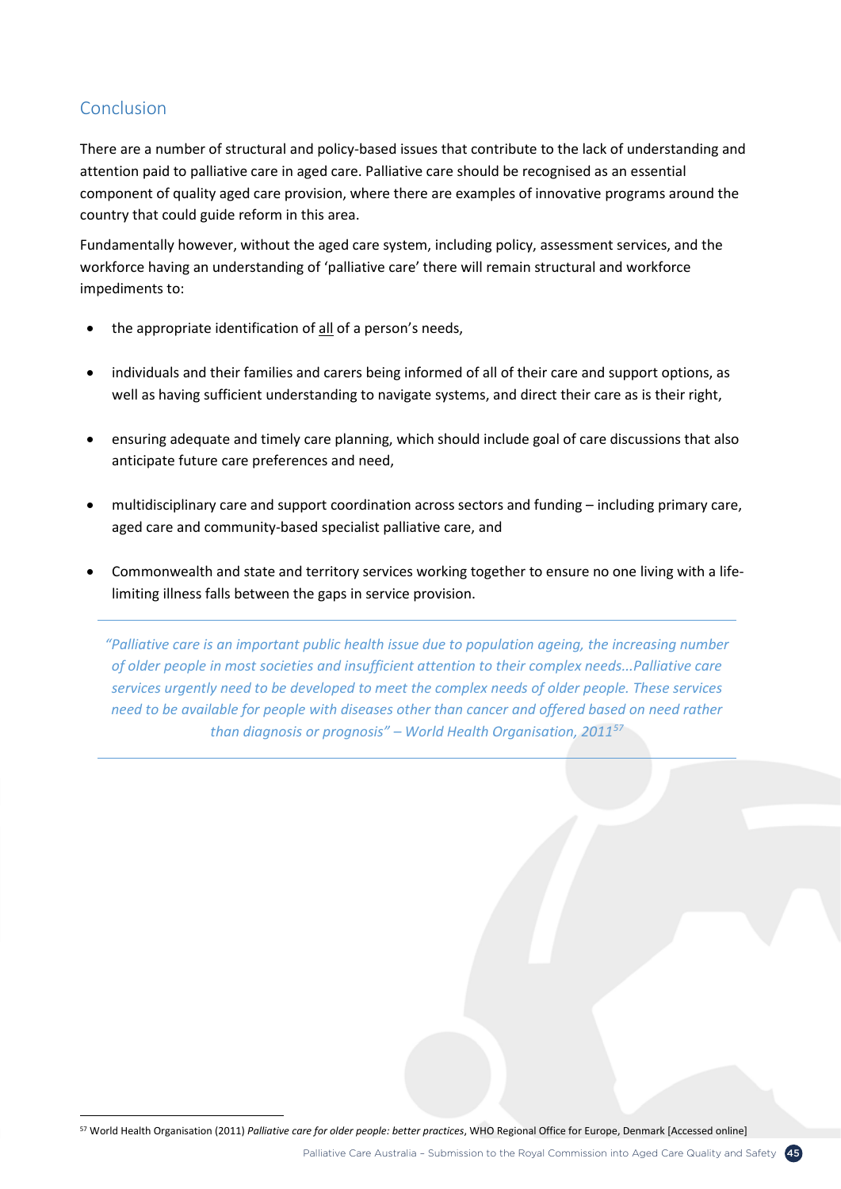## Conclusion

There are a number of structural and policy-based issues that contribute to the lack of understanding and attention paid to palliative care in aged care. Palliative care should be recognised as an essential component of quality aged care provision, where there are examples of innovative programs around the country that could guide reform in this area.

Fundamentally however, without the aged care system, including policy, assessment services, and the workforce having an understanding of 'palliative care' there will remain structural and workforce impediments to:

- the appropriate identification of <u>all</u> of a person's needs,
- individuals and their families and carers being informed of all of their care and support options, as well as having sufficient understanding to navigate systems, and direct their care as is their right,
- ensuring adequate and timely care planning, which should include goal of care discussions that also anticipate future care preferences and need,
- multidisciplinary care and support coordination across sectors and funding – including primary care, aged care and community-based specialist palliative care, and
- Commonwealth and state and territory services working together to ensure no one living with a life-limiting illness falls between the gaps in service provision.

---

*"Palliative care is an important public health issue due to population ageing, the increasing number of older people in most societies and insufficient attention to their complex needs...Palliative care services urgently need to be developed to meet the complex needs of older people. These services need to be available for people with diseases other than cancer and offered based on need rather than diagnosis or prognosis" – World Health Organisation, 2011*[57]

---

[57] World Health Organisation (2011) *Palliative care for older people: better practices*, WHO Regional Office for Europe, Denmark [Accessed online]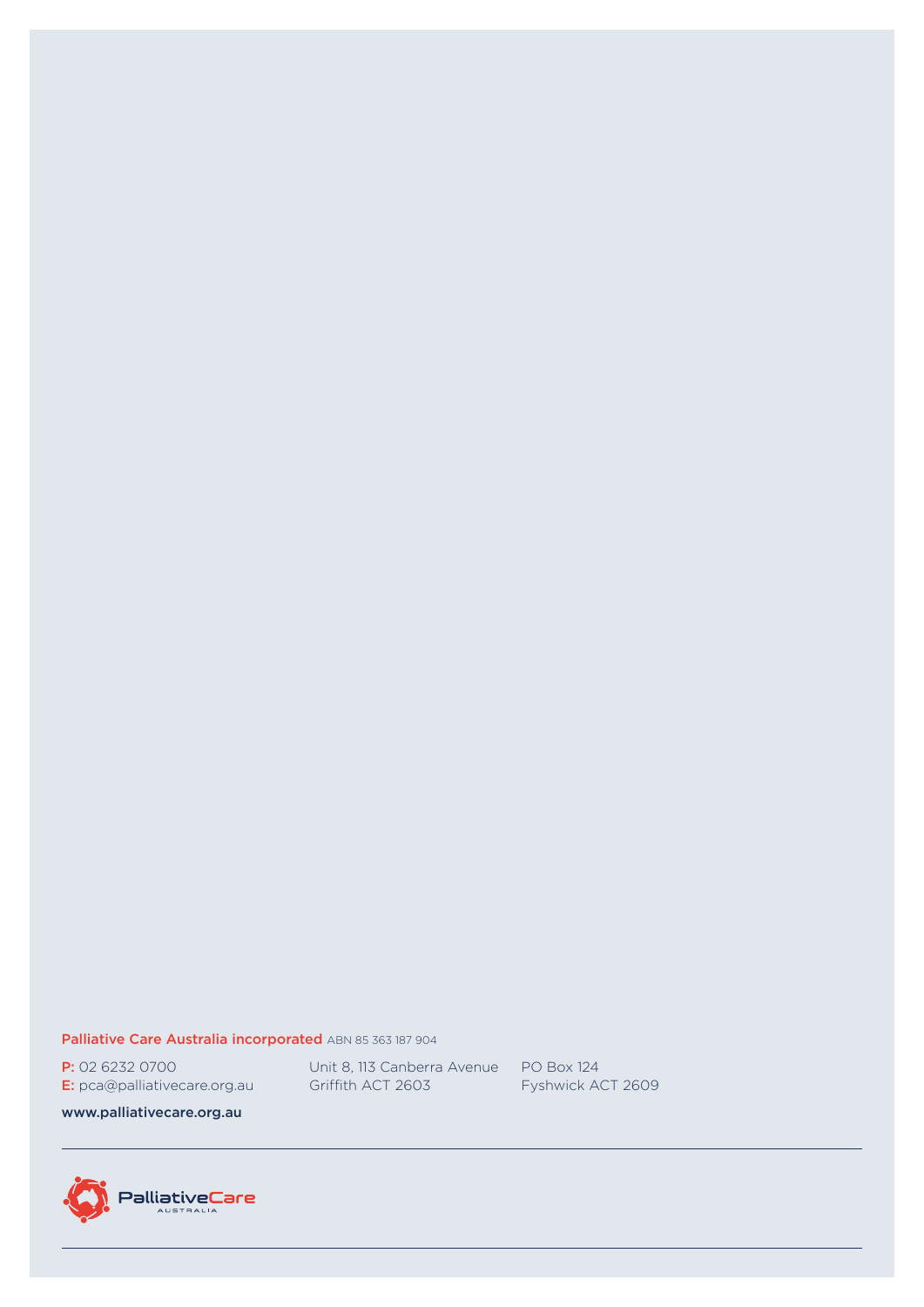**Palliative Care Australia incorporated** ABN 85 363 187 904

**P:** 02 6232 0700
**E:** pca@palliativecare.org.au

Unit 8, 113 Canberra Avenue
Griffith ACT 2603

PO Box 124
Fyshwick ACT 2609

**www.palliativecare.org.au**

PalliativeCare AUSTRALIA